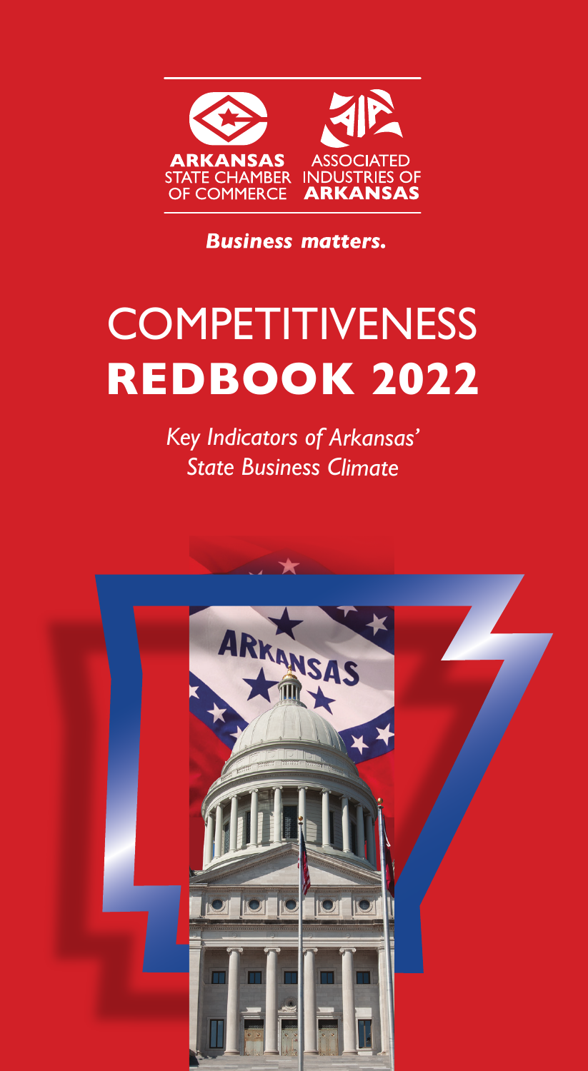ARKANSAS STATE CHAMBER OF COMMERCE

ASSOCIATED INDUSTRIES OF ARKANSAS

***Business matters.***

# COMPETITIVENESS **REDBOOK 2022**

*Key Indicators of Arkansas' State Business Climate*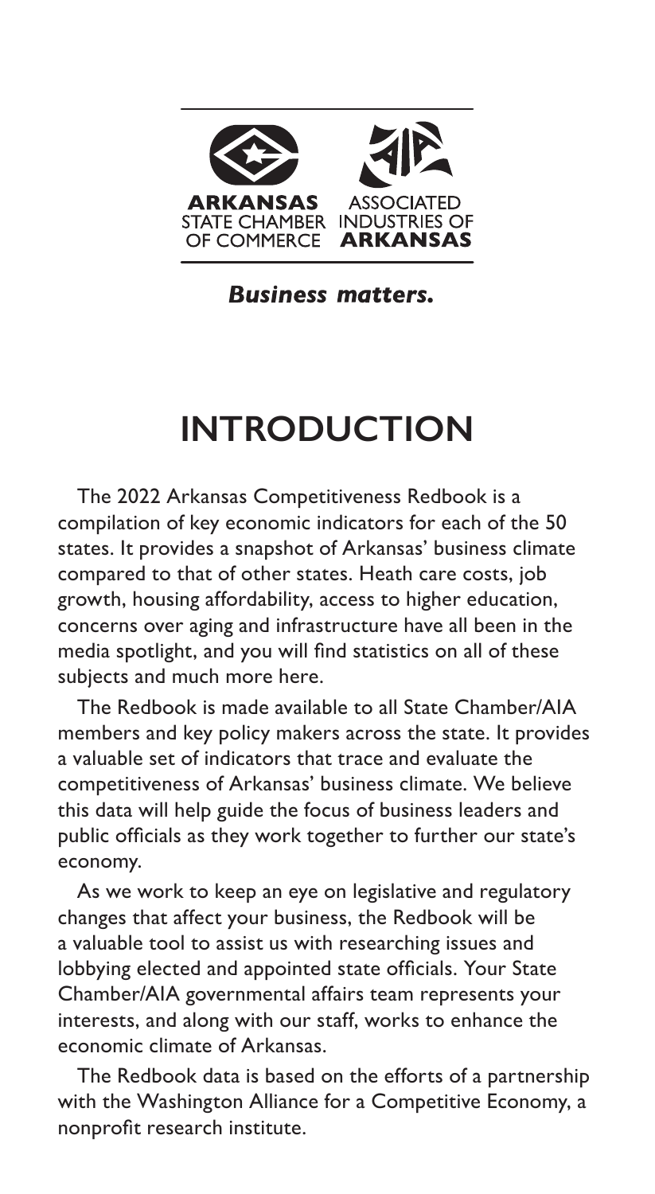**ARKANSAS** STATE CHAMBER OF COMMERCE ASSOCIATED INDUSTRIES OF **ARKANSAS**

***Business matters.***

# INTRODUCTION

The 2022 Arkansas Competitiveness Redbook is a compilation of key economic indicators for each of the 50 states. It provides a snapshot of Arkansas' business climate compared to that of other states. Heath care costs, job growth, housing affordability, access to higher education, concerns over aging and infrastructure have all been in the media spotlight, and you will find statistics on all of these subjects and much more here.

The Redbook is made available to all State Chamber/AIA members and key policy makers across the state. It provides a valuable set of indicators that trace and evaluate the competitiveness of Arkansas' business climate. We believe this data will help guide the focus of business leaders and public officials as they work together to further our state's economy.

As we work to keep an eye on legislative and regulatory changes that affect your business, the Redbook will be a valuable tool to assist us with researching issues and lobbying elected and appointed state officials. Your State Chamber/AIA governmental affairs team represents your interests, and along with our staff, works to enhance the economic climate of Arkansas.

The Redbook data is based on the efforts of a partnership with the Washington Alliance for a Competitive Economy, a nonprofit research institute.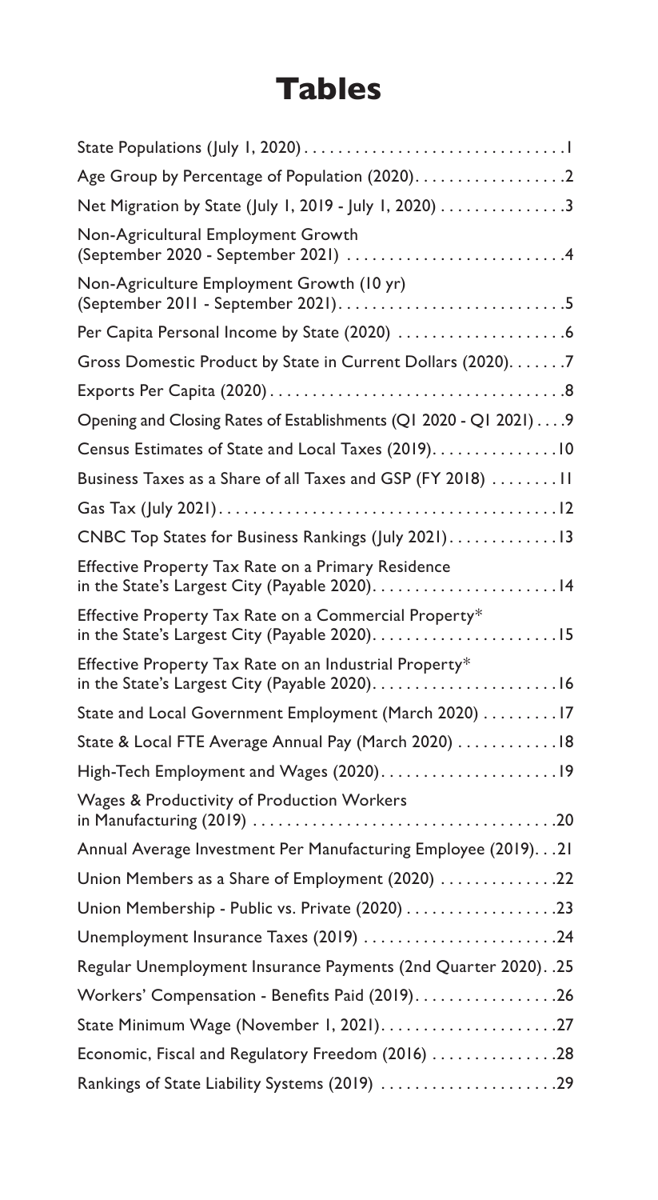# Tables

| Table | Page |
|---|---|
| State Populations (July 1, 2020) | 1 |
| Age Group by Percentage of Population (2020) | 2 |
| Net Migration by State (July 1, 2019 - July 1, 2020) | 3 |
| Non-Agricultural Employment Growth (September 2020 - September 2021) | 4 |
| Non-Agriculture Employment Growth (10 yr) (September 2011 - September 2021) | 5 |
| Per Capita Personal Income by State (2020) | 6 |
| Gross Domestic Product by State in Current Dollars (2020) | 7 |
| Exports Per Capita (2020) | 8 |
| Opening and Closing Rates of Establishments (Q1 2020 - Q1 2021) | 9 |
| Census Estimates of State and Local Taxes (2019) | 10 |
| Business Taxes as a Share of all Taxes and GSP (FY 2018) | 11 |
| Gas Tax (July 2021) | 12 |
| CNBC Top States for Business Rankings (July 2021) | 13 |
| Effective Property Tax Rate on a Primary Residence in the State's Largest City (Payable 2020) | 14 |
| Effective Property Tax Rate on a Commercial Property* in the State's Largest City (Payable 2020) | 15 |
| Effective Property Tax Rate on an Industrial Property* in the State's Largest City (Payable 2020) | 16 |
| State and Local Government Employment (March 2020) | 17 |
| State & Local FTE Average Annual Pay (March 2020) | 18 |
| High-Tech Employment and Wages (2020) | 19 |
| Wages & Productivity of Production Workers in Manufacturing (2019) | 20 |
| Annual Average Investment Per Manufacturing Employee (2019) | 21 |
| Union Members as a Share of Employment (2020) | 22 |
| Union Membership - Public vs. Private (2020) | 23 |
| Unemployment Insurance Taxes (2019) | 24 |
| Regular Unemployment Insurance Payments (2nd Quarter 2020) | 25 |
| Workers' Compensation - Benefits Paid (2019) | 26 |
| State Minimum Wage (November 1, 2021) | 27 |
| Economic, Fiscal and Regulatory Freedom (2016) | 28 |
| Rankings of State Liability Systems (2019) | 29 |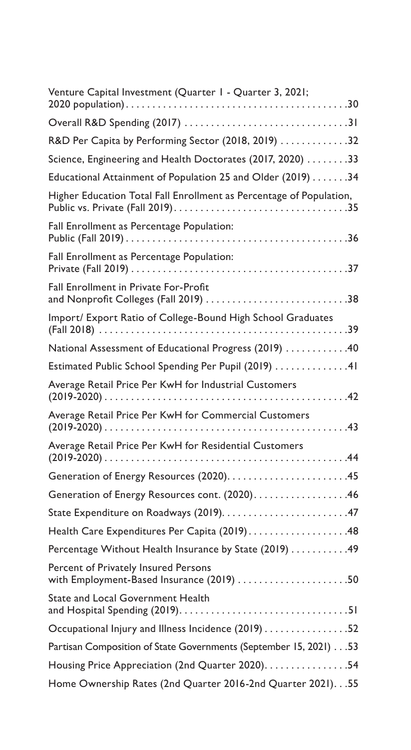Venture Capital Investment (Quarter 1 - Quarter 3, 2021; 2020 population) . . . . . 30

Overall R&D Spending (2017) . . . . . 31

R&D Per Capita by Performing Sector (2018, 2019) . . . . . 32

Science, Engineering and Health Doctorates (2017, 2020) . . . . . 33

Educational Attainment of Population 25 and Older (2019) . . . . . 34

Higher Education Total Fall Enrollment as Percentage of Population, Public vs. Private (Fall 2019) . . . . . 35

Fall Enrollment as Percentage Population: Public (Fall 2019) . . . . . 36

Fall Enrollment as Percentage Population: Private (Fall 2019) . . . . . 37

Fall Enrollment in Private For-Profit and Nonprofit Colleges (Fall 2019) . . . . . 38

Import/ Export Ratio of College-Bound High School Graduates (Fall 2018) . . . . . 39

National Assessment of Educational Progress (2019) . . . . . 40

Estimated Public School Spending Per Pupil (2019) . . . . . 41

Average Retail Price Per KwH for Industrial Customers (2019-2020) . . . . . 42

Average Retail Price Per KwH for Commercial Customers (2019-2020) . . . . . 43

Average Retail Price Per KwH for Residential Customers (2019-2020) . . . . . 44

Generation of Energy Resources (2020) . . . . . 45

Generation of Energy Resources cont. (2020) . . . . . 46

State Expenditure on Roadways (2019) . . . . . 47

Health Care Expenditures Per Capita (2019) . . . . . 48

Percentage Without Health Insurance by State (2019) . . . . . 49

Percent of Privately Insured Persons with Employment-Based Insurance (2019) . . . . . 50

State and Local Government Health and Hospital Spending (2019) . . . . . 51

Occupational Injury and Illness Incidence (2019) . . . . . 52

Partisan Composition of State Governments (September 15, 2021) . . . . . 53

Housing Price Appreciation (2nd Quarter 2020) . . . . . 54

Home Ownership Rates (2nd Quarter 2016-2nd Quarter 2021) . . . . . 55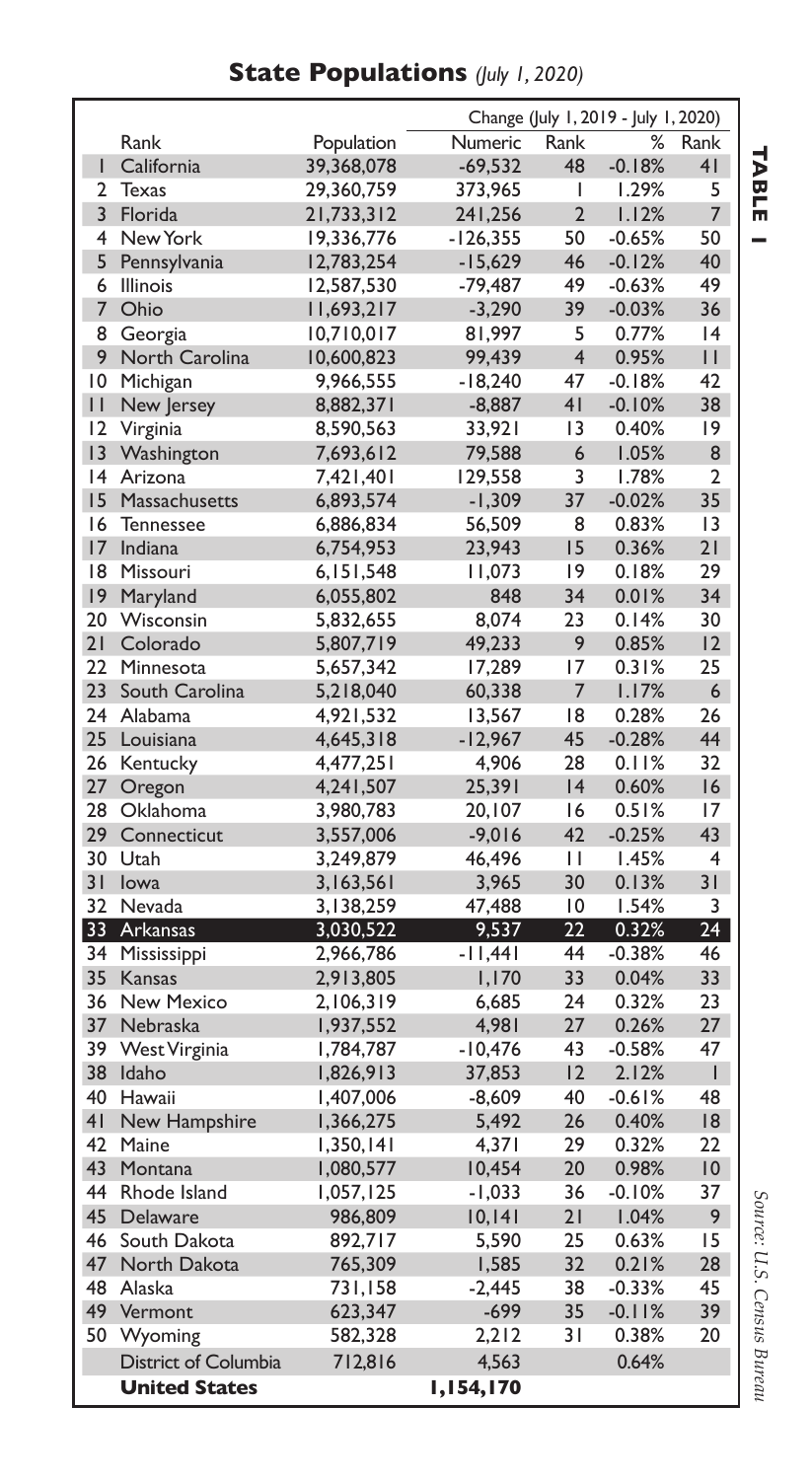## State Populations *(July 1, 2020)*

**TABLE 1**

| | | | Change (July 1, 2019 - July 1, 2020) | | | |
|---|---|---|---|---|---|---|
| | Rank | Population | Numeric | Rank | % | Rank |
| 1 | California | 39,368,078 | -69,532 | 48 | -0.18% | 41 |
| 2 | Texas | 29,360,759 | 373,965 | 1 | 1.29% | 5 |
| 3 | Florida | 21,733,312 | 241,256 | 2 | 1.12% | 7 |
| 4 | New York | 19,336,776 | -126,355 | 50 | -0.65% | 50 |
| 5 | Pennsylvania | 12,783,254 | -15,629 | 46 | -0.12% | 40 |
| 6 | Illinois | 12,587,530 | -79,487 | 49 | -0.63% | 49 |
| 7 | Ohio | 11,693,217 | -3,290 | 39 | -0.03% | 36 |
| 8 | Georgia | 10,710,017 | 81,997 | 5 | 0.77% | 14 |
| 9 | North Carolina | 10,600,823 | 99,439 | 4 | 0.95% | 11 |
| 10 | Michigan | 9,966,555 | -18,240 | 47 | -0.18% | 42 |
| 11 | New Jersey | 8,882,371 | -8,887 | 41 | -0.10% | 38 |
| 12 | Virginia | 8,590,563 | 33,921 | 13 | 0.40% | 19 |
| 13 | Washington | 7,693,612 | 79,588 | 6 | 1.05% | 8 |
| 14 | Arizona | 7,421,401 | 129,558 | 3 | 1.78% | 2 |
| 15 | Massachusetts | 6,893,574 | -1,309 | 37 | -0.02% | 35 |
| 16 | Tennessee | 6,886,834 | 56,509 | 8 | 0.83% | 13 |
| 17 | Indiana | 6,754,953 | 23,943 | 15 | 0.36% | 21 |
| 18 | Missouri | 6,151,548 | 11,073 | 19 | 0.18% | 29 |
| 19 | Maryland | 6,055,802 | 848 | 34 | 0.01% | 34 |
| 20 | Wisconsin | 5,832,655 | 8,074 | 23 | 0.14% | 30 |
| 21 | Colorado | 5,807,719 | 49,233 | 9 | 0.85% | 12 |
| 22 | Minnesota | 5,657,342 | 17,289 | 17 | 0.31% | 25 |
| 23 | South Carolina | 5,218,040 | 60,338 | 7 | 1.17% | 6 |
| 24 | Alabama | 4,921,532 | 13,567 | 18 | 0.28% | 26 |
| 25 | Louisiana | 4,645,318 | -12,967 | 45 | -0.28% | 44 |
| 26 | Kentucky | 4,477,251 | 4,906 | 28 | 0.11% | 32 |
| 27 | Oregon | 4,241,507 | 25,391 | 14 | 0.60% | 16 |
| 28 | Oklahoma | 3,980,783 | 20,107 | 16 | 0.51% | 17 |
| 29 | Connecticut | 3,557,006 | -9,016 | 42 | -0.25% | 43 |
| 30 | Utah | 3,249,879 | 46,496 | 11 | 1.45% | 4 |
| 31 | Iowa | 3,163,561 | 3,965 | 30 | 0.13% | 31 |
| 32 | Nevada | 3,138,259 | 47,488 | 10 | 1.54% | 3 |
| **33** | **Arkansas** | **3,030,522** | **9,537** | **22** | **0.32%** | **24** |
| 34 | Mississippi | 2,966,786 | -11,441 | 44 | -0.38% | 46 |
| 35 | Kansas | 2,913,805 | 1,170 | 33 | 0.04% | 33 |
| 36 | New Mexico | 2,106,319 | 6,685 | 24 | 0.32% | 23 |
| 37 | Nebraska | 1,937,552 | 4,981 | 27 | 0.26% | 27 |
| 39 | West Virginia | 1,784,787 | -10,476 | 43 | -0.58% | 47 |
| 38 | Idaho | 1,826,913 | 37,853 | 12 | 2.12% | 1 |
| 40 | Hawaii | 1,407,006 | -8,609 | 40 | -0.61% | 48 |
| 41 | New Hampshire | 1,366,275 | 5,492 | 26 | 0.40% | 18 |
| 42 | Maine | 1,350,141 | 4,371 | 29 | 0.32% | 22 |
| 43 | Montana | 1,080,577 | 10,454 | 20 | 0.98% | 10 |
| 44 | Rhode Island | 1,057,125 | -1,033 | 36 | -0.10% | 37 |
| 45 | Delaware | 986,809 | 10,141 | 21 | 1.04% | 9 |
| 46 | South Dakota | 892,717 | 5,590 | 25 | 0.63% | 15 |
| 47 | North Dakota | 765,309 | 1,585 | 32 | 0.21% | 28 |
| 48 | Alaska | 731,158 | -2,445 | 38 | -0.33% | 45 |
| 49 | Vermont | 623,347 | -699 | 35 | -0.11% | 39 |
| 50 | Wyoming | 582,328 | 2,212 | 31 | 0.38% | 20 |
| | District of Columbia | 712,816 | 4,563 | | 0.64% | |
| | **United States** | | **1,154,170** | | | |

*Source: U.S. Census Bureau*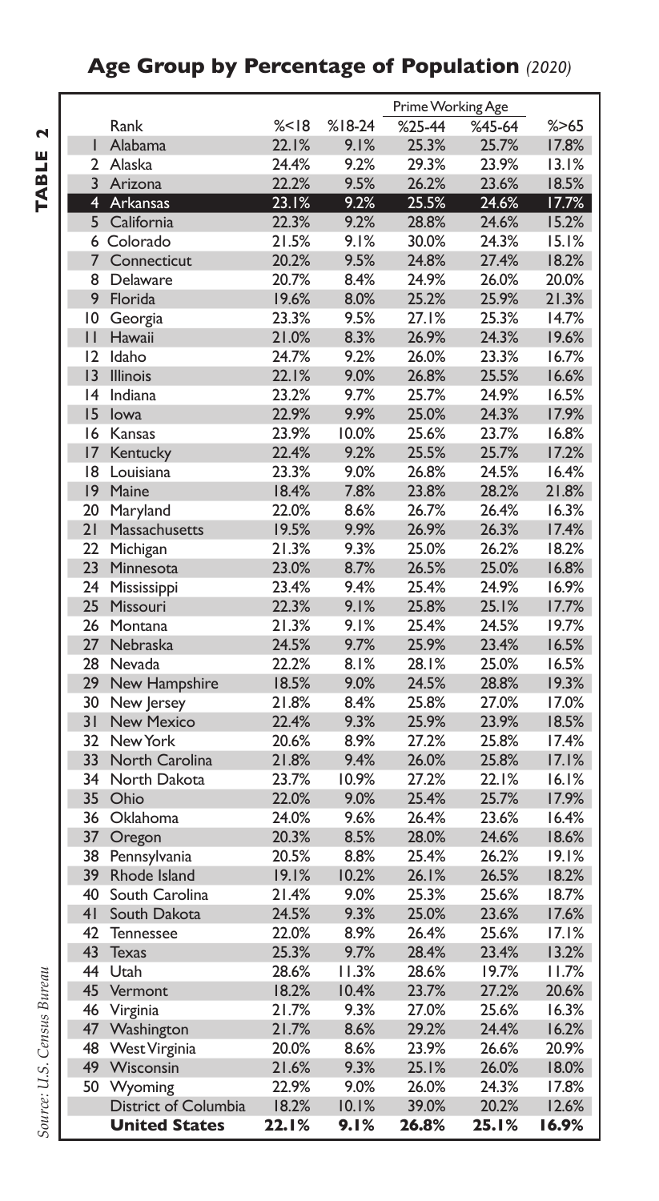## Age Group by Percentage of Population *(2020)*

**TABLE 2**

| | Rank | %<18 | %18-24 | Prime Working Age | | %>65 |
|---|---|---|---|---|---|---|
| | | | | %25-44 | %45-64 | |
| 1 | Alabama | 22.1% | 9.1% | 25.3% | 25.7% | 17.8% |
| 2 | Alaska | 24.4% | 9.2% | 29.3% | 23.9% | 13.1% |
| 3 | Arizona | 22.2% | 9.5% | 26.2% | 23.6% | 18.5% |
| **4** | **Arkansas** | **23.1%** | **9.2%** | **25.5%** | **24.6%** | **17.7%** |
| 5 | California | 22.3% | 9.2% | 28.8% | 24.6% | 15.2% |
| 6 | Colorado | 21.5% | 9.1% | 30.0% | 24.3% | 15.1% |
| 7 | Connecticut | 20.2% | 9.5% | 24.8% | 27.4% | 18.2% |
| 8 | Delaware | 20.7% | 8.4% | 24.9% | 26.0% | 20.0% |
| 9 | Florida | 19.6% | 8.0% | 25.2% | 25.9% | 21.3% |
| 10 | Georgia | 23.3% | 9.5% | 27.1% | 25.3% | 14.7% |
| 11 | Hawaii | 21.0% | 8.3% | 26.9% | 24.3% | 19.6% |
| 12 | Idaho | 24.7% | 9.2% | 26.0% | 23.3% | 16.7% |
| 13 | Illinois | 22.1% | 9.0% | 26.8% | 25.5% | 16.6% |
| 14 | Indiana | 23.2% | 9.7% | 25.7% | 24.9% | 16.5% |
| 15 | Iowa | 22.9% | 9.9% | 25.0% | 24.3% | 17.9% |
| 16 | Kansas | 23.9% | 10.0% | 25.6% | 23.7% | 16.8% |
| 17 | Kentucky | 22.4% | 9.2% | 25.5% | 25.7% | 17.2% |
| 18 | Louisiana | 23.3% | 9.0% | 26.8% | 24.5% | 16.4% |
| 19 | Maine | 18.4% | 7.8% | 23.8% | 28.2% | 21.8% |
| 20 | Maryland | 22.0% | 8.6% | 26.7% | 26.4% | 16.3% |
| 21 | Massachusetts | 19.5% | 9.9% | 26.9% | 26.3% | 17.4% |
| 22 | Michigan | 21.3% | 9.3% | 25.0% | 26.2% | 18.2% |
| 23 | Minnesota | 23.0% | 8.7% | 26.5% | 25.0% | 16.8% |
| 24 | Mississippi | 23.4% | 9.4% | 25.4% | 24.9% | 16.9% |
| 25 | Missouri | 22.3% | 9.1% | 25.8% | 25.1% | 17.7% |
| 26 | Montana | 21.3% | 9.1% | 25.4% | 24.5% | 19.7% |
| 27 | Nebraska | 24.5% | 9.7% | 25.9% | 23.4% | 16.5% |
| 28 | Nevada | 22.2% | 8.1% | 28.1% | 25.0% | 16.5% |
| 29 | New Hampshire | 18.5% | 9.0% | 24.5% | 28.8% | 19.3% |
| 30 | New Jersey | 21.8% | 8.4% | 25.8% | 27.0% | 17.0% |
| 31 | New Mexico | 22.4% | 9.3% | 25.9% | 23.9% | 18.5% |
| 32 | New York | 20.6% | 8.9% | 27.2% | 25.8% | 17.4% |
| 33 | North Carolina | 21.8% | 9.4% | 26.0% | 25.8% | 17.1% |
| 34 | North Dakota | 23.7% | 10.9% | 27.2% | 22.1% | 16.1% |
| 35 | Ohio | 22.0% | 9.0% | 25.4% | 25.7% | 17.9% |
| 36 | Oklahoma | 24.0% | 9.6% | 26.4% | 23.6% | 16.4% |
| 37 | Oregon | 20.3% | 8.5% | 28.0% | 24.6% | 18.6% |
| 38 | Pennsylvania | 20.5% | 8.8% | 25.4% | 26.2% | 19.1% |
| 39 | Rhode Island | 19.1% | 10.2% | 26.1% | 26.5% | 18.2% |
| 40 | South Carolina | 21.4% | 9.0% | 25.3% | 25.6% | 18.7% |
| 41 | South Dakota | 24.5% | 9.3% | 25.0% | 23.6% | 17.6% |
| 42 | Tennessee | 22.0% | 8.9% | 26.4% | 25.6% | 17.1% |
| 43 | Texas | 25.3% | 9.7% | 28.4% | 23.4% | 13.2% |
| 44 | Utah | 28.6% | 11.3% | 28.6% | 19.7% | 11.7% |
| 45 | Vermont | 18.2% | 10.4% | 23.7% | 27.2% | 20.6% |
| 46 | Virginia | 21.7% | 9.3% | 27.0% | 25.6% | 16.3% |
| 47 | Washington | 21.7% | 8.6% | 29.2% | 24.4% | 16.2% |
| 48 | West Virginia | 20.0% | 8.6% | 23.9% | 26.6% | 20.9% |
| 49 | Wisconsin | 21.6% | 9.3% | 25.1% | 26.0% | 18.0% |
| 50 | Wyoming | 22.9% | 9.0% | 26.0% | 24.3% | 17.8% |
| | District of Columbia | 18.2% | 10.1% | 39.0% | 20.2% | 12.6% |
| | **United States** | **22.1%** | **9.1%** | **26.8%** | **25.1%** | **16.9%** |

*Source: U.S. Census Bureau*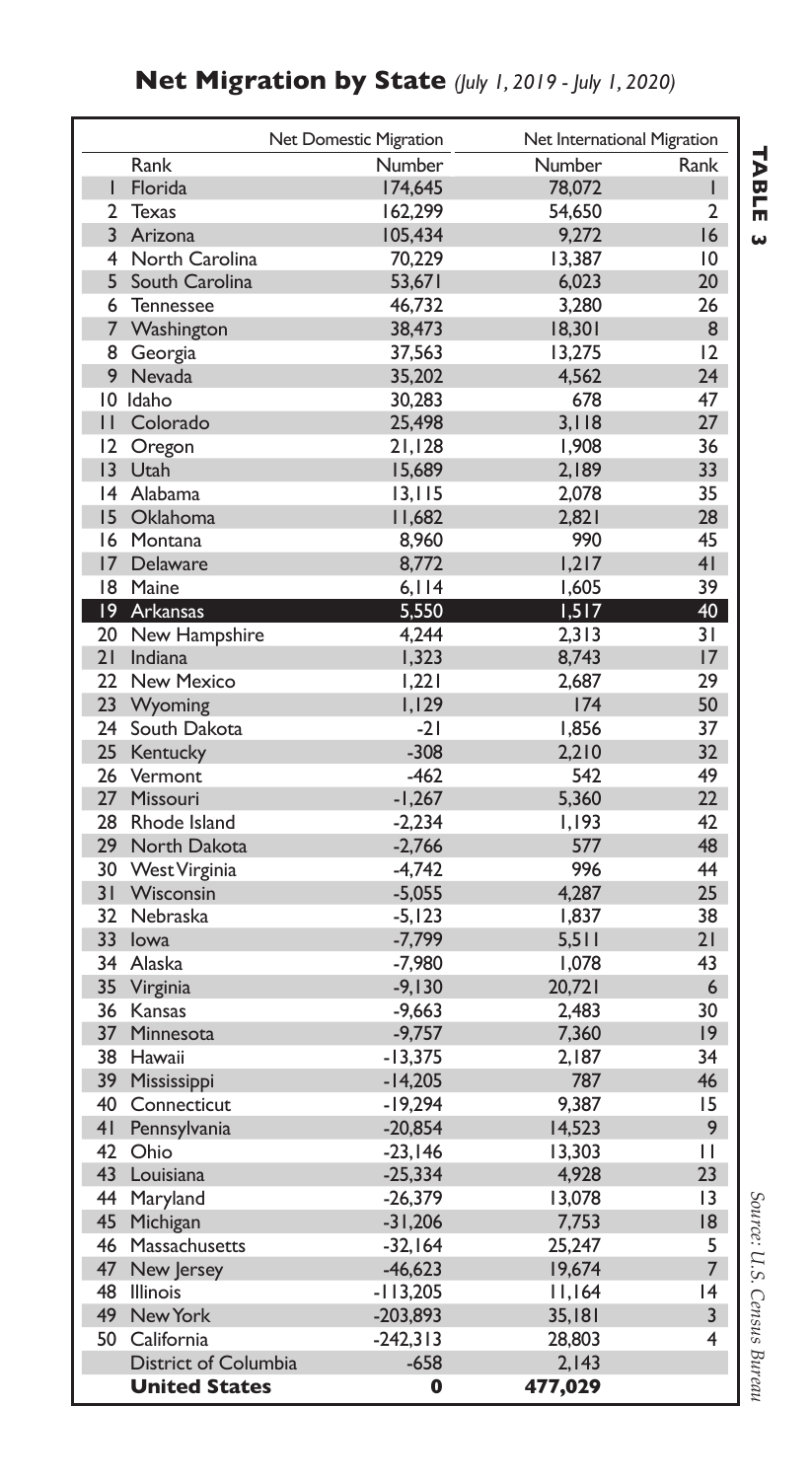## Net Migration by State *(July 1, 2019 - July 1, 2020)*

**TABLE 3**

| | Net Domestic Migration | | Net International Migration | |
|---|---|---|---|---|
| Rank | | Number | Number | Rank |
| 1 | Florida | 174,645 | 78,072 | 1 |
| 2 | Texas | 162,299 | 54,650 | 2 |
| 3 | Arizona | 105,434 | 9,272 | 16 |
| 4 | North Carolina | 70,229 | 13,387 | 10 |
| 5 | South Carolina | 53,671 | 6,023 | 20 |
| 6 | Tennessee | 46,732 | 3,280 | 26 |
| 7 | Washington | 38,473 | 18,301 | 8 |
| 8 | Georgia | 37,563 | 13,275 | 12 |
| 9 | Nevada | 35,202 | 4,562 | 24 |
| 10 | Idaho | 30,283 | 678 | 47 |
| 11 | Colorado | 25,498 | 3,118 | 27 |
| 12 | Oregon | 21,128 | 1,908 | 36 |
| 13 | Utah | 15,689 | 2,189 | 33 |
| 14 | Alabama | 13,115 | 2,078 | 35 |
| 15 | Oklahoma | 11,682 | 2,821 | 28 |
| 16 | Montana | 8,960 | 990 | 45 |
| 17 | Delaware | 8,772 | 1,217 | 41 |
| 18 | Maine | 6,114 | 1,605 | 39 |
| 19 | Arkansas | 5,550 | 1,517 | 40 |
| 20 | New Hampshire | 4,244 | 2,313 | 31 |
| 21 | Indiana | 1,323 | 8,743 | 17 |
| 22 | New Mexico | 1,221 | 2,687 | 29 |
| 23 | Wyoming | 1,129 | 174 | 50 |
| 24 | South Dakota | -21 | 1,856 | 37 |
| 25 | Kentucky | -308 | 2,210 | 32 |
| 26 | Vermont | -462 | 542 | 49 |
| 27 | Missouri | -1,267 | 5,360 | 22 |
| 28 | Rhode Island | -2,234 | 1,193 | 42 |
| 29 | North Dakota | -2,766 | 577 | 48 |
| 30 | West Virginia | -4,742 | 996 | 44 |
| 31 | Wisconsin | -5,055 | 4,287 | 25 |
| 32 | Nebraska | -5,123 | 1,837 | 38 |
| 33 | Iowa | -7,799 | 5,511 | 21 |
| 34 | Alaska | -7,980 | 1,078 | 43 |
| 35 | Virginia | -9,130 | 20,721 | 6 |
| 36 | Kansas | -9,663 | 2,483 | 30 |
| 37 | Minnesota | -9,757 | 7,360 | 19 |
| 38 | Hawaii | -13,375 | 2,187 | 34 |
| 39 | Mississippi | -14,205 | 787 | 46 |
| 40 | Connecticut | -19,294 | 9,387 | 15 |
| 41 | Pennsylvania | -20,854 | 14,523 | 9 |
| 42 | Ohio | -23,146 | 13,303 | 11 |
| 43 | Louisiana | -25,334 | 4,928 | 23 |
| 44 | Maryland | -26,379 | 13,078 | 13 |
| 45 | Michigan | -31,206 | 7,753 | 18 |
| 46 | Massachusetts | -32,164 | 25,247 | 5 |
| 47 | New Jersey | -46,623 | 19,674 | 7 |
| 48 | Illinois | -113,205 | 11,164 | 14 |
| 49 | New York | -203,893 | 35,181 | 3 |
| 50 | California | -242,313 | 28,803 | 4 |
| | District of Columbia | -658 | 2,143 | |
| | **United States** | **0** | **477,029** | |

*Source: U.S. Census Bureau*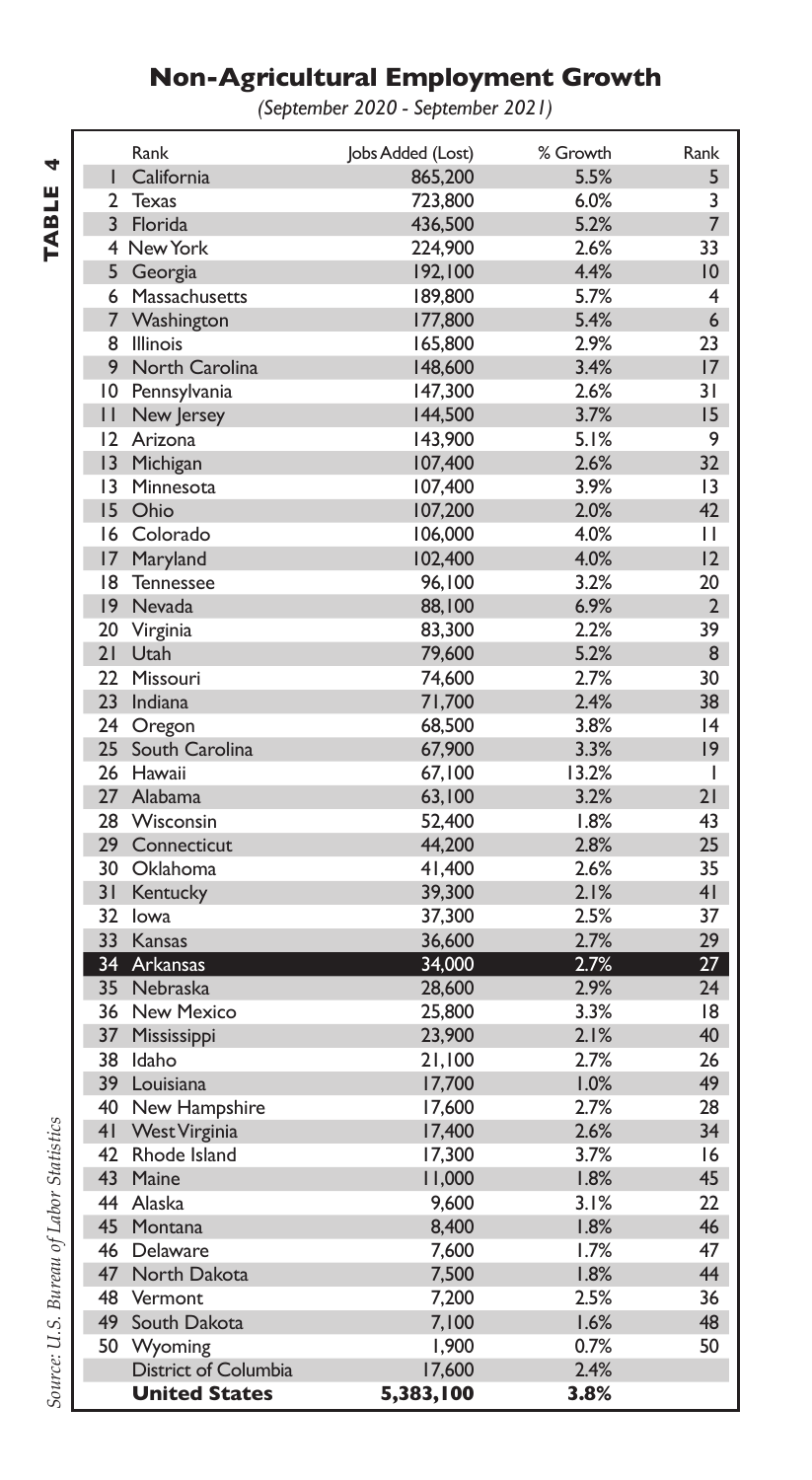**TABLE 4**

## Non-Agricultural Employment Growth

*(September 2020 - September 2021)*

| Rank | | Jobs Added (Lost) | % Growth | Rank |
|---|---|---|---|---|
| 1 | California | 865,200 | 5.5% | 5 |
| 2 | Texas | 723,800 | 6.0% | 3 |
| 3 | Florida | 436,500 | 5.2% | 7 |
| 4 | New York | 224,900 | 2.6% | 33 |
| 5 | Georgia | 192,100 | 4.4% | 10 |
| 6 | Massachusetts | 189,800 | 5.7% | 4 |
| 7 | Washington | 177,800 | 5.4% | 6 |
| 8 | Illinois | 165,800 | 2.9% | 23 |
| 9 | North Carolina | 148,600 | 3.4% | 17 |
| 10 | Pennsylvania | 147,300 | 2.6% | 31 |
| 11 | New Jersey | 144,500 | 3.7% | 15 |
| 12 | Arizona | 143,900 | 5.1% | 9 |
| 13 | Michigan | 107,400 | 2.6% | 32 |
| 13 | Minnesota | 107,400 | 3.9% | 13 |
| 15 | Ohio | 107,200 | 2.0% | 42 |
| 16 | Colorado | 106,000 | 4.0% | 11 |
| 17 | Maryland | 102,400 | 4.0% | 12 |
| 18 | Tennessee | 96,100 | 3.2% | 20 |
| 19 | Nevada | 88,100 | 6.9% | 2 |
| 20 | Virginia | 83,300 | 2.2% | 39 |
| 21 | Utah | 79,600 | 5.2% | 8 |
| 22 | Missouri | 74,600 | 2.7% | 30 |
| 23 | Indiana | 71,700 | 2.4% | 38 |
| 24 | Oregon | 68,500 | 3.8% | 14 |
| 25 | South Carolina | 67,900 | 3.3% | 19 |
| 26 | Hawaii | 67,100 | 13.2% | 1 |
| 27 | Alabama | 63,100 | 3.2% | 21 |
| 28 | Wisconsin | 52,400 | 1.8% | 43 |
| 29 | Connecticut | 44,200 | 2.8% | 25 |
| 30 | Oklahoma | 41,400 | 2.6% | 35 |
| 31 | Kentucky | 39,300 | 2.1% | 41 |
| 32 | Iowa | 37,300 | 2.5% | 37 |
| 33 | Kansas | 36,600 | 2.7% | 29 |
| **34** | **Arkansas** | **34,000** | **2.7%** | **27** |
| 35 | Nebraska | 28,600 | 2.9% | 24 |
| 36 | New Mexico | 25,800 | 3.3% | 18 |
| 37 | Mississippi | 23,900 | 2.1% | 40 |
| 38 | Idaho | 21,100 | 2.7% | 26 |
| 39 | Louisiana | 17,700 | 1.0% | 49 |
| 40 | New Hampshire | 17,600 | 2.7% | 28 |
| 41 | West Virginia | 17,400 | 2.6% | 34 |
| 42 | Rhode Island | 17,300 | 3.7% | 16 |
| 43 | Maine | 11,000 | 1.8% | 45 |
| 44 | Alaska | 9,600 | 3.1% | 22 |
| 45 | Montana | 8,400 | 1.8% | 46 |
| 46 | Delaware | 7,600 | 1.7% | 47 |
| 47 | North Dakota | 7,500 | 1.8% | 44 |
| 48 | Vermont | 7,200 | 2.5% | 36 |
| 49 | South Dakota | 7,100 | 1.6% | 48 |
| 50 | Wyoming | 1,900 | 0.7% | 50 |
| | District of Columbia | 17,600 | 2.4% | |
| | **United States** | **5,383,100** | **3.8%** | |

*Source: U.S. Bureau of Labor Statistics*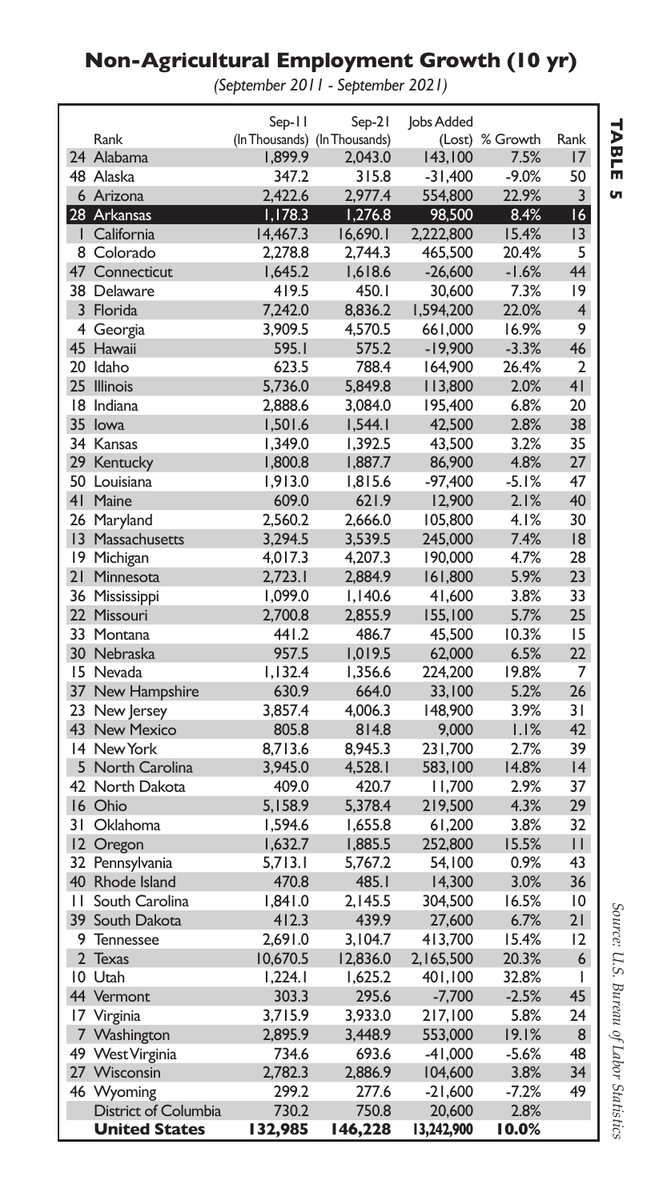# Non-Agricultural Employment Growth (10 yr)

*(September 2011 - September 2021)*

| Rank | | Sep-11 (In Thousands) | Sep-21 (In Thousands) | Jobs Added (Lost) | % Growth | Rank |
|---|---|---|---|---|---|---|
| 24 | Alabama | 1,899.9 | 2,043.0 | 143,100 | 7.5% | 17 |
| 48 | Alaska | 347.2 | 315.8 | -31,400 | -9.0% | 50 |
| 6 | Arizona | 2,422.6 | 2,977.4 | 554,800 | 22.9% | 3 |
| **28** | **Arkansas** | **1,178.3** | **1,276.8** | **98,500** | **8.4%** | **16** |
| 1 | California | 14,467.3 | 16,690.1 | 2,222,800 | 15.4% | 13 |
| 8 | Colorado | 2,278.8 | 2,744.3 | 465,500 | 20.4% | 5 |
| 47 | Connecticut | 1,645.2 | 1,618.6 | -26,600 | -1.6% | 44 |
| 38 | Delaware | 419.5 | 450.1 | 30,600 | 7.3% | 19 |
| 3 | Florida | 7,242.0 | 8,836.2 | 1,594,200 | 22.0% | 4 |
| 4 | Georgia | 3,909.5 | 4,570.5 | 661,000 | 16.9% | 9 |
| 45 | Hawaii | 595.1 | 575.2 | -19,900 | -3.3% | 46 |
| 20 | Idaho | 623.5 | 788.4 | 164,900 | 26.4% | 2 |
| 25 | Illinois | 5,736.0 | 5,849.8 | 113,800 | 2.0% | 41 |
| 18 | Indiana | 2,888.6 | 3,084.0 | 195,400 | 6.8% | 20 |
| 35 | Iowa | 1,501.6 | 1,544.1 | 42,500 | 2.8% | 38 |
| 34 | Kansas | 1,349.0 | 1,392.5 | 43,500 | 3.2% | 35 |
| 29 | Kentucky | 1,800.8 | 1,887.7 | 86,900 | 4.8% | 27 |
| 50 | Louisiana | 1,913.0 | 1,815.6 | -97,400 | -5.1% | 47 |
| 41 | Maine | 609.0 | 621.9 | 12,900 | 2.1% | 40 |
| 26 | Maryland | 2,560.2 | 2,666.0 | 105,800 | 4.1% | 30 |
| 13 | Massachusetts | 3,294.5 | 3,539.5 | 245,000 | 7.4% | 18 |
| 19 | Michigan | 4,017.3 | 4,207.3 | 190,000 | 4.7% | 28 |
| 21 | Minnesota | 2,723.1 | 2,884.9 | 161,800 | 5.9% | 23 |
| 36 | Mississippi | 1,099.0 | 1,140.6 | 41,600 | 3.8% | 33 |
| 22 | Missouri | 2,700.8 | 2,855.9 | 155,100 | 5.7% | 25 |
| 33 | Montana | 441.2 | 486.7 | 45,500 | 10.3% | 15 |
| 30 | Nebraska | 957.5 | 1,019.5 | 62,000 | 6.5% | 22 |
| 15 | Nevada | 1,132.4 | 1,356.6 | 224,200 | 19.8% | 7 |
| 37 | New Hampshire | 630.9 | 664.0 | 33,100 | 5.2% | 26 |
| 23 | New Jersey | 3,857.4 | 4,006.3 | 148,900 | 3.9% | 31 |
| 43 | New Mexico | 805.8 | 814.8 | 9,000 | 1.1% | 42 |
| 14 | New York | 8,713.6 | 8,945.3 | 231,700 | 2.7% | 39 |
| 5 | North Carolina | 3,945.0 | 4,528.1 | 583,100 | 14.8% | 14 |
| 42 | North Dakota | 409.0 | 420.7 | 11,700 | 2.9% | 37 |
| 16 | Ohio | 5,158.9 | 5,378.4 | 219,500 | 4.3% | 29 |
| 31 | Oklahoma | 1,594.6 | 1,655.8 | 61,200 | 3.8% | 32 |
| 12 | Oregon | 1,632.7 | 1,885.5 | 252,800 | 15.5% | 11 |
| 32 | Pennsylvania | 5,713.1 | 5,767.2 | 54,100 | 0.9% | 43 |
| 40 | Rhode Island | 470.8 | 485.1 | 14,300 | 3.0% | 36 |
| 11 | South Carolina | 1,841.0 | 2,145.5 | 304,500 | 16.5% | 10 |
| 39 | South Dakota | 412.3 | 439.9 | 27,600 | 6.7% | 21 |
| 9 | Tennessee | 2,691.0 | 3,104.7 | 413,700 | 15.4% | 12 |
| 2 | Texas | 10,670.5 | 12,836.0 | 2,165,500 | 20.3% | 6 |
| 10 | Utah | 1,224.1 | 1,625.2 | 401,100 | 32.8% | 1 |
| 44 | Vermont | 303.3 | 295.6 | -7,700 | -2.5% | 45 |
| 17 | Virginia | 3,715.9 | 3,933.0 | 217,100 | 5.8% | 24 |
| 7 | Washington | 2,895.9 | 3,448.9 | 553,000 | 19.1% | 8 |
| 49 | West Virginia | 734.6 | 693.6 | -41,000 | -5.6% | 48 |
| 27 | Wisconsin | 2,782.3 | 2,886.9 | 104,600 | 3.8% | 34 |
| 46 | Wyoming | 299.2 | 277.6 | -21,600 | -7.2% | 49 |
| | District of Columbia | 730.2 | 750.8 | 20,600 | 2.8% | |
| | **United States** | **132,985** | **146,228** | **13,242,900** | **10.0%** | |

**TABLE 5**

*Source: U.S. Bureau of Labor Statistics*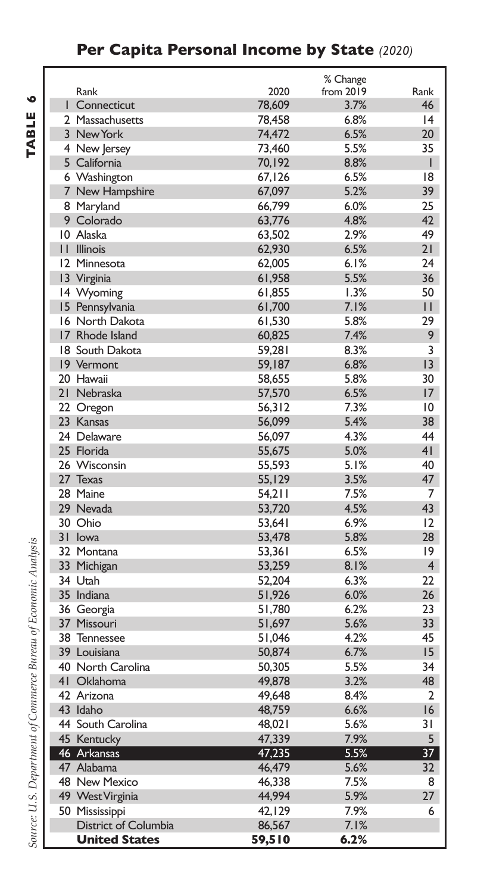# Per Capita Personal Income by State *(2020)*

**TABLE 6**

| Rank | | 2020 | % Change from 2019 | Rank |
|---|---|---|---|---|
| 1 | Connecticut | 78,609 | 3.7% | 46 |
| 2 | Massachusetts | 78,458 | 6.8% | 14 |
| 3 | New York | 74,472 | 6.5% | 20 |
| 4 | New Jersey | 73,460 | 5.5% | 35 |
| 5 | California | 70,192 | 8.8% | 1 |
| 6 | Washington | 67,126 | 6.5% | 18 |
| 7 | New Hampshire | 67,097 | 5.2% | 39 |
| 8 | Maryland | 66,799 | 6.0% | 25 |
| 9 | Colorado | 63,776 | 4.8% | 42 |
| 10 | Alaska | 63,502 | 2.9% | 49 |
| 11 | Illinois | 62,930 | 6.5% | 21 |
| 12 | Minnesota | 62,005 | 6.1% | 24 |
| 13 | Virginia | 61,958 | 5.5% | 36 |
| 14 | Wyoming | 61,855 | 1.3% | 50 |
| 15 | Pennsylvania | 61,700 | 7.1% | 11 |
| 16 | North Dakota | 61,530 | 5.8% | 29 |
| 17 | Rhode Island | 60,825 | 7.4% | 9 |
| 18 | South Dakota | 59,281 | 8.3% | 3 |
| 19 | Vermont | 59,187 | 6.8% | 13 |
| 20 | Hawaii | 58,655 | 5.8% | 30 |
| 21 | Nebraska | 57,570 | 6.5% | 17 |
| 22 | Oregon | 56,312 | 7.3% | 10 |
| 23 | Kansas | 56,099 | 5.4% | 38 |
| 24 | Delaware | 56,097 | 4.3% | 44 |
| 25 | Florida | 55,675 | 5.0% | 41 |
| 26 | Wisconsin | 55,593 | 5.1% | 40 |
| 27 | Texas | 55,129 | 3.5% | 47 |
| 28 | Maine | 54,211 | 7.5% | 7 |
| 29 | Nevada | 53,720 | 4.5% | 43 |
| 30 | Ohio | 53,641 | 6.9% | 12 |
| 31 | Iowa | 53,478 | 5.8% | 28 |
| 32 | Montana | 53,361 | 6.5% | 19 |
| 33 | Michigan | 53,259 | 8.1% | 4 |
| 34 | Utah | 52,204 | 6.3% | 22 |
| 35 | Indiana | 51,926 | 6.0% | 26 |
| 36 | Georgia | 51,780 | 6.2% | 23 |
| 37 | Missouri | 51,697 | 5.6% | 33 |
| 38 | Tennessee | 51,046 | 4.2% | 45 |
| 39 | Louisiana | 50,874 | 6.7% | 15 |
| 40 | North Carolina | 50,305 | 5.5% | 34 |
| 41 | Oklahoma | 49,878 | 3.2% | 48 |
| 42 | Arizona | 49,648 | 8.4% | 2 |
| 43 | Idaho | 48,759 | 6.6% | 16 |
| 44 | South Carolina | 48,021 | 5.6% | 31 |
| 45 | Kentucky | 47,339 | 7.9% | 5 |
| 46 | Arkansas | 47,235 | 5.5% | 37 |
| 47 | Alabama | 46,479 | 5.6% | 32 |
| 48 | New Mexico | 46,338 | 7.5% | 8 |
| 49 | West Virginia | 44,994 | 5.9% | 27 |
| 50 | Mississippi | 42,129 | 7.9% | 6 |
| | District of Columbia | 86,567 | 7.1% | |
| | **United States** | **59,510** | **6.2%** | |

*Source: U.S. Department of Commerce Bureau of Economic Analysis*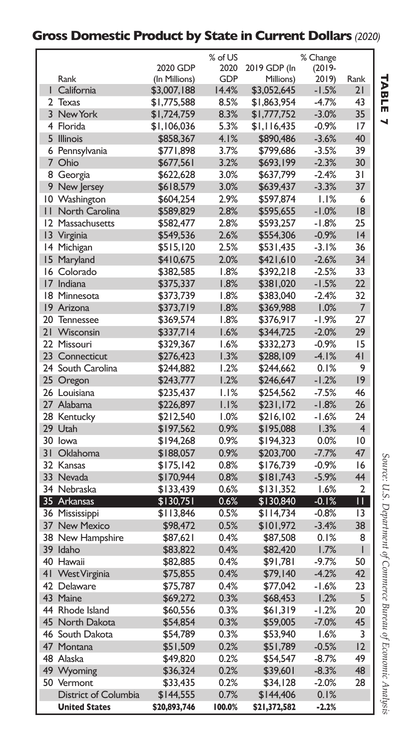## Gross Domestic Product by State in Current Dollars *(2020)*

**TABLE 7**

| Rank | | 2020 GDP (In Millions) | % of US 2020 GDP | 2019 GDP (In Millions) | % Change (2019-2019) | Rank |
|---|---|---|---|---|---|---|
| 1 | California | $3,007,188 | 14.4% | $3,052,645 | -1.5% | 21 |
| 2 | Texas | $1,775,588 | 8.5% | $1,863,954 | -4.7% | 43 |
| 3 | New York | $1,724,759 | 8.3% | $1,777,752 | -3.0% | 35 |
| 4 | Florida | $1,106,036 | 5.3% | $1,116,435 | -0.9% | 17 |
| 5 | Illinois | $858,367 | 4.1% | $890,486 | -3.6% | 40 |
| 6 | Pennsylvania | $771,898 | 3.7% | $799,686 | -3.5% | 39 |
| 7 | Ohio | $677,561 | 3.2% | $693,199 | -2.3% | 30 |
| 8 | Georgia | $622,628 | 3.0% | $637,799 | -2.4% | 31 |
| 9 | New Jersey | $618,579 | 3.0% | $639,437 | -3.3% | 37 |
| 10 | Washington | $604,254 | 2.9% | $597,874 | 1.1% | 6 |
| 11 | North Carolina | $589,829 | 2.8% | $595,655 | -1.0% | 18 |
| 12 | Massachusetts | $582,477 | 2.8% | $593,257 | -1.8% | 25 |
| 13 | Virginia | $549,536 | 2.6% | $554,306 | -0.9% | 14 |
| 14 | Michigan | $515,120 | 2.5% | $531,435 | -3.1% | 36 |
| 15 | Maryland | $410,675 | 2.0% | $421,610 | -2.6% | 34 |
| 16 | Colorado | $382,585 | 1.8% | $392,218 | -2.5% | 33 |
| 17 | Indiana | $375,337 | 1.8% | $381,020 | -1.5% | 22 |
| 18 | Minnesota | $373,739 | 1.8% | $383,040 | -2.4% | 32 |
| 19 | Arizona | $373,719 | 1.8% | $369,988 | 1.0% | 7 |
| 20 | Tennessee | $369,574 | 1.8% | $376,917 | -1.9% | 27 |
| 21 | Wisconsin | $337,714 | 1.6% | $344,725 | -2.0% | 29 |
| 22 | Missouri | $329,367 | 1.6% | $332,273 | -0.9% | 15 |
| 23 | Connecticut | $276,423 | 1.3% | $288,109 | -4.1% | 41 |
| 24 | South Carolina | $244,882 | 1.2% | $244,662 | 0.1% | 9 |
| 25 | Oregon | $243,777 | 1.2% | $246,647 | -1.2% | 19 |
| 26 | Louisiana | $235,437 | 1.1% | $254,562 | -7.5% | 46 |
| 27 | Alabama | $226,897 | 1.1% | $231,172 | -1.8% | 26 |
| 28 | Kentucky | $212,540 | 1.0% | $216,102 | -1.6% | 24 |
| 29 | Utah | $197,562 | 0.9% | $195,088 | 1.3% | 4 |
| 30 | Iowa | $194,268 | 0.9% | $194,323 | 0.0% | 10 |
| 31 | Oklahoma | $188,057 | 0.9% | $203,700 | -7.7% | 47 |
| 32 | Kansas | $175,142 | 0.8% | $176,739 | -0.9% | 16 |
| 33 | Nevada | $170,944 | 0.8% | $181,743 | -5.9% | 44 |
| 34 | Nebraska | $133,439 | 0.6% | $131,352 | 1.6% | 2 |
| 35 | **Arkansas** | **$130,751** | **0.6%** | **$130,840** | **-0.1%** | **11** |
| 36 | Mississippi | $113,846 | 0.5% | $114,734 | -0.8% | 13 |
| 37 | New Mexico | $98,472 | 0.5% | $101,972 | -3.4% | 38 |
| 38 | New Hampshire | $87,621 | 0.4% | $87,508 | 0.1% | 8 |
| 39 | Idaho | $83,822 | 0.4% | $82,420 | 1.7% | 1 |
| 40 | Hawaii | $82,885 | 0.4% | $91,781 | -9.7% | 50 |
| 41 | West Virginia | $75,855 | 0.4% | $79,140 | -4.2% | 42 |
| 42 | Delaware | $75,787 | 0.4% | $77,042 | -1.6% | 23 |
| 43 | Maine | $69,272 | 0.3% | $68,453 | 1.2% | 5 |
| 44 | Rhode Island | $60,556 | 0.3% | $61,319 | -1.2% | 20 |
| 45 | North Dakota | $54,854 | 0.3% | $59,005 | -7.0% | 45 |
| 46 | South Dakota | $54,789 | 0.3% | $53,940 | 1.6% | 3 |
| 47 | Montana | $51,509 | 0.2% | $51,789 | -0.5% | 12 |
| 48 | Alaska | $49,820 | 0.2% | $54,547 | -8.7% | 49 |
| 49 | Wyoming | $36,324 | 0.2% | $39,601 | -8.3% | 48 |
| 50 | Vermont | $33,435 | 0.2% | $34,128 | -2.0% | 28 |
| | District of Columbia | $144,555 | 0.7% | $144,406 | 0.1% | |
| | **United States** | **$20,893,746** | **100.0%** | **$21,372,582** | **-2.2%** | |

*Source: U.S. Department of Commerce Bureau of Economic Analysis*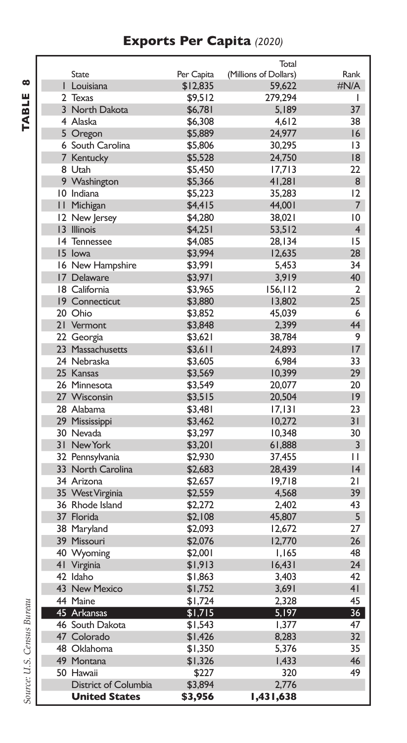# Exports Per Capita *(2020)*

**TABLE 8**

| | State | Per Capita | Total (Millions of Dollars) | Rank |
|---|---|---|---|---|
| 1 | Louisiana | $12,835 | 59,622 | #N/A |
| 2 | Texas | $9,512 | 279,294 | 1 |
| 3 | North Dakota | $6,781 | 5,189 | 37 |
| 4 | Alaska | $6,308 | 4,612 | 38 |
| 5 | Oregon | $5,889 | 24,977 | 16 |
| 6 | South Carolina | $5,806 | 30,295 | 13 |
| 7 | Kentucky | $5,528 | 24,750 | 18 |
| 8 | Utah | $5,450 | 17,713 | 22 |
| 9 | Washington | $5,366 | 41,281 | 8 |
| 10 | Indiana | $5,223 | 35,283 | 12 |
| 11 | Michigan | $4,415 | 44,001 | 7 |
| 12 | New Jersey | $4,280 | 38,021 | 10 |
| 13 | Illinois | $4,251 | 53,512 | 4 |
| 14 | Tennessee | $4,085 | 28,134 | 15 |
| 15 | Iowa | $3,994 | 12,635 | 28 |
| 16 | New Hampshire | $3,991 | 5,453 | 34 |
| 17 | Delaware | $3,971 | 3,919 | 40 |
| 18 | California | $3,965 | 156,112 | 2 |
| 19 | Connecticut | $3,880 | 13,802 | 25 |
| 20 | Ohio | $3,852 | 45,039 | 6 |
| 21 | Vermont | $3,848 | 2,399 | 44 |
| 22 | Georgia | $3,621 | 38,784 | 9 |
| 23 | Massachusetts | $3,611 | 24,893 | 17 |
| 24 | Nebraska | $3,605 | 6,984 | 33 |
| 25 | Kansas | $3,569 | 10,399 | 29 |
| 26 | Minnesota | $3,549 | 20,077 | 20 |
| 27 | Wisconsin | $3,515 | 20,504 | 19 |
| 28 | Alabama | $3,481 | 17,131 | 23 |
| 29 | Mississippi | $3,462 | 10,272 | 31 |
| 30 | Nevada | $3,297 | 10,348 | 30 |
| 31 | New York | $3,201 | 61,888 | 3 |
| 32 | Pennsylvania | $2,930 | 37,455 | 11 |
| 33 | North Carolina | $2,683 | 28,439 | 14 |
| 34 | Arizona | $2,657 | 19,718 | 21 |
| 35 | West Virginia | $2,559 | 4,568 | 39 |
| 36 | Rhode Island | $2,272 | 2,402 | 43 |
| 37 | Florida | $2,108 | 45,807 | 5 |
| 38 | Maryland | $2,093 | 12,672 | 27 |
| 39 | Missouri | $2,076 | 12,770 | 26 |
| 40 | Wyoming | $2,001 | 1,165 | 48 |
| 41 | Virginia | $1,913 | 16,431 | 24 |
| 42 | Idaho | $1,863 | 3,403 | 42 |
| 43 | New Mexico | $1,752 | 3,691 | 41 |
| 44 | Maine | $1,724 | 2,328 | 45 |
| 45 | Arkansas | $1,715 | 5,197 | 36 |
| 46 | South Dakota | $1,543 | 1,377 | 47 |
| 47 | Colorado | $1,426 | 8,283 | 32 |
| 48 | Oklahoma | $1,350 | 5,376 | 35 |
| 49 | Montana | $1,326 | 1,433 | 46 |
| 50 | Hawaii | $227 | 320 | 49 |
| | District of Columbia | $3,894 | 2,776 | |
| | **United States** | **$3,956** | **1,431,638** | |

*Source: U.S. Census Bureau*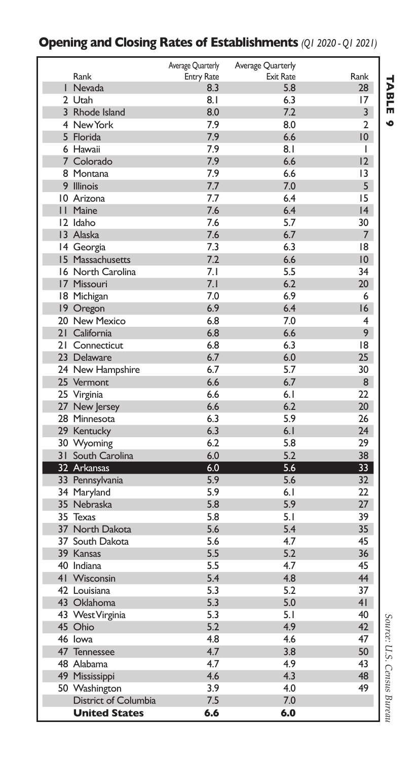## Opening and Closing Rates of Establishments *(Q1 2020 - Q1 2021)*

**TABLE 9**

| Rank | | Average Quarterly Entry Rate | Average Quarterly Exit Rate | Rank |
|---|---|---|---|---|
| 1 | Nevada | 8.3 | 5.8 | 28 |
| 2 | Utah | 8.1 | 6.3 | 17 |
| 3 | Rhode Island | 8.0 | 7.2 | 3 |
| 4 | New York | 7.9 | 8.0 | 2 |
| 5 | Florida | 7.9 | 6.6 | 10 |
| 6 | Hawaii | 7.9 | 8.1 | 1 |
| 7 | Colorado | 7.9 | 6.6 | 12 |
| 8 | Montana | 7.9 | 6.6 | 13 |
| 9 | Illinois | 7.7 | 7.0 | 5 |
| 10 | Arizona | 7.7 | 6.4 | 15 |
| 11 | Maine | 7.6 | 6.4 | 14 |
| 12 | Idaho | 7.6 | 5.7 | 30 |
| 13 | Alaska | 7.6 | 6.7 | 7 |
| 14 | Georgia | 7.3 | 6.3 | 18 |
| 15 | Massachusetts | 7.2 | 6.6 | 10 |
| 16 | North Carolina | 7.1 | 5.5 | 34 |
| 17 | Missouri | 7.1 | 6.2 | 20 |
| 18 | Michigan | 7.0 | 6.9 | 6 |
| 19 | Oregon | 6.9 | 6.4 | 16 |
| 20 | New Mexico | 6.8 | 7.0 | 4 |
| 21 | California | 6.8 | 6.6 | 9 |
| 21 | Connecticut | 6.8 | 6.3 | 18 |
| 23 | Delaware | 6.7 | 6.0 | 25 |
| 24 | New Hampshire | 6.7 | 5.7 | 30 |
| 25 | Vermont | 6.6 | 6.7 | 8 |
| 25 | Virginia | 6.6 | 6.1 | 22 |
| 27 | New Jersey | 6.6 | 6.2 | 20 |
| 28 | Minnesota | 6.3 | 5.9 | 26 |
| 29 | Kentucky | 6.3 | 6.1 | 24 |
| 30 | Wyoming | 6.2 | 5.8 | 29 |
| 31 | South Carolina | 6.0 | 5.2 | 38 |
| 32 | Arkansas | 6.0 | 5.6 | 33 |
| 33 | Pennsylvania | 5.9 | 5.6 | 32 |
| 34 | Maryland | 5.9 | 6.1 | 22 |
| 35 | Nebraska | 5.8 | 5.9 | 27 |
| 35 | Texas | 5.8 | 5.1 | 39 |
| 37 | North Dakota | 5.6 | 5.4 | 35 |
| 37 | South Dakota | 5.6 | 4.7 | 45 |
| 39 | Kansas | 5.5 | 5.2 | 36 |
| 40 | Indiana | 5.5 | 4.7 | 45 |
| 41 | Wisconsin | 5.4 | 4.8 | 44 |
| 42 | Louisiana | 5.3 | 5.2 | 37 |
| 43 | Oklahoma | 5.3 | 5.0 | 41 |
| 43 | West Virginia | 5.3 | 5.1 | 40 |
| 45 | Ohio | 5.2 | 4.9 | 42 |
| 46 | Iowa | 4.8 | 4.6 | 47 |
| 47 | Tennessee | 4.7 | 3.8 | 50 |
| 48 | Alabama | 4.7 | 4.9 | 43 |
| 49 | Mississippi | 4.6 | 4.3 | 48 |
| 50 | Washington | 3.9 | 4.0 | 49 |
| | District of Columbia | 7.5 | 7.0 | |
| | **United States** | **6.6** | **6.0** | |

*Source: U.S. Census Bureau*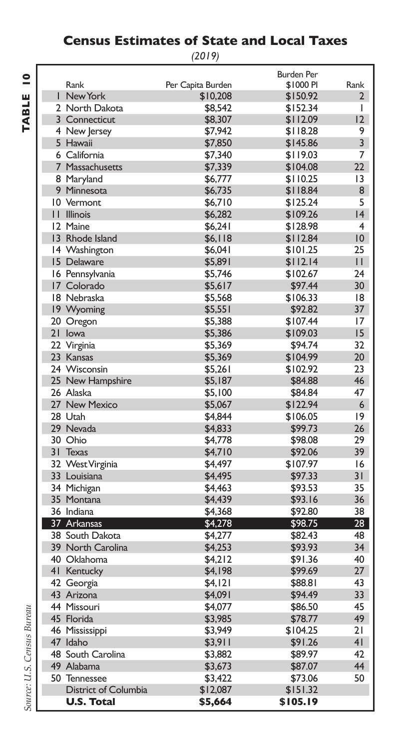# TABLE 10

## Census Estimates of State and Local Taxes

*(2019)*

| Rank | Per Capita Burden | Burden Per $1000 PI | Rank |
|---|---|---|---|
| 1 New York | $10,208 | $150.92 | 2 |
| 2 North Dakota | $8,542 | $152.34 | 1 |
| 3 Connecticut | $8,307 | $112.09 | 12 |
| 4 New Jersey | $7,942 | $118.28 | 9 |
| 5 Hawaii | $7,850 | $145.86 | 3 |
| 6 California | $7,340 | $119.03 | 7 |
| 7 Massachusetts | $7,339 | $104.08 | 22 |
| 8 Maryland | $6,777 | $110.25 | 13 |
| 9 Minnesota | $6,735 | $118.84 | 8 |
| 10 Vermont | $6,710 | $125.24 | 5 |
| 11 Illinois | $6,282 | $109.26 | 14 |
| 12 Maine | $6,241 | $128.98 | 4 |
| 13 Rhode Island | $6,118 | $112.84 | 10 |
| 14 Washington | $6,041 | $101.25 | 25 |
| 15 Delaware | $5,891 | $112.14 | 11 |
| 16 Pennsylvania | $5,746 | $102.67 | 24 |
| 17 Colorado | $5,617 | $97.44 | 30 |
| 18 Nebraska | $5,568 | $106.33 | 18 |
| 19 Wyoming | $5,551 | $92.82 | 37 |
| 20 Oregon | $5,388 | $107.44 | 17 |
| 21 Iowa | $5,386 | $109.03 | 15 |
| 22 Virginia | $5,369 | $94.74 | 32 |
| 23 Kansas | $5,369 | $104.99 | 20 |
| 24 Wisconsin | $5,261 | $102.92 | 23 |
| 25 New Hampshire | $5,187 | $84.88 | 46 |
| 26 Alaska | $5,100 | $84.84 | 47 |
| 27 New Mexico | $5,067 | $122.94 | 6 |
| 28 Utah | $4,844 | $106.05 | 19 |
| 29 Nevada | $4,833 | $99.73 | 26 |
| 30 Ohio | $4,778 | $98.08 | 29 |
| 31 Texas | $4,710 | $92.06 | 39 |
| 32 West Virginia | $4,497 | $107.97 | 16 |
| 33 Louisiana | $4,495 | $97.33 | 31 |
| 34 Michigan | $4,463 | $93.53 | 35 |
| 35 Montana | $4,439 | $93.16 | 36 |
| 36 Indiana | $4,368 | $92.80 | 38 |
| 37 Arkansas | $4,278 | $98.75 | 28 |
| 38 South Dakota | $4,277 | $82.43 | 48 |
| 39 North Carolina | $4,253 | $93.93 | 34 |
| 40 Oklahoma | $4,212 | $91.36 | 40 |
| 41 Kentucky | $4,198 | $99.69 | 27 |
| 42 Georgia | $4,121 | $88.81 | 43 |
| 43 Arizona | $4,091 | $94.49 | 33 |
| 44 Missouri | $4,077 | $86.50 | 45 |
| 45 Florida | $3,985 | $78.77 | 49 |
| 46 Mississippi | $3,949 | $104.25 | 21 |
| 47 Idaho | $3,911 | $91.26 | 41 |
| 48 South Carolina | $3,882 | $89.97 | 42 |
| 49 Alabama | $3,673 | $87.07 | 44 |
| 50 Tennessee | $3,422 | $73.06 | 50 |
| District of Columbia | $12,087 | $151.32 | |
| **U.S. Total** | **$5,664** | **$105.19** | |

*Source: U.S. Census Bureau*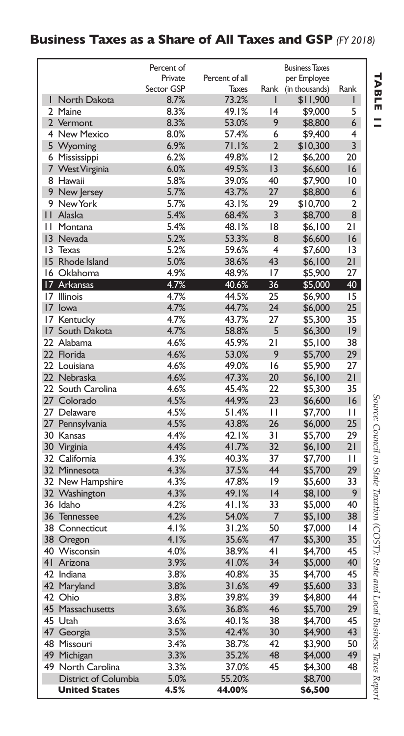## Business Taxes as a Share of All Taxes and GSP *(FY 2018)*

**TABLE 11**

| | Percent of Private Sector GSP | Percent of all Taxes | Rank | Business Taxes per Employee (in thousands) | Rank |
|---|---|---|---|---|---|
| 1 North Dakota | 8.7% | 73.2% | 1 | $11,900 | 1 |
| 2 Maine | 8.3% | 49.1% | 14 | $9,000 | 5 |
| 2 Vermont | 8.3% | 53.0% | 9 | $8,800 | 6 |
| 4 New Mexico | 8.0% | 57.4% | 6 | $9,400 | 4 |
| 5 Wyoming | 6.9% | 71.1% | 2 | $10,300 | 3 |
| 6 Mississippi | 6.2% | 49.8% | 12 | $6,200 | 20 |
| 7 West Virginia | 6.0% | 49.5% | 13 | $6,600 | 16 |
| 8 Hawaii | 5.8% | 39.0% | 40 | $7,900 | 10 |
| 9 New Jersey | 5.7% | 43.7% | 27 | $8,800 | 6 |
| 9 New York | 5.7% | 43.1% | 29 | $10,700 | 2 |
| 11 Alaska | 5.4% | 68.4% | 3 | $8,700 | 8 |
| 11 Montana | 5.4% | 48.1% | 18 | $6,100 | 21 |
| 13 Nevada | 5.2% | 53.3% | 8 | $6,600 | 16 |
| 13 Texas | 5.2% | 59.6% | 4 | $7,600 | 13 |
| 15 Rhode Island | 5.0% | 38.6% | 43 | $6,100 | 21 |
| 16 Oklahoma | 4.9% | 48.9% | 17 | $5,900 | 27 |
| **17 Arkansas** | **4.7%** | **40.6%** | **36** | **$5,000** | **40** |
| 17 Illinois | 4.7% | 44.5% | 25 | $6,900 | 15 |
| 17 Iowa | 4.7% | 44.7% | 24 | $6,000 | 25 |
| 17 Kentucky | 4.7% | 43.7% | 27 | $5,300 | 35 |
| 17 South Dakota | 4.7% | 58.8% | 5 | $6,300 | 19 |
| 22 Alabama | 4.6% | 45.9% | 21 | $5,100 | 38 |
| 22 Florida | 4.6% | 53.0% | 9 | $5,700 | 29 |
| 22 Louisiana | 4.6% | 49.0% | 16 | $5,900 | 27 |
| 22 Nebraska | 4.6% | 47.3% | 20 | $6,100 | 21 |
| 22 South Carolina | 4.6% | 45.4% | 22 | $5,300 | 35 |
| 27 Colorado | 4.5% | 44.9% | 23 | $6,600 | 16 |
| 27 Delaware | 4.5% | 51.4% | 11 | $7,700 | 11 |
| 27 Pennsylvania | 4.5% | 43.8% | 26 | $6,000 | 25 |
| 30 Kansas | 4.4% | 42.1% | 31 | $5,700 | 29 |
| 30 Virginia | 4.4% | 41.7% | 32 | $6,100 | 21 |
| 32 California | 4.3% | 40.3% | 37 | $7,700 | 11 |
| 32 Minnesota | 4.3% | 37.5% | 44 | $5,700 | 29 |
| 32 New Hampshire | 4.3% | 47.8% | 19 | $5,600 | 33 |
| 32 Washington | 4.3% | 49.1% | 14 | $8,100 | 9 |
| 36 Idaho | 4.2% | 41.1% | 33 | $5,000 | 40 |
| 36 Tennessee | 4.2% | 54.0% | 7 | $5,100 | 38 |
| 38 Connecticut | 4.1% | 31.2% | 50 | $7,000 | 14 |
| 38 Oregon | 4.1% | 35.6% | 47 | $5,300 | 35 |
| 40 Wisconsin | 4.0% | 38.9% | 41 | $4,700 | 45 |
| 41 Arizona | 3.9% | 41.0% | 34 | $5,000 | 40 |
| 42 Indiana | 3.8% | 40.8% | 35 | $4,700 | 45 |
| 42 Maryland | 3.8% | 31.6% | 49 | $5,600 | 33 |
| 42 Ohio | 3.8% | 39.8% | 39 | $4,800 | 44 |
| 45 Massachusetts | 3.6% | 36.8% | 46 | $5,700 | 29 |
| 45 Utah | 3.6% | 40.1% | 38 | $4,700 | 45 |
| 47 Georgia | 3.5% | 42.4% | 30 | $4,900 | 43 |
| 48 Missouri | 3.4% | 38.7% | 42 | $3,900 | 50 |
| 49 Michigan | 3.3% | 35.2% | 48 | $4,000 | 49 |
| 49 North Carolina | 3.3% | 37.0% | 45 | $4,300 | 48 |
| District of Columbia | 5.0% | 55.20% | | $8,700 | |
| **United States** | **4.5%** | **44.00%** | | **$6,500** | |

*Source: Council on State Taxation (COST): State and Local Business Taxes Report*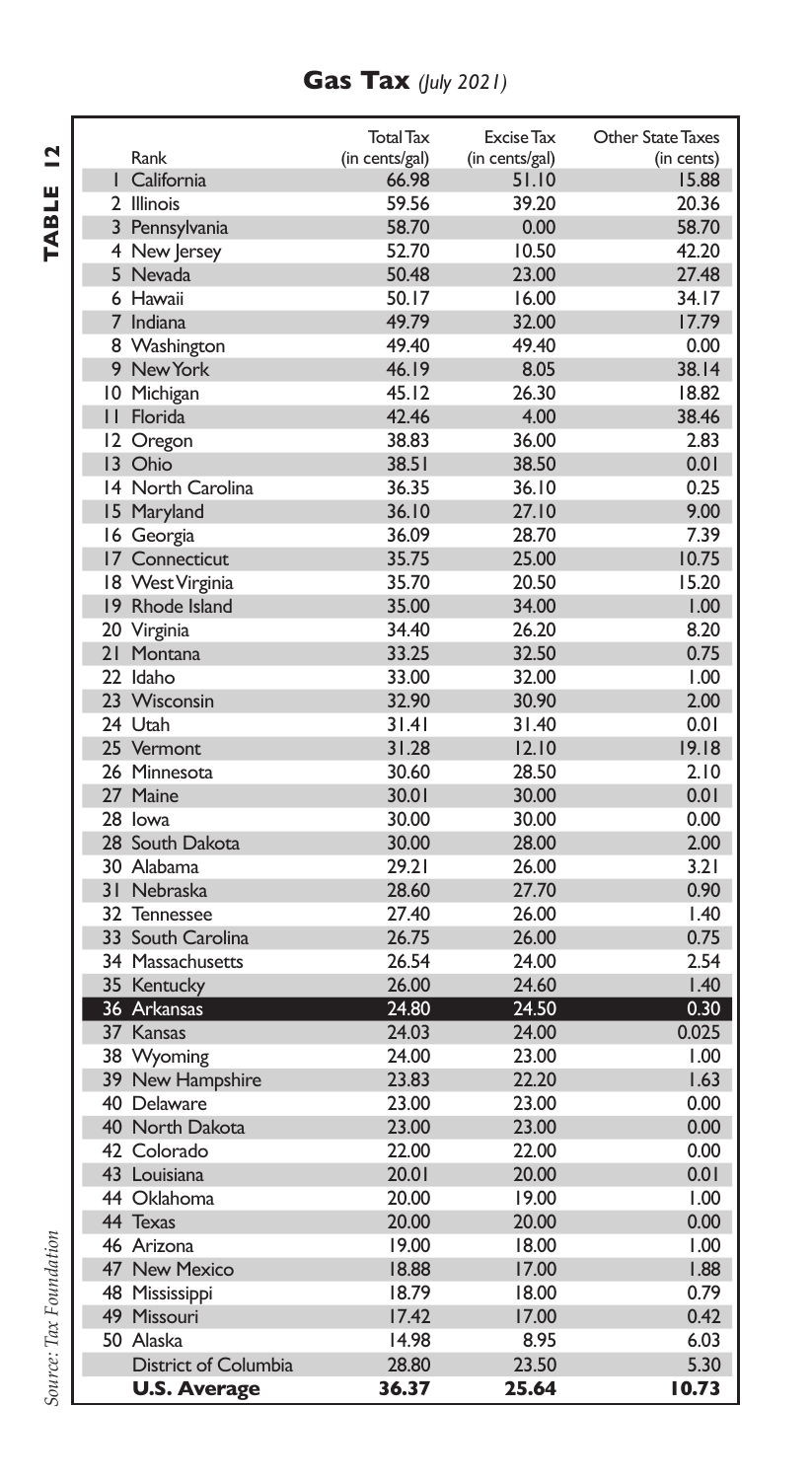**TABLE 12**

## Gas Tax *(July 2021)*

| Rank | Total Tax (in cents/gal) | Excise Tax (in cents/gal) | Other State Taxes (in cents) |
|---|---|---|---|
| 1 California | 66.98 | 51.10 | 15.88 |
| 2 Illinois | 59.56 | 39.20 | 20.36 |
| 3 Pennsylvania | 58.70 | 0.00 | 58.70 |
| 4 New Jersey | 52.70 | 10.50 | 42.20 |
| 5 Nevada | 50.48 | 23.00 | 27.48 |
| 6 Hawaii | 50.17 | 16.00 | 34.17 |
| 7 Indiana | 49.79 | 32.00 | 17.79 |
| 8 Washington | 49.40 | 49.40 | 0.00 |
| 9 New York | 46.19 | 8.05 | 38.14 |
| 10 Michigan | 45.12 | 26.30 | 18.82 |
| 11 Florida | 42.46 | 4.00 | 38.46 |
| 12 Oregon | 38.83 | 36.00 | 2.83 |
| 13 Ohio | 38.51 | 38.50 | 0.01 |
| 14 North Carolina | 36.35 | 36.10 | 0.25 |
| 15 Maryland | 36.10 | 27.10 | 9.00 |
| 16 Georgia | 36.09 | 28.70 | 7.39 |
| 17 Connecticut | 35.75 | 25.00 | 10.75 |
| 18 West Virginia | 35.70 | 20.50 | 15.20 |
| 19 Rhode Island | 35.00 | 34.00 | 1.00 |
| 20 Virginia | 34.40 | 26.20 | 8.20 |
| 21 Montana | 33.25 | 32.50 | 0.75 |
| 22 Idaho | 33.00 | 32.00 | 1.00 |
| 23 Wisconsin | 32.90 | 30.90 | 2.00 |
| 24 Utah | 31.41 | 31.40 | 0.01 |
| 25 Vermont | 31.28 | 12.10 | 19.18 |
| 26 Minnesota | 30.60 | 28.50 | 2.10 |
| 27 Maine | 30.01 | 30.00 | 0.01 |
| 28 Iowa | 30.00 | 30.00 | 0.00 |
| 28 South Dakota | 30.00 | 28.00 | 2.00 |
| 30 Alabama | 29.21 | 26.00 | 3.21 |
| 31 Nebraska | 28.60 | 27.70 | 0.90 |
| 32 Tennessee | 27.40 | 26.00 | 1.40 |
| 33 South Carolina | 26.75 | 26.00 | 0.75 |
| 34 Massachusetts | 26.54 | 24.00 | 2.54 |
| 35 Kentucky | 26.00 | 24.60 | 1.40 |
| **36 Arkansas** | **24.80** | **24.50** | **0.30** |
| 37 Kansas | 24.03 | 24.00 | 0.025 |
| 38 Wyoming | 24.00 | 23.00 | 1.00 |
| 39 New Hampshire | 23.83 | 22.20 | 1.63 |
| 40 Delaware | 23.00 | 23.00 | 0.00 |
| 40 North Dakota | 23.00 | 23.00 | 0.00 |
| 42 Colorado | 22.00 | 22.00 | 0.00 |
| 43 Louisiana | 20.01 | 20.00 | 0.01 |
| 44 Oklahoma | 20.00 | 19.00 | 1.00 |
| 44 Texas | 20.00 | 20.00 | 0.00 |
| 46 Arizona | 19.00 | 18.00 | 1.00 |
| 47 New Mexico | 18.88 | 17.00 | 1.88 |
| 48 Mississippi | 18.79 | 18.00 | 0.79 |
| 49 Missouri | 17.42 | 17.00 | 0.42 |
| 50 Alaska | 14.98 | 8.95 | 6.03 |
| District of Columbia | 28.80 | 23.50 | 5.30 |
| **U.S. Average** | **36.37** | **25.64** | **10.73** |

*Source: Tax Foundation*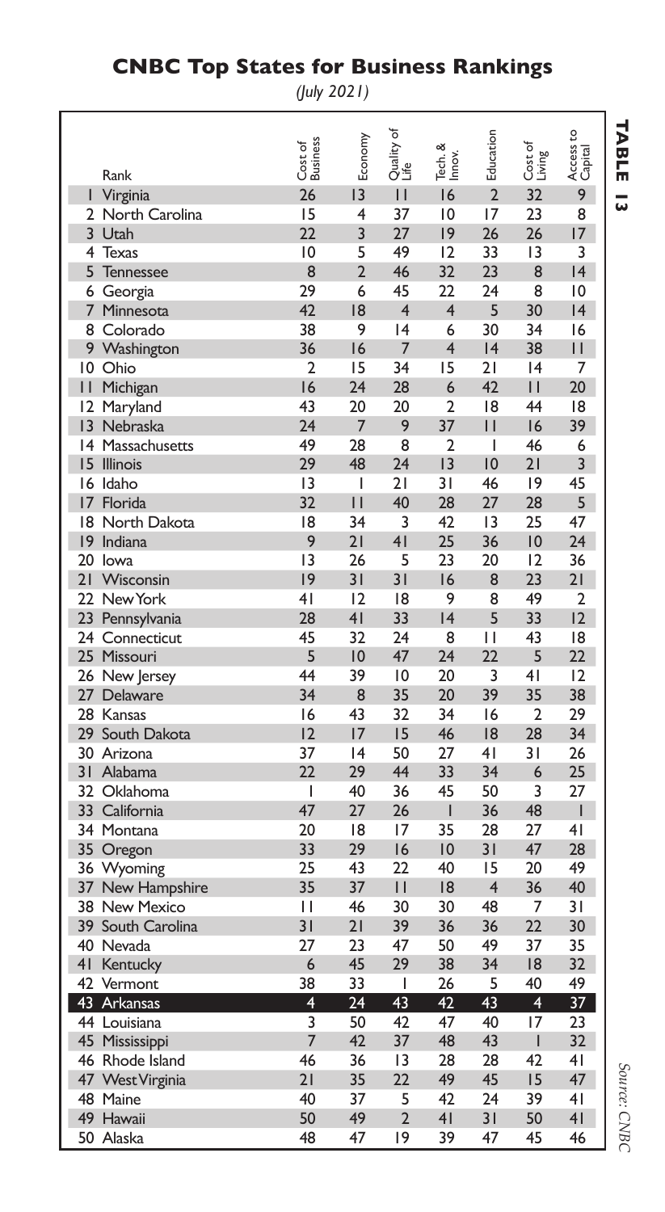# CNBC Top States for Business Rankings

*(July 2021)*

**TABLE 13**

| Rank | Cost of Business | Economy | Quality of Life | Tech. & Innov. | Education | Cost of Living | Access to Capital |
|---|---|---|---|---|---|---|---|
| 1 Virginia | 26 | 13 | 11 | 16 | 2 | 32 | 9 |
| 2 North Carolina | 15 | 4 | 37 | 10 | 17 | 23 | 8 |
| 3 Utah | 22 | 3 | 27 | 19 | 26 | 26 | 17 |
| 4 Texas | 10 | 5 | 49 | 12 | 33 | 13 | 3 |
| 5 Tennessee | 8 | 2 | 46 | 32 | 23 | 8 | 14 |
| 6 Georgia | 29 | 6 | 45 | 22 | 24 | 8 | 10 |
| 7 Minnesota | 42 | 18 | 4 | 4 | 5 | 30 | 14 |
| 8 Colorado | 38 | 9 | 14 | 6 | 30 | 34 | 16 |
| 9 Washington | 36 | 16 | 7 | 4 | 14 | 38 | 11 |
| 10 Ohio | 2 | 15 | 34 | 15 | 21 | 14 | 7 |
| 11 Michigan | 16 | 24 | 28 | 6 | 42 | 11 | 20 |
| 12 Maryland | 43 | 20 | 20 | 2 | 18 | 44 | 18 |
| 13 Nebraska | 24 | 7 | 9 | 37 | 11 | 16 | 39 |
| 14 Massachusetts | 49 | 28 | 8 | 2 | 1 | 46 | 6 |
| 15 Illinois | 29 | 48 | 24 | 13 | 10 | 21 | 3 |
| 16 Idaho | 13 | 1 | 21 | 31 | 46 | 19 | 45 |
| 17 Florida | 32 | 11 | 40 | 28 | 27 | 28 | 5 |
| 18 North Dakota | 18 | 34 | 3 | 42 | 13 | 25 | 47 |
| 19 Indiana | 9 | 21 | 41 | 25 | 36 | 10 | 24 |
| 20 Iowa | 13 | 26 | 5 | 23 | 20 | 12 | 36 |
| 21 Wisconsin | 19 | 31 | 31 | 16 | 8 | 23 | 21 |
| 22 New York | 41 | 12 | 18 | 9 | 8 | 49 | 2 |
| 23 Pennsylvania | 28 | 41 | 33 | 14 | 5 | 33 | 12 |
| 24 Connecticut | 45 | 32 | 24 | 8 | 11 | 43 | 18 |
| 25 Missouri | 5 | 10 | 47 | 24 | 22 | 5 | 22 |
| 26 New Jersey | 44 | 39 | 10 | 20 | 3 | 41 | 12 |
| 27 Delaware | 34 | 8 | 35 | 20 | 39 | 35 | 38 |
| 28 Kansas | 16 | 43 | 32 | 34 | 16 | 2 | 29 |
| 29 South Dakota | 12 | 17 | 15 | 46 | 18 | 28 | 34 |
| 30 Arizona | 37 | 14 | 50 | 27 | 41 | 31 | 26 |
| 31 Alabama | 22 | 29 | 44 | 33 | 34 | 6 | 25 |
| 32 Oklahoma | 1 | 40 | 36 | 45 | 50 | 3 | 27 |
| 33 California | 47 | 27 | 26 | 1 | 36 | 48 | 1 |
| 34 Montana | 20 | 18 | 17 | 35 | 28 | 27 | 41 |
| 35 Oregon | 33 | 29 | 16 | 10 | 31 | 47 | 28 |
| 36 Wyoming | 25 | 43 | 22 | 40 | 15 | 20 | 49 |
| 37 New Hampshire | 35 | 37 | 11 | 18 | 4 | 36 | 40 |
| 38 New Mexico | 11 | 46 | 30 | 30 | 48 | 7 | 31 |
| 39 South Carolina | 31 | 21 | 39 | 36 | 36 | 22 | 30 |
| 40 Nevada | 27 | 23 | 47 | 50 | 49 | 37 | 35 |
| 41 Kentucky | 6 | 45 | 29 | 38 | 34 | 18 | 32 |
| 42 Vermont | 38 | 33 | 1 | 26 | 5 | 40 | 49 |
| **43 Arkansas** | **4** | **24** | **43** | **42** | **43** | **4** | **37** |
| 44 Louisiana | 3 | 50 | 42 | 47 | 40 | 17 | 23 |
| 45 Mississippi | 7 | 42 | 37 | 48 | 43 | 1 | 32 |
| 46 Rhode Island | 46 | 36 | 13 | 28 | 28 | 42 | 41 |
| 47 West Virginia | 21 | 35 | 22 | 49 | 45 | 15 | 47 |
| 48 Maine | 40 | 37 | 5 | 42 | 24 | 39 | 41 |
| 49 Hawaii | 50 | 49 | 2 | 41 | 31 | 50 | 41 |
| 50 Alaska | 48 | 47 | 19 | 39 | 47 | 45 | 46 |

*Source: CNBC*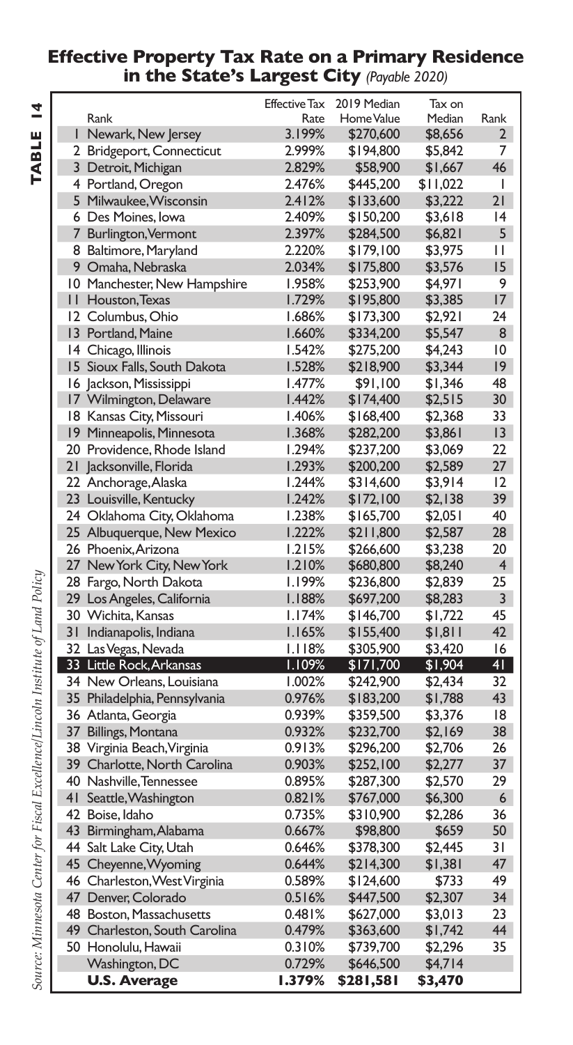## Effective Property Tax Rate on a Primary Residence in the State's Largest City *(Payable 2020)*

**TABLE 14**

| Rank | | Effective Tax Rate | 2019 Median Home Value | Tax on Median | Rank |
|---|---|---|---|---|---|
| 1 | Newark, New Jersey | 3.199% | $270,600 | $8,656 | 2 |
| 2 | Bridgeport, Connecticut | 2.999% | $194,800 | $5,842 | 7 |
| 3 | Detroit, Michigan | 2.829% | $58,900 | $1,667 | 46 |
| 4 | Portland, Oregon | 2.476% | $445,200 | $11,022 | 1 |
| 5 | Milwaukee, Wisconsin | 2.412% | $133,600 | $3,222 | 21 |
| 6 | Des Moines, Iowa | 2.409% | $150,200 | $3,618 | 14 |
| 7 | Burlington, Vermont | 2.397% | $284,500 | $6,821 | 5 |
| 8 | Baltimore, Maryland | 2.220% | $179,100 | $3,975 | 11 |
| 9 | Omaha, Nebraska | 2.034% | $175,800 | $3,576 | 15 |
| 10 | Manchester, New Hampshire | 1.958% | $253,900 | $4,971 | 9 |
| 11 | Houston, Texas | 1.729% | $195,800 | $3,385 | 17 |
| 12 | Columbus, Ohio | 1.686% | $173,300 | $2,921 | 24 |
| 13 | Portland, Maine | 1.660% | $334,200 | $5,547 | 8 |
| 14 | Chicago, Illinois | 1.542% | $275,200 | $4,243 | 10 |
| 15 | Sioux Falls, South Dakota | 1.528% | $218,900 | $3,344 | 19 |
| 16 | Jackson, Mississippi | 1.477% | $91,100 | $1,346 | 48 |
| 17 | Wilmington, Delaware | 1.442% | $174,400 | $2,515 | 30 |
| 18 | Kansas City, Missouri | 1.406% | $168,400 | $2,368 | 33 |
| 19 | Minneapolis, Minnesota | 1.368% | $282,200 | $3,861 | 13 |
| 20 | Providence, Rhode Island | 1.294% | $237,200 | $3,069 | 22 |
| 21 | Jacksonville, Florida | 1.293% | $200,200 | $2,589 | 27 |
| 22 | Anchorage, Alaska | 1.244% | $314,600 | $3,914 | 12 |
| 23 | Louisville, Kentucky | 1.242% | $172,100 | $2,138 | 39 |
| 24 | Oklahoma City, Oklahoma | 1.238% | $165,700 | $2,051 | 40 |
| 25 | Albuquerque, New Mexico | 1.222% | $211,800 | $2,587 | 28 |
| 26 | Phoenix, Arizona | 1.215% | $266,600 | $3,238 | 20 |
| 27 | New York City, New York | 1.210% | $680,800 | $8,240 | 4 |
| 28 | Fargo, North Dakota | 1.199% | $236,800 | $2,839 | 25 |
| 29 | Los Angeles, California | 1.188% | $697,200 | $8,283 | 3 |
| 30 | Wichita, Kansas | 1.174% | $146,700 | $1,722 | 45 |
| 31 | Indianapolis, Indiana | 1.165% | $155,400 | $1,811 | 42 |
| 32 | Las Vegas, Nevada | 1.118% | $305,900 | $3,420 | 16 |
| **33** | **Little Rock, Arkansas** | **1.109%** | **$171,700** | **$1,904** | **41** |
| 34 | New Orleans, Louisiana | 1.002% | $242,900 | $2,434 | 32 |
| 35 | Philadelphia, Pennsylvania | 0.976% | $183,200 | $1,788 | 43 |
| 36 | Atlanta, Georgia | 0.939% | $359,500 | $3,376 | 18 |
| 37 | Billings, Montana | 0.932% | $232,700 | $2,169 | 38 |
| 38 | Virginia Beach, Virginia | 0.913% | $296,200 | $2,706 | 26 |
| 39 | Charlotte, North Carolina | 0.903% | $252,100 | $2,277 | 37 |
| 40 | Nashville, Tennessee | 0.895% | $287,300 | $2,570 | 29 |
| 41 | Seattle, Washington | 0.821% | $767,000 | $6,300 | 6 |
| 42 | Boise, Idaho | 0.735% | $310,900 | $2,286 | 36 |
| 43 | Birmingham, Alabama | 0.667% | $98,800 | $659 | 50 |
| 44 | Salt Lake City, Utah | 0.646% | $378,300 | $2,445 | 31 |
| 45 | Cheyenne, Wyoming | 0.644% | $214,300 | $1,381 | 47 |
| 46 | Charleston, West Virginia | 0.589% | $124,600 | $733 | 49 |
| 47 | Denver, Colorado | 0.516% | $447,500 | $2,307 | 34 |
| 48 | Boston, Massachusetts | 0.481% | $627,000 | $3,013 | 23 |
| 49 | Charleston, South Carolina | 0.479% | $363,600 | $1,742 | 44 |
| 50 | Honolulu, Hawaii | 0.310% | $739,700 | $2,296 | 35 |
| | Washington, DC | 0.729% | $646,500 | $4,714 | |
| | **U.S. Average** | **1.379%** | **$281,581** | **$3,470** | |

*Source: Minnesota Center for Fiscal Excellence/Lincoln Institute of Land Policy*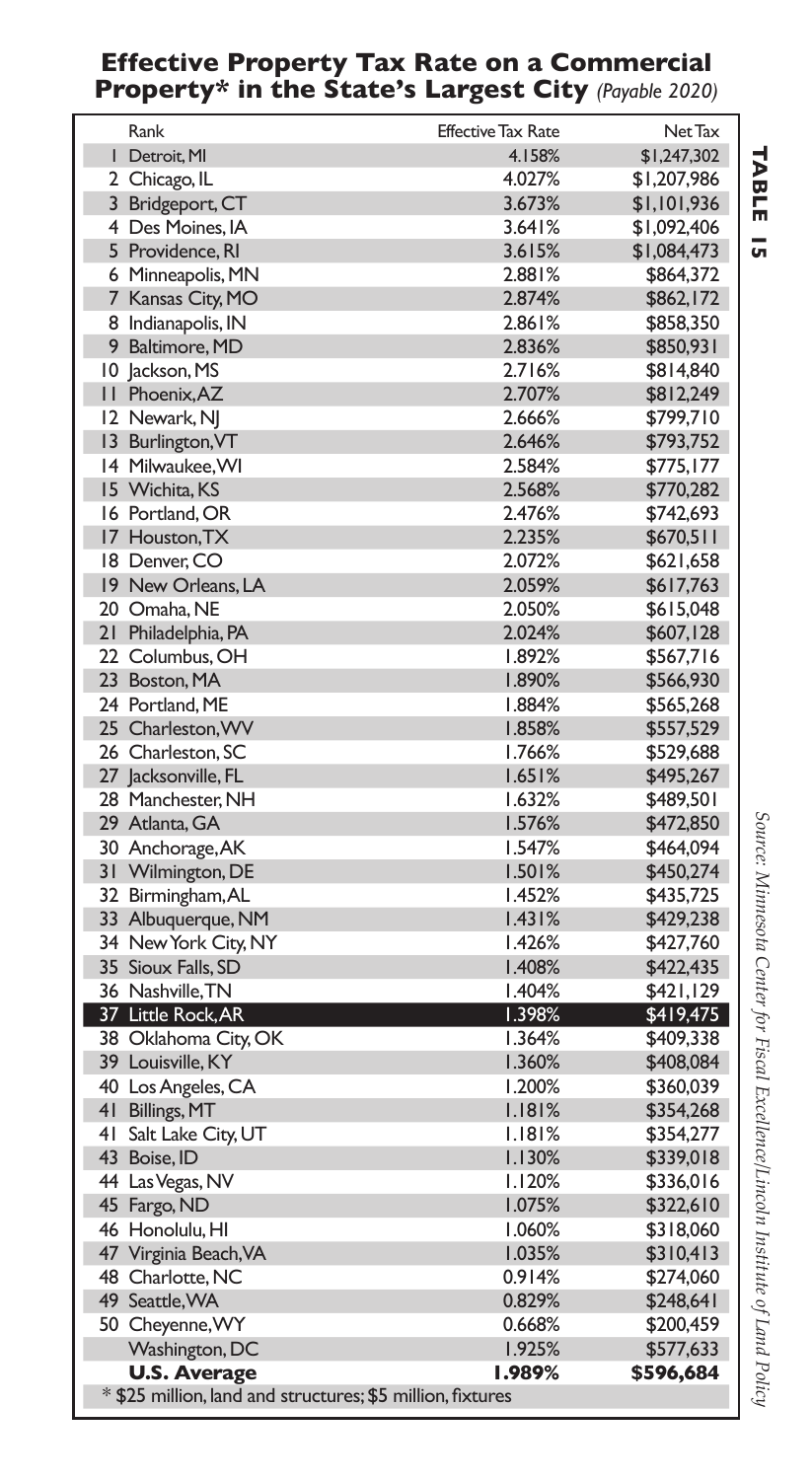## Effective Property Tax Rate on a Commercial Property* in the State's Largest City *(Payable 2020)*

**TABLE 15**

| Rank | | Effective Tax Rate | Net Tax |
|---|---|---|---|
| 1 | Detroit, MI | 4.158% | $1,247,302 |
| 2 | Chicago, IL | 4.027% | $1,207,986 |
| 3 | Bridgeport, CT | 3.673% | $1,101,936 |
| 4 | Des Moines, IA | 3.641% | $1,092,406 |
| 5 | Providence, RI | 3.615% | $1,084,473 |
| 6 | Minneapolis, MN | 2.881% | $864,372 |
| 7 | Kansas City, MO | 2.874% | $862,172 |
| 8 | Indianapolis, IN | 2.861% | $858,350 |
| 9 | Baltimore, MD | 2.836% | $850,931 |
| 10 | Jackson, MS | 2.716% | $814,840 |
| 11 | Phoenix, AZ | 2.707% | $812,249 |
| 12 | Newark, NJ | 2.666% | $799,710 |
| 13 | Burlington, VT | 2.646% | $793,752 |
| 14 | Milwaukee, WI | 2.584% | $775,177 |
| 15 | Wichita, KS | 2.568% | $770,282 |
| 16 | Portland, OR | 2.476% | $742,693 |
| 17 | Houston, TX | 2.235% | $670,511 |
| 18 | Denver, CO | 2.072% | $621,658 |
| 19 | New Orleans, LA | 2.059% | $617,763 |
| 20 | Omaha, NE | 2.050% | $615,048 |
| 21 | Philadelphia, PA | 2.024% | $607,128 |
| 22 | Columbus, OH | 1.892% | $567,716 |
| 23 | Boston, MA | 1.890% | $566,930 |
| 24 | Portland, ME | 1.884% | $565,268 |
| 25 | Charleston, WV | 1.858% | $557,529 |
| 26 | Charleston, SC | 1.766% | $529,688 |
| 27 | Jacksonville, FL | 1.651% | $495,267 |
| 28 | Manchester, NH | 1.632% | $489,501 |
| 29 | Atlanta, GA | 1.576% | $472,850 |
| 30 | Anchorage, AK | 1.547% | $464,094 |
| 31 | Wilmington, DE | 1.501% | $450,274 |
| 32 | Birmingham, AL | 1.452% | $435,725 |
| 33 | Albuquerque, NM | 1.431% | $429,238 |
| 34 | New York City, NY | 1.426% | $427,760 |
| 35 | Sioux Falls, SD | 1.408% | $422,435 |
| 36 | Nashville, TN | 1.404% | $421,129 |
| 37 | Little Rock, AR | 1.398% | $419,475 |
| 38 | Oklahoma City, OK | 1.364% | $409,338 |
| 39 | Louisville, KY | 1.360% | $408,084 |
| 40 | Los Angeles, CA | 1.200% | $360,039 |
| 41 | Billings, MT | 1.181% | $354,268 |
| 41 | Salt Lake City, UT | 1.181% | $354,277 |
| 43 | Boise, ID | 1.130% | $339,018 |
| 44 | Las Vegas, NV | 1.120% | $336,016 |
| 45 | Fargo, ND | 1.075% | $322,610 |
| 46 | Honolulu, HI | 1.060% | $318,060 |
| 47 | Virginia Beach, VA | 1.035% | $310,413 |
| 48 | Charlotte, NC | 0.914% | $274,060 |
| 49 | Seattle, WA | 0.829% | $248,641 |
| 50 | Cheyenne, WY | 0.668% | $200,459 |
| | Washington, DC | 1.925% | $577,633 |
| | **U.S. Average** | **1.989%** | **$596,684** |

\* $25 million, land and structures; $5 million, fixtures

*Source: Minnesota Center for Fiscal Excellence/Lincoln Institute of Land Policy*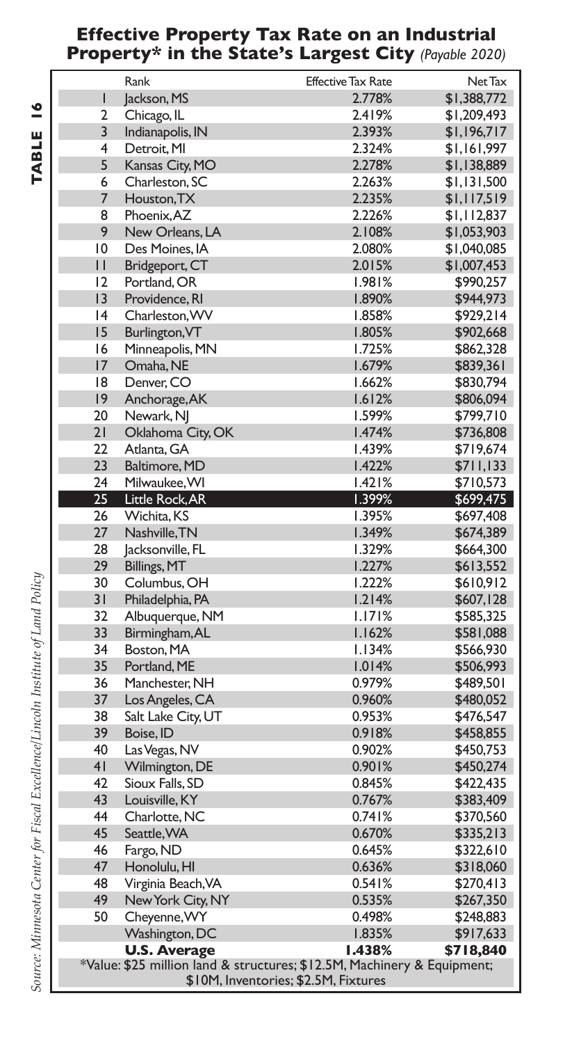**TABLE 16**

## Effective Property Tax Rate on an Industrial Property* in the State's Largest City *(Payable 2020)*

| | Rank | Effective Tax Rate | Net Tax |
|---|---|---|---|
| 1 | Jackson, MS | 2.778% | $1,388,772 |
| 2 | Chicago, IL | 2.419% | $1,209,493 |
| 3 | Indianapolis, IN | 2.393% | $1,196,717 |
| 4 | Detroit, MI | 2.324% | $1,161,997 |
| 5 | Kansas City, MO | 2.278% | $1,138,889 |
| 6 | Charleston, SC | 2.263% | $1,131,500 |
| 7 | Houston, TX | 2.235% | $1,117,519 |
| 8 | Phoenix, AZ | 2.226% | $1,112,837 |
| 9 | New Orleans, LA | 2.108% | $1,053,903 |
| 10 | Des Moines, IA | 2.080% | $1,040,085 |
| 11 | Bridgeport, CT | 2.015% | $1,007,453 |
| 12 | Portland, OR | 1.981% | $990,257 |
| 13 | Providence, RI | 1.890% | $944,973 |
| 14 | Charleston, WV | 1.858% | $929,214 |
| 15 | Burlington, VT | 1.805% | $902,668 |
| 16 | Minneapolis, MN | 1.725% | $862,328 |
| 17 | Omaha, NE | 1.679% | $839,361 |
| 18 | Denver, CO | 1.662% | $830,794 |
| 19 | Anchorage, AK | 1.612% | $806,094 |
| 20 | Newark, NJ | 1.599% | $799,710 |
| 21 | Oklahoma City, OK | 1.474% | $736,808 |
| 22 | Atlanta, GA | 1.439% | $719,674 |
| 23 | Baltimore, MD | 1.422% | $711,133 |
| 24 | Milwaukee, WI | 1.421% | $710,573 |
| 25 | Little Rock, AR | 1.399% | $699,475 |
| 26 | Wichita, KS | 1.395% | $697,408 |
| 27 | Nashville, TN | 1.349% | $674,389 |
| 28 | Jacksonville, FL | 1.329% | $664,300 |
| 29 | Billings, MT | 1.227% | $613,552 |
| 30 | Columbus, OH | 1.222% | $610,912 |
| 31 | Philadelphia, PA | 1.214% | $607,128 |
| 32 | Albuquerque, NM | 1.171% | $585,325 |
| 33 | Birmingham, AL | 1.162% | $581,088 |
| 34 | Boston, MA | 1.134% | $566,930 |
| 35 | Portland, ME | 1.014% | $506,993 |
| 36 | Manchester, NH | 0.979% | $489,501 |
| 37 | Los Angeles, CA | 0.960% | $480,052 |
| 38 | Salt Lake City, UT | 0.953% | $476,547 |
| 39 | Boise, ID | 0.918% | $458,855 |
| 40 | Las Vegas, NV | 0.902% | $450,753 |
| 41 | Wilmington, DE | 0.901% | $450,274 |
| 42 | Sioux Falls, SD | 0.845% | $422,435 |
| 43 | Louisville, KY | 0.767% | $383,409 |
| 44 | Charlotte, NC | 0.741% | $370,560 |
| 45 | Seattle, WA | 0.670% | $335,213 |
| 46 | Fargo, ND | 0.645% | $322,610 |
| 47 | Honolulu, HI | 0.636% | $318,060 |
| 48 | Virginia Beach, VA | 0.541% | $270,413 |
| 49 | New York City, NY | 0.535% | $267,350 |
| 50 | Cheyenne, WY | 0.498% | $248,883 |
| | Washington, DC | 1.835% | $917,633 |
| | **U.S. Average** | **1.438%** | **$718,840** |

*Value: $25 million land & structures; $12.5M, Machinery & Equipment; $10M, Inventories; $2.5M, Fixtures

*Source: Minnesota Center for Fiscal Excellence/Lincoln Institute of Land Policy*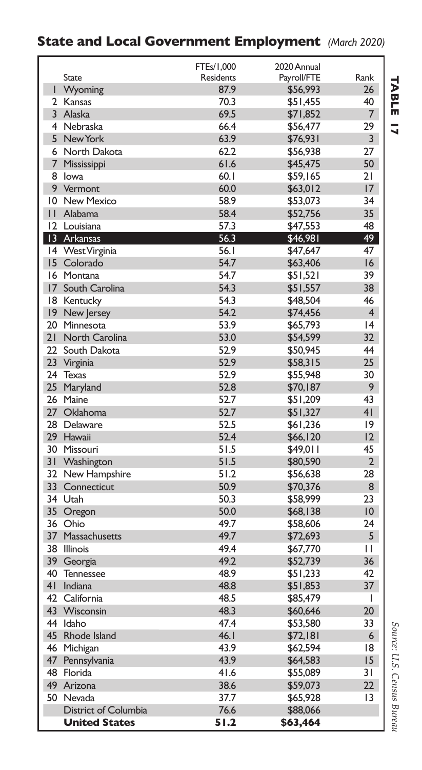## State and Local Government Employment *(March 2020)*

**TABLE 17**

| | State | FTEs/1,000 Residents | 2020 Annual Payroll/FTE | Rank |
|---|---|---|---|---|
| 1 | Wyoming | 87.9 | $56,993 | 26 |
| 2 | Kansas | 70.3 | $51,455 | 40 |
| 3 | Alaska | 69.5 | $71,852 | 7 |
| 4 | Nebraska | 66.4 | $56,477 | 29 |
| 5 | New York | 63.9 | $76,931 | 3 |
| 6 | North Dakota | 62.2 | $56,938 | 27 |
| 7 | Mississippi | 61.6 | $45,475 | 50 |
| 8 | Iowa | 60.1 | $59,165 | 21 |
| 9 | Vermont | 60.0 | $63,012 | 17 |
| 10 | New Mexico | 58.9 | $53,073 | 34 |
| 11 | Alabama | 58.4 | $52,756 | 35 |
| 12 | Louisiana | 57.3 | $47,553 | 48 |
| **13** | **Arkansas** | **56.3** | **$46,981** | **49** |
| 14 | West Virginia | 56.1 | $47,647 | 47 |
| 15 | Colorado | 54.7 | $63,406 | 16 |
| 16 | Montana | 54.7 | $51,521 | 39 |
| 17 | South Carolina | 54.3 | $51,557 | 38 |
| 18 | Kentucky | 54.3 | $48,504 | 46 |
| 19 | New Jersey | 54.2 | $74,456 | 4 |
| 20 | Minnesota | 53.9 | $65,793 | 14 |
| 21 | North Carolina | 53.0 | $54,599 | 32 |
| 22 | South Dakota | 52.9 | $50,945 | 44 |
| 23 | Virginia | 52.9 | $58,315 | 25 |
| 24 | Texas | 52.9 | $55,948 | 30 |
| 25 | Maryland | 52.8 | $70,187 | 9 |
| 26 | Maine | 52.7 | $51,209 | 43 |
| 27 | Oklahoma | 52.7 | $51,327 | 41 |
| 28 | Delaware | 52.5 | $61,236 | 19 |
| 29 | Hawaii | 52.4 | $66,120 | 12 |
| 30 | Missouri | 51.5 | $49,011 | 45 |
| 31 | Washington | 51.5 | $80,590 | 2 |
| 32 | New Hampshire | 51.2 | $56,638 | 28 |
| 33 | Connecticut | 50.9 | $70,376 | 8 |
| 34 | Utah | 50.3 | $58,999 | 23 |
| 35 | Oregon | 50.0 | $68,138 | 10 |
| 36 | Ohio | 49.7 | $58,606 | 24 |
| 37 | Massachusetts | 49.7 | $72,693 | 5 |
| 38 | Illinois | 49.4 | $67,770 | 11 |
| 39 | Georgia | 49.2 | $52,739 | 36 |
| 40 | Tennessee | 48.9 | $51,233 | 42 |
| 41 | Indiana | 48.8 | $51,853 | 37 |
| 42 | California | 48.5 | $85,479 | 1 |
| 43 | Wisconsin | 48.3 | $60,646 | 20 |
| 44 | Idaho | 47.4 | $53,580 | 33 |
| 45 | Rhode Island | 46.1 | $72,181 | 6 |
| 46 | Michigan | 43.9 | $62,594 | 18 |
| 47 | Pennsylvania | 43.9 | $64,583 | 15 |
| 48 | Florida | 41.6 | $55,089 | 31 |
| 49 | Arizona | 38.6 | $59,073 | 22 |
| 50 | Nevada | 37.7 | $65,928 | 13 |
| | District of Columbia | 76.6 | $88,066 | |
| | **United States** | **51.2** | **$63,464** | |

*Source: U.S. Census Bureau*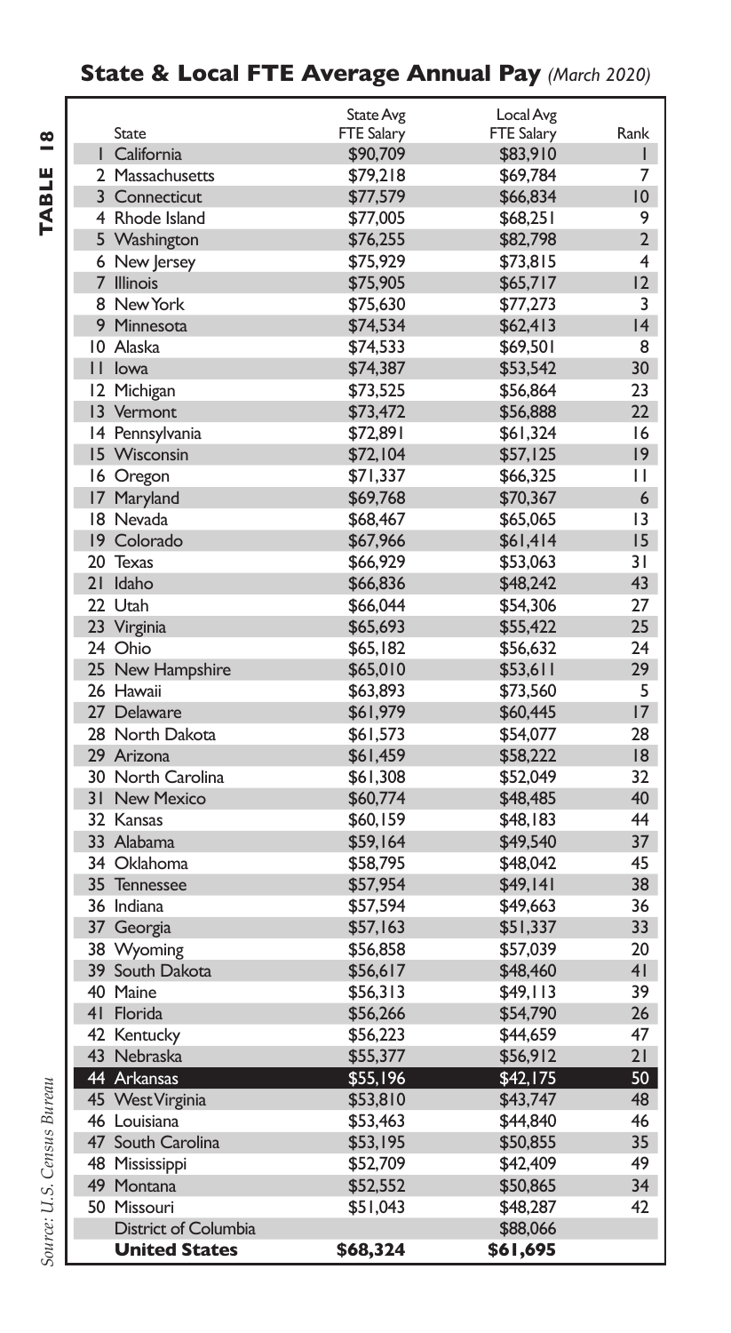## State & Local FTE Average Annual Pay *(March 2020)*

**TABLE 18**

| | State | State Avg FTE Salary | Local Avg FTE Salary | Rank |
|---|---|---|---|---|
| 1 | California | $90,709 | $83,910 | 1 |
| 2 | Massachusetts | $79,218 | $69,784 | 7 |
| 3 | Connecticut | $77,579 | $66,834 | 10 |
| 4 | Rhode Island | $77,005 | $68,251 | 9 |
| 5 | Washington | $76,255 | $82,798 | 2 |
| 6 | New Jersey | $75,929 | $73,815 | 4 |
| 7 | Illinois | $75,905 | $65,717 | 12 |
| 8 | New York | $75,630 | $77,273 | 3 |
| 9 | Minnesota | $74,534 | $62,413 | 14 |
| 10 | Alaska | $74,533 | $69,501 | 8 |
| 11 | Iowa | $74,387 | $53,542 | 30 |
| 12 | Michigan | $73,525 | $56,864 | 23 |
| 13 | Vermont | $73,472 | $56,888 | 22 |
| 14 | Pennsylvania | $72,891 | $61,324 | 16 |
| 15 | Wisconsin | $72,104 | $57,125 | 19 |
| 16 | Oregon | $71,337 | $66,325 | 11 |
| 17 | Maryland | $69,768 | $70,367 | 6 |
| 18 | Nevada | $68,467 | $65,065 | 13 |
| 19 | Colorado | $67,966 | $61,414 | 15 |
| 20 | Texas | $66,929 | $53,063 | 31 |
| 21 | Idaho | $66,836 | $48,242 | 43 |
| 22 | Utah | $66,044 | $54,306 | 27 |
| 23 | Virginia | $65,693 | $55,422 | 25 |
| 24 | Ohio | $65,182 | $56,632 | 24 |
| 25 | New Hampshire | $65,010 | $53,611 | 29 |
| 26 | Hawaii | $63,893 | $73,560 | 5 |
| 27 | Delaware | $61,979 | $60,445 | 17 |
| 28 | North Dakota | $61,573 | $54,077 | 28 |
| 29 | Arizona | $61,459 | $58,222 | 18 |
| 30 | North Carolina | $61,308 | $52,049 | 32 |
| 31 | New Mexico | $60,774 | $48,485 | 40 |
| 32 | Kansas | $60,159 | $48,183 | 44 |
| 33 | Alabama | $59,164 | $49,540 | 37 |
| 34 | Oklahoma | $58,795 | $48,042 | 45 |
| 35 | Tennessee | $57,954 | $49,141 | 38 |
| 36 | Indiana | $57,594 | $49,663 | 36 |
| 37 | Georgia | $57,163 | $51,337 | 33 |
| 38 | Wyoming | $56,858 | $57,039 | 20 |
| 39 | South Dakota | $56,617 | $48,460 | 41 |
| 40 | Maine | $56,313 | $49,113 | 39 |
| 41 | Florida | $56,266 | $54,790 | 26 |
| 42 | Kentucky | $56,223 | $44,659 | 47 |
| 43 | Nebraska | $55,377 | $56,912 | 21 |
| **44** | **Arkansas** | **$55,196** | **$42,175** | **50** |
| 45 | West Virginia | $53,810 | $43,747 | 48 |
| 46 | Louisiana | $53,463 | $44,840 | 46 |
| 47 | South Carolina | $53,195 | $50,855 | 35 |
| 48 | Mississippi | $52,709 | $42,409 | 49 |
| 49 | Montana | $52,552 | $50,865 | 34 |
| 50 | Missouri | $51,043 | $48,287 | 42 |
| | District of Columbia | | $88,066 | |
| | **United States** | **$68,324** | **$61,695** | |

*Source: U.S. Census Bureau*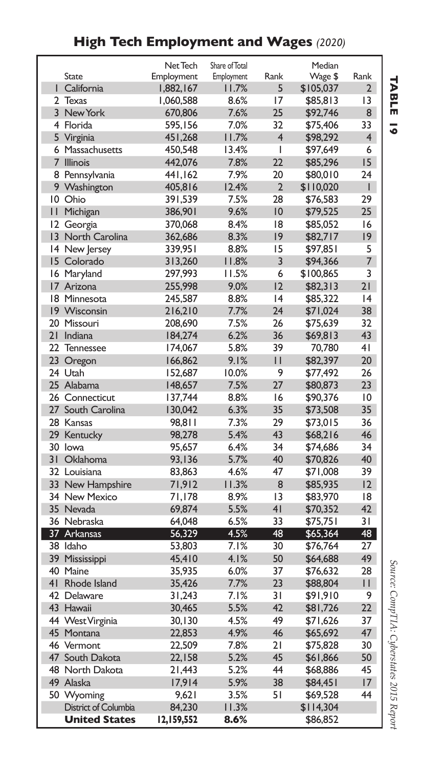# High Tech Employment and Wages *(2020)*

**TABLE 19**

| | State | Net Tech Employment | Share of Total Employment | Rank | Median Wage $ | Rank |
|---|---|---|---|---|---|---|
| 1 | California | 1,882,167 | 11.7% | 5 | $105,037 | 2 |
| 2 | Texas | 1,060,588 | 8.6% | 17 | $85,813 | 13 |
| 3 | New York | 670,806 | 7.6% | 25 | $92,746 | 8 |
| 4 | Florida | 595,156 | 7.0% | 32 | $75,406 | 33 |
| 5 | Virginia | 451,268 | 11.7% | 4 | $98,292 | 4 |
| 6 | Massachusetts | 450,548 | 13.4% | 1 | $97,649 | 6 |
| 7 | Illinois | 442,076 | 7.8% | 22 | $85,296 | 15 |
| 8 | Pennsylvania | 441,162 | 7.9% | 20 | $80,010 | 24 |
| 9 | Washington | 405,816 | 12.4% | 2 | $110,020 | 1 |
| 10 | Ohio | 391,539 | 7.5% | 28 | $76,583 | 29 |
| 11 | Michigan | 386,901 | 9.6% | 10 | $79,525 | 25 |
| 12 | Georgia | 370,068 | 8.4% | 18 | $85,052 | 16 |
| 13 | North Carolina | 362,686 | 8.3% | 19 | $82,717 | 19 |
| 14 | New Jersey | 339,951 | 8.8% | 15 | $97,851 | 5 |
| 15 | Colorado | 313,260 | 11.8% | 3 | $94,366 | 7 |
| 16 | Maryland | 297,993 | 11.5% | 6 | $100,865 | 3 |
| 17 | Arizona | 255,998 | 9.0% | 12 | $82,313 | 21 |
| 18 | Minnesota | 245,587 | 8.8% | 14 | $85,322 | 14 |
| 19 | Wisconsin | 216,210 | 7.7% | 24 | $71,024 | 38 |
| 20 | Missouri | 208,690 | 7.5% | 26 | $75,639 | 32 |
| 21 | Indiana | 184,274 | 6.2% | 36 | $69,813 | 43 |
| 22 | Tennessee | 174,067 | 5.8% | 39 | 70,780 | 41 |
| 23 | Oregon | 166,862 | 9.1% | 11 | $82,397 | 20 |
| 24 | Utah | 152,687 | 10.0% | 9 | $77,492 | 26 |
| 25 | Alabama | 148,657 | 7.5% | 27 | $80,873 | 23 |
| 26 | Connecticut | 137,744 | 8.8% | 16 | $90,376 | 10 |
| 27 | South Carolina | 130,042 | 6.3% | 35 | $73,508 | 35 |
| 28 | Kansas | 98,811 | 7.3% | 29 | $73,015 | 36 |
| 29 | Kentucky | 98,278 | 5.4% | 43 | $68,216 | 46 |
| 30 | Iowa | 95,657 | 6.4% | 34 | $74,686 | 34 |
| 31 | Oklahoma | 93,136 | 5.7% | 40 | $70,826 | 40 |
| 32 | Louisiana | 83,863 | 4.6% | 47 | $71,008 | 39 |
| 33 | New Hampshire | 71,912 | 11.3% | 8 | $85,935 | 12 |
| 34 | New Mexico | 71,178 | 8.9% | 13 | $83,970 | 18 |
| 35 | Nevada | 69,874 | 5.5% | 41 | $70,352 | 42 |
| 36 | Nebraska | 64,048 | 6.5% | 33 | $75,751 | 31 |
| **37** | **Arkansas** | **56,329** | **4.5%** | **48** | **$65,364** | **48** |
| 38 | Idaho | 53,803 | 7.1% | 30 | $76,764 | 27 |
| 39 | Mississippi | 45,410 | 4.1% | 50 | $64,688 | 49 |
| 40 | Maine | 35,935 | 6.0% | 37 | $76,632 | 28 |
| 41 | Rhode Island | 35,426 | 7.7% | 23 | $88,804 | 11 |
| 42 | Delaware | 31,243 | 7.1% | 31 | $91,910 | 9 |
| 43 | Hawaii | 30,465 | 5.5% | 42 | $81,726 | 22 |
| 44 | West Virginia | 30,130 | 4.5% | 49 | $71,626 | 37 |
| 45 | Montana | 22,853 | 4.9% | 46 | $65,692 | 47 |
| 46 | Vermont | 22,509 | 7.8% | 21 | $75,828 | 30 |
| 47 | South Dakota | 22,158 | 5.2% | 45 | $61,866 | 50 |
| 48 | North Dakota | 21,443 | 5.2% | 44 | $68,886 | 45 |
| 49 | Alaska | 17,914 | 5.9% | 38 | $84,451 | 17 |
| 50 | Wyoming | 9,621 | 3.5% | 51 | $69,528 | 44 |
| | District of Columbia | 84,230 | 11.3% | | $114,304 | |
| | **United States** | **12,159,552** | **8.6%** | | $86,852 | |

*Source: CompTIA: Cyberstates 2015 Report*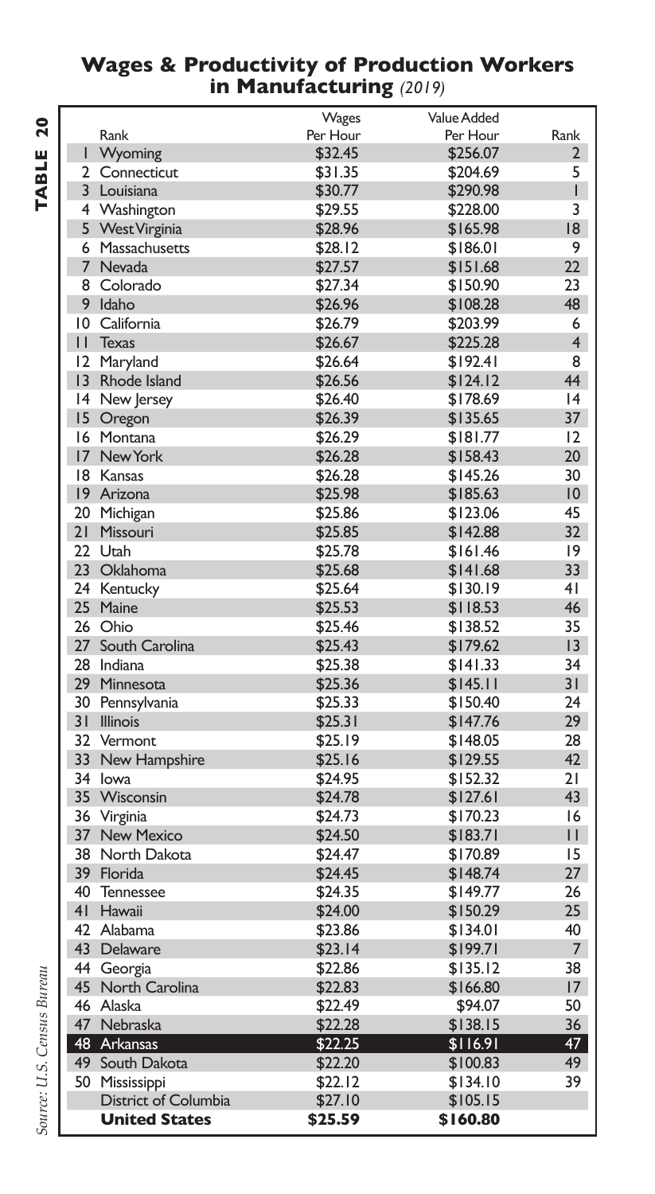## TABLE 20

## Wages & Productivity of Production Workers in Manufacturing *(2019)*

| Rank | State | Wages Per Hour | Value Added Per Hour | Rank |
|---|---|---|---|---|
| 1 | Wyoming | $32.45 | $256.07 | 2 |
| 2 | Connecticut | $31.35 | $204.69 | 5 |
| 3 | Louisiana | $30.77 | $290.98 | 1 |
| 4 | Washington | $29.55 | $228.00 | 3 |
| 5 | West Virginia | $28.96 | $165.98 | 18 |
| 6 | Massachusetts | $28.12 | $186.01 | 9 |
| 7 | Nevada | $27.57 | $151.68 | 22 |
| 8 | Colorado | $27.34 | $150.90 | 23 |
| 9 | Idaho | $26.96 | $108.28 | 48 |
| 10 | California | $26.79 | $203.99 | 6 |
| 11 | Texas | $26.67 | $225.28 | 4 |
| 12 | Maryland | $26.64 | $192.41 | 8 |
| 13 | Rhode Island | $26.56 | $124.12 | 44 |
| 14 | New Jersey | $26.40 | $178.69 | 14 |
| 15 | Oregon | $26.39 | $135.65 | 37 |
| 16 | Montana | $26.29 | $181.77 | 12 |
| 17 | New York | $26.28 | $158.43 | 20 |
| 18 | Kansas | $26.28 | $145.26 | 30 |
| 19 | Arizona | $25.98 | $185.63 | 10 |
| 20 | Michigan | $25.86 | $123.06 | 45 |
| 21 | Missouri | $25.85 | $142.88 | 32 |
| 22 | Utah | $25.78 | $161.46 | 19 |
| 23 | Oklahoma | $25.68 | $141.68 | 33 |
| 24 | Kentucky | $25.64 | $130.19 | 41 |
| 25 | Maine | $25.53 | $118.53 | 46 |
| 26 | Ohio | $25.46 | $138.52 | 35 |
| 27 | South Carolina | $25.43 | $179.62 | 13 |
| 28 | Indiana | $25.38 | $141.33 | 34 |
| 29 | Minnesota | $25.36 | $145.11 | 31 |
| 30 | Pennsylvania | $25.33 | $150.40 | 24 |
| 31 | Illinois | $25.31 | $147.76 | 29 |
| 32 | Vermont | $25.19 | $148.05 | 28 |
| 33 | New Hampshire | $25.16 | $129.55 | 42 |
| 34 | Iowa | $24.95 | $152.32 | 21 |
| 35 | Wisconsin | $24.78 | $127.61 | 43 |
| 36 | Virginia | $24.73 | $170.23 | 16 |
| 37 | New Mexico | $24.50 | $183.71 | 11 |
| 38 | North Dakota | $24.47 | $170.89 | 15 |
| 39 | Florida | $24.45 | $148.74 | 27 |
| 40 | Tennessee | $24.35 | $149.77 | 26 |
| 41 | Hawaii | $24.00 | $150.29 | 25 |
| 42 | Alabama | $23.86 | $134.01 | 40 |
| 43 | Delaware | $23.14 | $199.71 | 7 |
| 44 | Georgia | $22.86 | $135.12 | 38 |
| 45 | North Carolina | $22.83 | $166.80 | 17 |
| 46 | Alaska | $22.49 | $94.07 | 50 |
| 47 | Nebraska | $22.28 | $138.15 | 36 |
| **48** | **Arkansas** | **$22.25** | **$116.91** | **47** |
| 49 | South Dakota | $22.20 | $100.83 | 49 |
| 50 | Mississippi | $22.12 | $134.10 | 39 |
| | District of Columbia | $27.10 | $105.15 | |
| | **United States** | **$25.59** | **$160.80** | |

*Source: U.S. Census Bureau*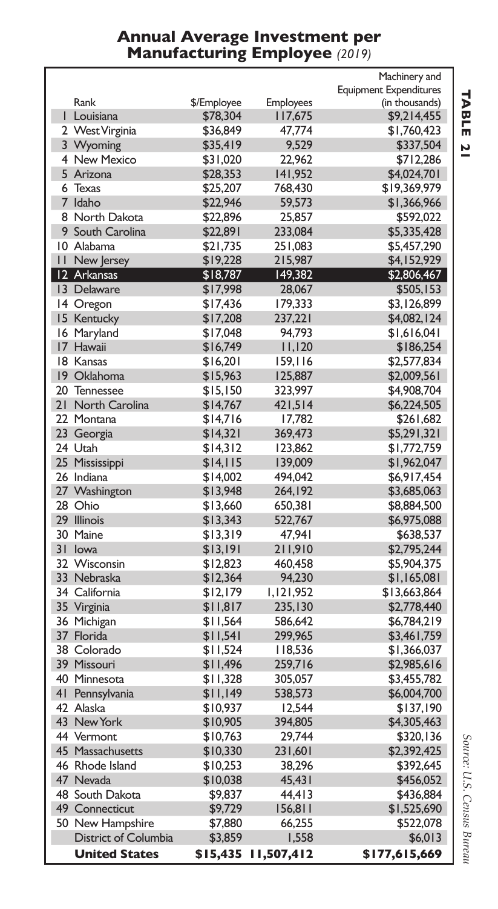## Annual Average Investment per Manufacturing Employee *(2019)*

**TABLE 21**

| Rank | | $/Employee | Employees | Machinery and Equipment Expenditures (in thousands) |
|---|---|---|---|---|
| 1 | Louisiana | $78,304 | 117,675 | $9,214,455 |
| 2 | West Virginia | $36,849 | 47,774 | $1,760,423 |
| 3 | Wyoming | $35,419 | 9,529 | $337,504 |
| 4 | New Mexico | $31,020 | 22,962 | $712,286 |
| 5 | Arizona | $28,353 | 141,952 | $4,024,701 |
| 6 | Texas | $25,207 | 768,430 | $19,369,979 |
| 7 | Idaho | $22,946 | 59,573 | $1,366,966 |
| 8 | North Dakota | $22,896 | 25,857 | $592,022 |
| 9 | South Carolina | $22,891 | 233,084 | $5,335,428 |
| 10 | Alabama | $21,735 | 251,083 | $5,457,290 |
| 11 | New Jersey | $19,228 | 215,987 | $4,152,929 |
| 12 | Arkansas | $18,787 | 149,382 | $2,806,467 |
| 13 | Delaware | $17,998 | 28,067 | $505,153 |
| 14 | Oregon | $17,436 | 179,333 | $3,126,899 |
| 15 | Kentucky | $17,208 | 237,221 | $4,082,124 |
| 16 | Maryland | $17,048 | 94,793 | $1,616,041 |
| 17 | Hawaii | $16,749 | 11,120 | $186,254 |
| 18 | Kansas | $16,201 | 159,116 | $2,577,834 |
| 19 | Oklahoma | $15,963 | 125,887 | $2,009,561 |
| 20 | Tennessee | $15,150 | 323,997 | $4,908,704 |
| 21 | North Carolina | $14,767 | 421,514 | $6,224,505 |
| 22 | Montana | $14,716 | 17,782 | $261,682 |
| 23 | Georgia | $14,321 | 369,473 | $5,291,321 |
| 24 | Utah | $14,312 | 123,862 | $1,772,759 |
| 25 | Mississippi | $14,115 | 139,009 | $1,962,047 |
| 26 | Indiana | $14,002 | 494,042 | $6,917,454 |
| 27 | Washington | $13,948 | 264,192 | $3,685,063 |
| 28 | Ohio | $13,660 | 650,381 | $8,884,500 |
| 29 | Illinois | $13,343 | 522,767 | $6,975,088 |
| 30 | Maine | $13,319 | 47,941 | $638,537 |
| 31 | Iowa | $13,191 | 211,910 | $2,795,244 |
| 32 | Wisconsin | $12,823 | 460,458 | $5,904,375 |
| 33 | Nebraska | $12,364 | 94,230 | $1,165,081 |
| 34 | California | $12,179 | 1,121,952 | $13,663,864 |
| 35 | Virginia | $11,817 | 235,130 | $2,778,440 |
| 36 | Michigan | $11,564 | 586,642 | $6,784,219 |
| 37 | Florida | $11,541 | 299,965 | $3,461,759 |
| 38 | Colorado | $11,524 | 118,536 | $1,366,037 |
| 39 | Missouri | $11,496 | 259,716 | $2,985,616 |
| 40 | Minnesota | $11,328 | 305,057 | $3,455,782 |
| 41 | Pennsylvania | $11,149 | 538,573 | $6,004,700 |
| 42 | Alaska | $10,937 | 12,544 | $137,190 |
| 43 | New York | $10,905 | 394,805 | $4,305,463 |
| 44 | Vermont | $10,763 | 29,744 | $320,136 |
| 45 | Massachusetts | $10,330 | 231,601 | $2,392,425 |
| 46 | Rhode Island | $10,253 | 38,296 | $392,645 |
| 47 | Nevada | $10,038 | 45,431 | $456,052 |
| 48 | South Dakota | $9,837 | 44,413 | $436,884 |
| 49 | Connecticut | $9,729 | 156,811 | $1,525,690 |
| 50 | New Hampshire | $7,880 | 66,255 | $522,078 |
| | District of Columbia | $3,859 | 1,558 | $6,013 |
| | **United States** | **$15,435** | **11,507,412** | **$177,615,669** |

*Source: U.S. Census Bureau*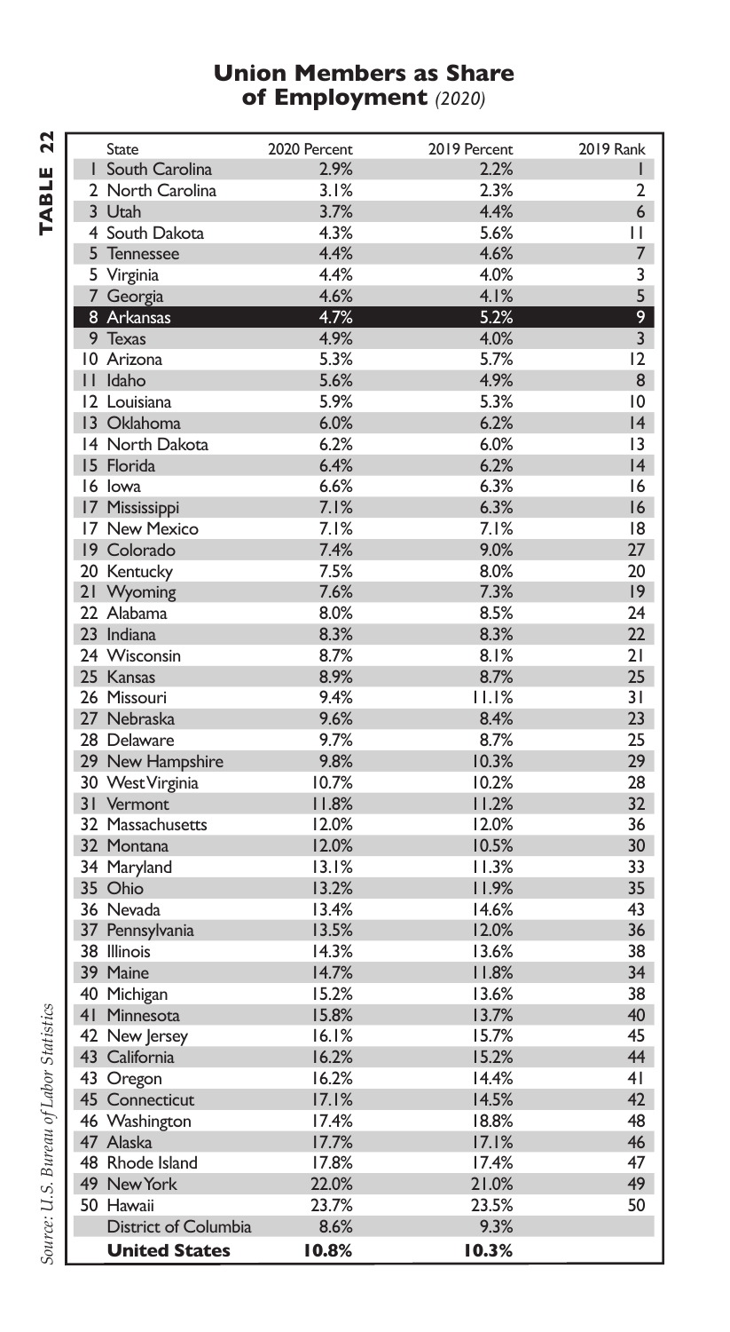**TABLE 22**

## Union Members as Share of Employment *(2020)*

| | State | 2020 Percent | 2019 Percent | 2019 Rank |
|---|---|---|---|---|
| 1 | South Carolina | 2.9% | 2.2% | 1 |
| 2 | North Carolina | 3.1% | 2.3% | 2 |
| 3 | Utah | 3.7% | 4.4% | 6 |
| 4 | South Dakota | 4.3% | 5.6% | 11 |
| 5 | Tennessee | 4.4% | 4.6% | 7 |
| 5 | Virginia | 4.4% | 4.0% | 3 |
| 7 | Georgia | 4.6% | 4.1% | 5 |
| 8 | Arkansas | 4.7% | 5.2% | 9 |
| 9 | Texas | 4.9% | 4.0% | 3 |
| 10 | Arizona | 5.3% | 5.7% | 12 |
| 11 | Idaho | 5.6% | 4.9% | 8 |
| 12 | Louisiana | 5.9% | 5.3% | 10 |
| 13 | Oklahoma | 6.0% | 6.2% | 14 |
| 14 | North Dakota | 6.2% | 6.0% | 13 |
| 15 | Florida | 6.4% | 6.2% | 14 |
| 16 | Iowa | 6.6% | 6.3% | 16 |
| 17 | Mississippi | 7.1% | 6.3% | 16 |
| 17 | New Mexico | 7.1% | 7.1% | 18 |
| 19 | Colorado | 7.4% | 9.0% | 27 |
| 20 | Kentucky | 7.5% | 8.0% | 20 |
| 21 | Wyoming | 7.6% | 7.3% | 19 |
| 22 | Alabama | 8.0% | 8.5% | 24 |
| 23 | Indiana | 8.3% | 8.3% | 22 |
| 24 | Wisconsin | 8.7% | 8.1% | 21 |
| 25 | Kansas | 8.9% | 8.7% | 25 |
| 26 | Missouri | 9.4% | 11.1% | 31 |
| 27 | Nebraska | 9.6% | 8.4% | 23 |
| 28 | Delaware | 9.7% | 8.7% | 25 |
| 29 | New Hampshire | 9.8% | 10.3% | 29 |
| 30 | West Virginia | 10.7% | 10.2% | 28 |
| 31 | Vermont | 11.8% | 11.2% | 32 |
| 32 | Massachusetts | 12.0% | 12.0% | 36 |
| 32 | Montana | 12.0% | 10.5% | 30 |
| 34 | Maryland | 13.1% | 11.3% | 33 |
| 35 | Ohio | 13.2% | 11.9% | 35 |
| 36 | Nevada | 13.4% | 14.6% | 43 |
| 37 | Pennsylvania | 13.5% | 12.0% | 36 |
| 38 | Illinois | 14.3% | 13.6% | 38 |
| 39 | Maine | 14.7% | 11.8% | 34 |
| 40 | Michigan | 15.2% | 13.6% | 38 |
| 41 | Minnesota | 15.8% | 13.7% | 40 |
| 42 | New Jersey | 16.1% | 15.7% | 45 |
| 43 | California | 16.2% | 15.2% | 44 |
| 43 | Oregon | 16.2% | 14.4% | 41 |
| 45 | Connecticut | 17.1% | 14.5% | 42 |
| 46 | Washington | 17.4% | 18.8% | 48 |
| 47 | Alaska | 17.7% | 17.1% | 46 |
| 48 | Rhode Island | 17.8% | 17.4% | 47 |
| 49 | New York | 22.0% | 21.0% | 49 |
| 50 | Hawaii | 23.7% | 23.5% | 50 |
| | District of Columbia | 8.6% | 9.3% | |
| | **United States** | **10.8%** | **10.3%** | |

*Source: U.S. Bureau of Labor Statistics*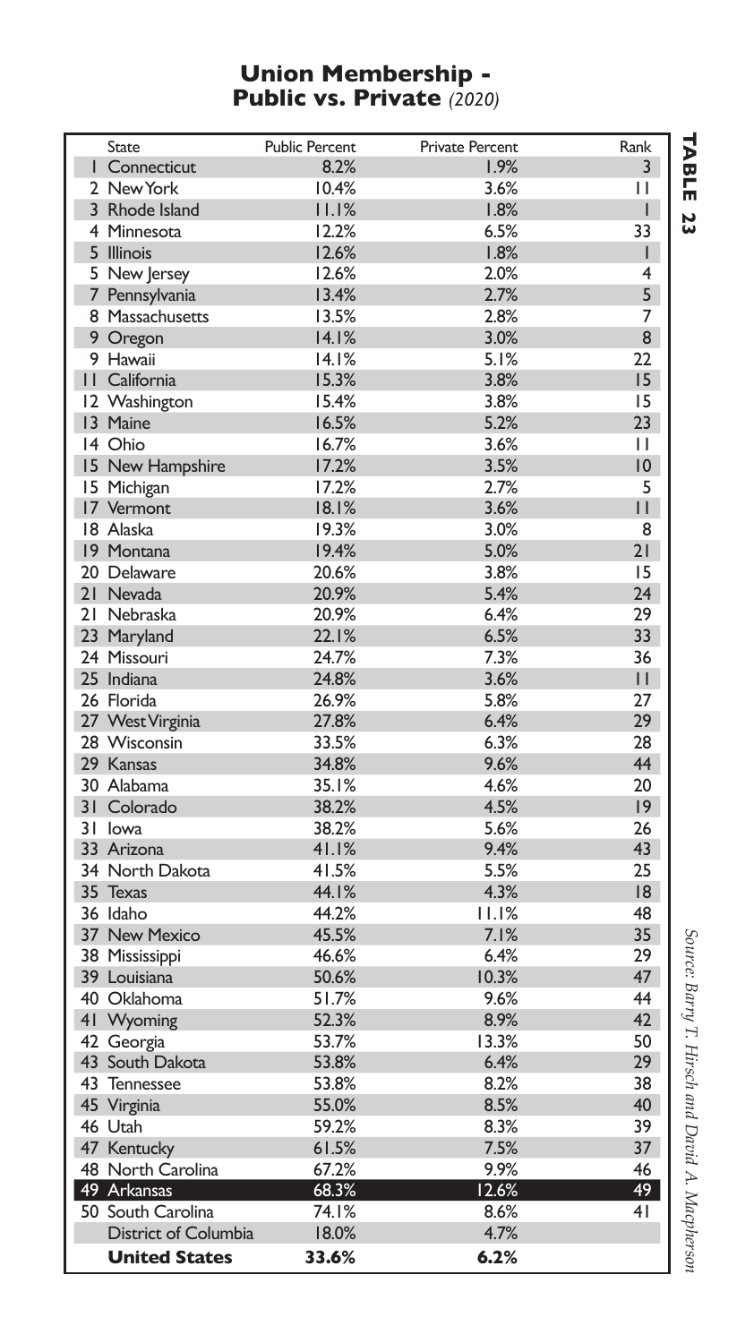# Union Membership - Public vs. Private *(2020)*

**TABLE 23**

| | State | Public Percent | Private Percent | Rank |
|---|---|---|---|---|
| 1 | Connecticut | 8.2% | 1.9% | 3 |
| 2 | New York | 10.4% | 3.6% | 11 |
| 3 | Rhode Island | 11.1% | 1.8% | 1 |
| 4 | Minnesota | 12.2% | 6.5% | 33 |
| 5 | Illinois | 12.6% | 1.8% | 1 |
| 5 | New Jersey | 12.6% | 2.0% | 4 |
| 7 | Pennsylvania | 13.4% | 2.7% | 5 |
| 8 | Massachusetts | 13.5% | 2.8% | 7 |
| 9 | Oregon | 14.1% | 3.0% | 8 |
| 9 | Hawaii | 14.1% | 5.1% | 22 |
| 11 | California | 15.3% | 3.8% | 15 |
| 12 | Washington | 15.4% | 3.8% | 15 |
| 13 | Maine | 16.5% | 5.2% | 23 |
| 14 | Ohio | 16.7% | 3.6% | 11 |
| 15 | New Hampshire | 17.2% | 3.5% | 10 |
| 15 | Michigan | 17.2% | 2.7% | 5 |
| 17 | Vermont | 18.1% | 3.6% | 11 |
| 18 | Alaska | 19.3% | 3.0% | 8 |
| 19 | Montana | 19.4% | 5.0% | 21 |
| 20 | Delaware | 20.6% | 3.8% | 15 |
| 21 | Nevada | 20.9% | 5.4% | 24 |
| 21 | Nebraska | 20.9% | 6.4% | 29 |
| 23 | Maryland | 22.1% | 6.5% | 33 |
| 24 | Missouri | 24.7% | 7.3% | 36 |
| 25 | Indiana | 24.8% | 3.6% | 11 |
| 26 | Florida | 26.9% | 5.8% | 27 |
| 27 | West Virginia | 27.8% | 6.4% | 29 |
| 28 | Wisconsin | 33.5% | 6.3% | 28 |
| 29 | Kansas | 34.8% | 9.6% | 44 |
| 30 | Alabama | 35.1% | 4.6% | 20 |
| 31 | Colorado | 38.2% | 4.5% | 19 |
| 31 | Iowa | 38.2% | 5.6% | 26 |
| 33 | Arizona | 41.1% | 9.4% | 43 |
| 34 | North Dakota | 41.5% | 5.5% | 25 |
| 35 | Texas | 44.1% | 4.3% | 18 |
| 36 | Idaho | 44.2% | 11.1% | 48 |
| 37 | New Mexico | 45.5% | 7.1% | 35 |
| 38 | Mississippi | 46.6% | 6.4% | 29 |
| 39 | Louisiana | 50.6% | 10.3% | 47 |
| 40 | Oklahoma | 51.7% | 9.6% | 44 |
| 41 | Wyoming | 52.3% | 8.9% | 42 |
| 42 | Georgia | 53.7% | 13.3% | 50 |
| 43 | South Dakota | 53.8% | 6.4% | 29 |
| 43 | Tennessee | 53.8% | 8.2% | 38 |
| 45 | Virginia | 55.0% | 8.5% | 40 |
| 46 | Utah | 59.2% | 8.3% | 39 |
| 47 | Kentucky | 61.5% | 7.5% | 37 |
| 48 | North Carolina | 67.2% | 9.9% | 46 |
| 49 | Arkansas | 68.3% | 12.6% | 49 |
| 50 | South Carolina | 74.1% | 8.6% | 41 |
| | District of Columbia | 18.0% | 4.7% | |
| | **United States** | **33.6%** | **6.2%** | |

*Source: Barry T. Hirsch and David A. Macpherson*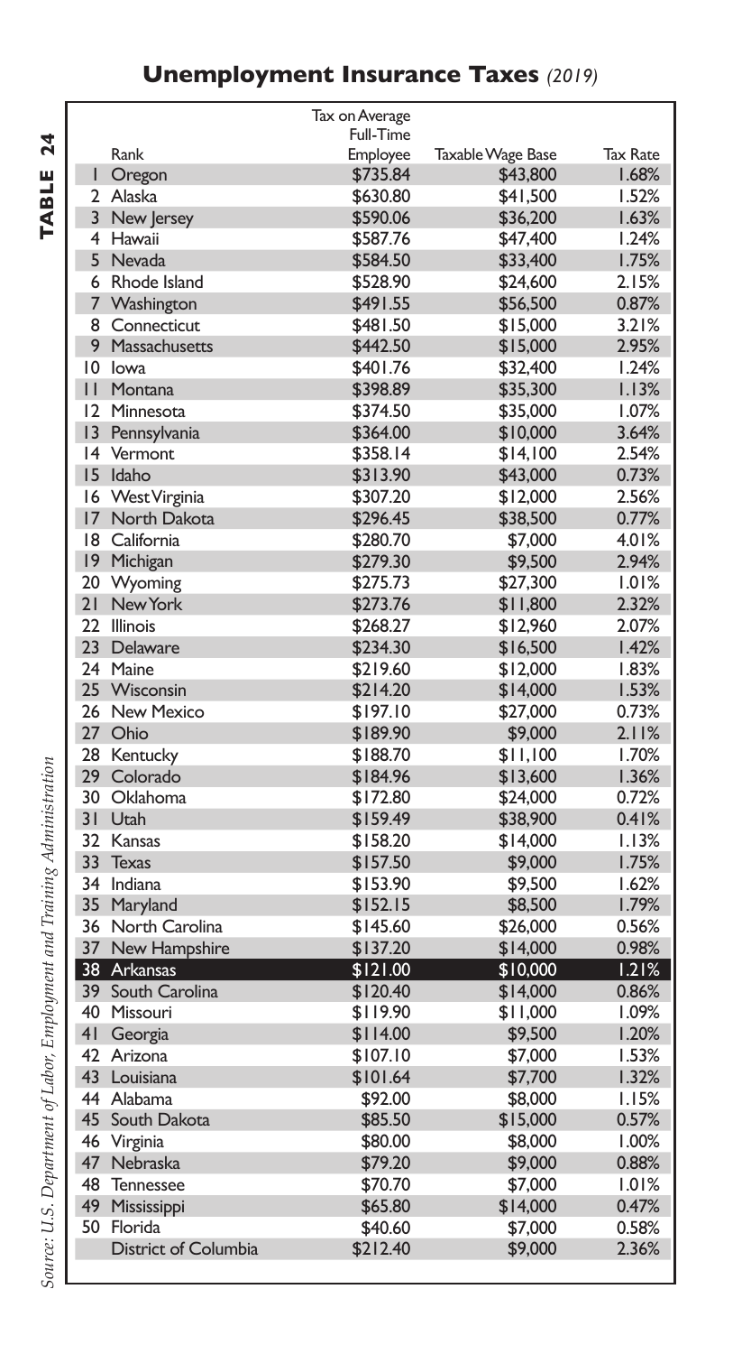# Unemployment Insurance Taxes *(2019)*

**TABLE 24**

| Rank | | Tax on Average Full-Time Employee | Taxable Wage Base | Tax Rate |
|---|---|---|---|---|
| 1 | Oregon | $735.84 | $43,800 | 1.68% |
| 2 | Alaska | $630.80 | $41,500 | 1.52% |
| 3 | New Jersey | $590.06 | $36,200 | 1.63% |
| 4 | Hawaii | $587.76 | $47,400 | 1.24% |
| 5 | Nevada | $584.50 | $33,400 | 1.75% |
| 6 | Rhode Island | $528.90 | $24,600 | 2.15% |
| 7 | Washington | $491.55 | $56,500 | 0.87% |
| 8 | Connecticut | $481.50 | $15,000 | 3.21% |
| 9 | Massachusetts | $442.50 | $15,000 | 2.95% |
| 10 | Iowa | $401.76 | $32,400 | 1.24% |
| 11 | Montana | $398.89 | $35,300 | 1.13% |
| 12 | Minnesota | $374.50 | $35,000 | 1.07% |
| 13 | Pennsylvania | $364.00 | $10,000 | 3.64% |
| 14 | Vermont | $358.14 | $14,100 | 2.54% |
| 15 | Idaho | $313.90 | $43,000 | 0.73% |
| 16 | West Virginia | $307.20 | $12,000 | 2.56% |
| 17 | North Dakota | $296.45 | $38,500 | 0.77% |
| 18 | California | $280.70 | $7,000 | 4.01% |
| 19 | Michigan | $279.30 | $9,500 | 2.94% |
| 20 | Wyoming | $275.73 | $27,300 | 1.01% |
| 21 | New York | $273.76 | $11,800 | 2.32% |
| 22 | Illinois | $268.27 | $12,960 | 2.07% |
| 23 | Delaware | $234.30 | $16,500 | 1.42% |
| 24 | Maine | $219.60 | $12,000 | 1.83% |
| 25 | Wisconsin | $214.20 | $14,000 | 1.53% |
| 26 | New Mexico | $197.10 | $27,000 | 0.73% |
| 27 | Ohio | $189.90 | $9,000 | 2.11% |
| 28 | Kentucky | $188.70 | $11,100 | 1.70% |
| 29 | Colorado | $184.96 | $13,600 | 1.36% |
| 30 | Oklahoma | $172.80 | $24,000 | 0.72% |
| 31 | Utah | $159.49 | $38,900 | 0.41% |
| 32 | Kansas | $158.20 | $14,000 | 1.13% |
| 33 | Texas | $157.50 | $9,000 | 1.75% |
| 34 | Indiana | $153.90 | $9,500 | 1.62% |
| 35 | Maryland | $152.15 | $8,500 | 1.79% |
| 36 | North Carolina | $145.60 | $26,000 | 0.56% |
| 37 | New Hampshire | $137.20 | $14,000 | 0.98% |
| **38** | **Arkansas** | **$121.00** | **$10,000** | **1.21%** |
| 39 | South Carolina | $120.40 | $14,000 | 0.86% |
| 40 | Missouri | $119.90 | $11,000 | 1.09% |
| 41 | Georgia | $114.00 | $9,500 | 1.20% |
| 42 | Arizona | $107.10 | $7,000 | 1.53% |
| 43 | Louisiana | $101.64 | $7,700 | 1.32% |
| 44 | Alabama | $92.00 | $8,000 | 1.15% |
| 45 | South Dakota | $85.50 | $15,000 | 0.57% |
| 46 | Virginia | $80.00 | $8,000 | 1.00% |
| 47 | Nebraska | $79.20 | $9,000 | 0.88% |
| 48 | Tennessee | $70.70 | $7,000 | 1.01% |
| 49 | Mississippi | $65.80 | $14,000 | 0.47% |
| 50 | Florida | $40.60 | $7,000 | 0.58% |
| | District of Columbia | $212.40 | $9,000 | 2.36% |

*Source: U.S. Department of Labor, Employment and Training Administration*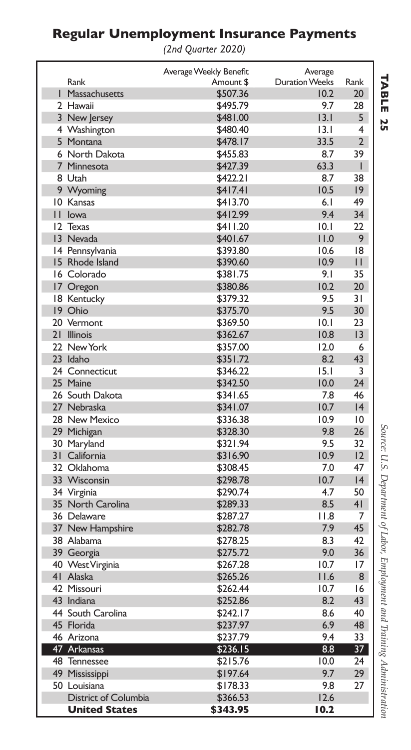## Regular Unemployment Insurance Payments

*(2nd Quarter 2020)*

**TABLE 25**

| Rank | | Average Weekly Benefit Amount $ | Average Duration Weeks | Rank |
|---|---|---|---|---|
| 1 | Massachusetts | $507.36 | 10.2 | 20 |
| 2 | Hawaii | $495.79 | 9.7 | 28 |
| 3 | New Jersey | $481.00 | 13.1 | 5 |
| 4 | Washington | $480.40 | 13.1 | 4 |
| 5 | Montana | $478.17 | 33.5 | 2 |
| 6 | North Dakota | $455.83 | 8.7 | 39 |
| 7 | Minnesota | $427.39 | 63.3 | 1 |
| 8 | Utah | $422.21 | 8.7 | 38 |
| 9 | Wyoming | $417.41 | 10.5 | 19 |
| 10 | Kansas | $413.70 | 6.1 | 49 |
| 11 | Iowa | $412.99 | 9.4 | 34 |
| 12 | Texas | $411.20 | 10.1 | 22 |
| 13 | Nevada | $401.67 | 11.0 | 9 |
| 14 | Pennsylvania | $393.80 | 10.6 | 18 |
| 15 | Rhode Island | $390.60 | 10.9 | 11 |
| 16 | Colorado | $381.75 | 9.1 | 35 |
| 17 | Oregon | $380.86 | 10.2 | 20 |
| 18 | Kentucky | $379.32 | 9.5 | 31 |
| 19 | Ohio | $375.70 | 9.5 | 30 |
| 20 | Vermont | $369.50 | 10.1 | 23 |
| 21 | Illinois | $362.67 | 10.8 | 13 |
| 22 | New York | $357.00 | 12.0 | 6 |
| 23 | Idaho | $351.72 | 8.2 | 43 |
| 24 | Connecticut | $346.22 | 15.1 | 3 |
| 25 | Maine | $342.50 | 10.0 | 24 |
| 26 | South Dakota | $341.65 | 7.8 | 46 |
| 27 | Nebraska | $341.07 | 10.7 | 14 |
| 28 | New Mexico | $336.38 | 10.9 | 10 |
| 29 | Michigan | $328.30 | 9.8 | 26 |
| 30 | Maryland | $321.94 | 9.5 | 32 |
| 31 | California | $316.90 | 10.9 | 12 |
| 32 | Oklahoma | $308.45 | 7.0 | 47 |
| 33 | Wisconsin | $298.78 | 10.7 | 14 |
| 34 | Virginia | $290.74 | 4.7 | 50 |
| 35 | North Carolina | $289.33 | 8.5 | 41 |
| 36 | Delaware | $287.27 | 11.8 | 7 |
| 37 | New Hampshire | $282.78 | 7.9 | 45 |
| 38 | Alabama | $278.25 | 8.3 | 42 |
| 39 | Georgia | $275.72 | 9.0 | 36 |
| 40 | West Virginia | $267.28 | 10.7 | 17 |
| 41 | Alaska | $265.26 | 11.6 | 8 |
| 42 | Missouri | $262.44 | 10.7 | 16 |
| 43 | Indiana | $252.86 | 8.2 | 43 |
| 44 | South Carolina | $242.17 | 8.6 | 40 |
| 45 | Florida | $237.97 | 6.9 | 48 |
| 46 | Arizona | $237.79 | 9.4 | 33 |
| 47 | Arkansas | $236.15 | 8.8 | 37 |
| 48 | Tennessee | $215.76 | 10.0 | 24 |
| 49 | Mississippi | $197.64 | 9.7 | 29 |
| 50 | Louisiana | $178.33 | 9.8 | 27 |
| | District of Columbia | $366.53 | 12.6 | |
| | **United States** | **$343.95** | **10.2** | |

*Source: U.S. Department of Labor, Employment and Training Administration*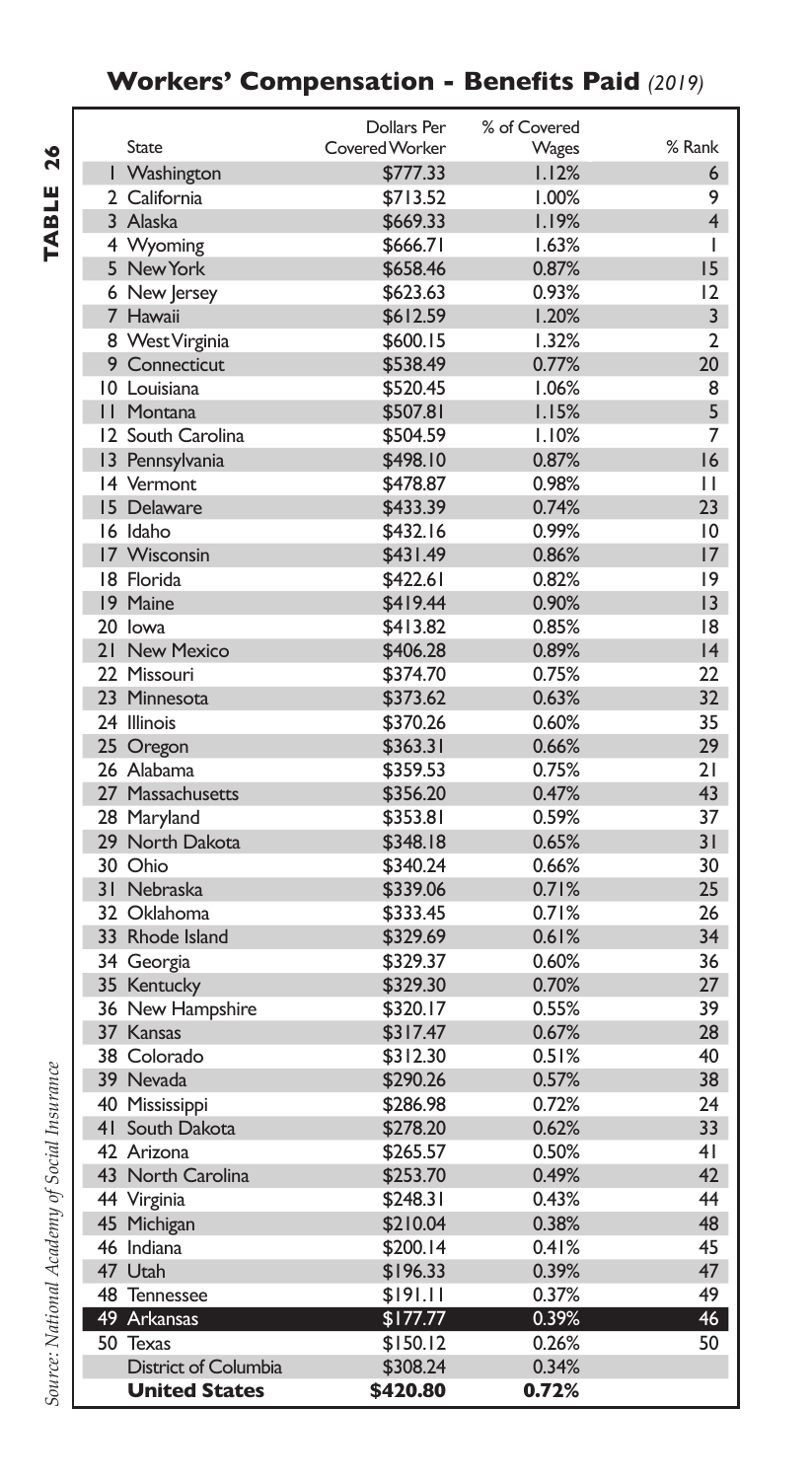# Workers' Compensation - Benefits Paid *(2019)*

**TABLE 26**

| | State | Dollars Per Covered Worker | % of Covered Wages | % Rank |
|---|---|---|---|---|
| 1 | Washington | $777.33 | 1.12% | 6 |
| 2 | California | $713.52 | 1.00% | 9 |
| 3 | Alaska | $669.33 | 1.19% | 4 |
| 4 | Wyoming | $666.71 | 1.63% | 1 |
| 5 | New York | $658.46 | 0.87% | 15 |
| 6 | New Jersey | $623.63 | 0.93% | 12 |
| 7 | Hawaii | $612.59 | 1.20% | 3 |
| 8 | West Virginia | $600.15 | 1.32% | 2 |
| 9 | Connecticut | $538.49 | 0.77% | 20 |
| 10 | Louisiana | $520.45 | 1.06% | 8 |
| 11 | Montana | $507.81 | 1.15% | 5 |
| 12 | South Carolina | $504.59 | 1.10% | 7 |
| 13 | Pennsylvania | $498.10 | 0.87% | 16 |
| 14 | Vermont | $478.87 | 0.98% | 11 |
| 15 | Delaware | $433.39 | 0.74% | 23 |
| 16 | Idaho | $432.16 | 0.99% | 10 |
| 17 | Wisconsin | $431.49 | 0.86% | 17 |
| 18 | Florida | $422.61 | 0.82% | 19 |
| 19 | Maine | $419.44 | 0.90% | 13 |
| 20 | Iowa | $413.82 | 0.85% | 18 |
| 21 | New Mexico | $406.28 | 0.89% | 14 |
| 22 | Missouri | $374.70 | 0.75% | 22 |
| 23 | Minnesota | $373.62 | 0.63% | 32 |
| 24 | Illinois | $370.26 | 0.60% | 35 |
| 25 | Oregon | $363.31 | 0.66% | 29 |
| 26 | Alabama | $359.53 | 0.75% | 21 |
| 27 | Massachusetts | $356.20 | 0.47% | 43 |
| 28 | Maryland | $353.81 | 0.59% | 37 |
| 29 | North Dakota | $348.18 | 0.65% | 31 |
| 30 | Ohio | $340.24 | 0.66% | 30 |
| 31 | Nebraska | $339.06 | 0.71% | 25 |
| 32 | Oklahoma | $333.45 | 0.71% | 26 |
| 33 | Rhode Island | $329.69 | 0.61% | 34 |
| 34 | Georgia | $329.37 | 0.60% | 36 |
| 35 | Kentucky | $329.30 | 0.70% | 27 |
| 36 | New Hampshire | $320.17 | 0.55% | 39 |
| 37 | Kansas | $317.47 | 0.67% | 28 |
| 38 | Colorado | $312.30 | 0.51% | 40 |
| 39 | Nevada | $290.26 | 0.57% | 38 |
| 40 | Mississippi | $286.98 | 0.72% | 24 |
| 41 | South Dakota | $278.20 | 0.62% | 33 |
| 42 | Arizona | $265.57 | 0.50% | 41 |
| 43 | North Carolina | $253.70 | 0.49% | 42 |
| 44 | Virginia | $248.31 | 0.43% | 44 |
| 45 | Michigan | $210.04 | 0.38% | 48 |
| 46 | Indiana | $200.14 | 0.41% | 45 |
| 47 | Utah | $196.33 | 0.39% | 47 |
| 48 | Tennessee | $191.11 | 0.37% | 49 |
| 49 | Arkansas | $177.77 | 0.39% | 46 |
| 50 | Texas | $150.12 | 0.26% | 50 |
| | District of Columbia | $308.24 | 0.34% | |
| | **United States** | **$420.80** | **0.72%** | |

*Source: National Academy of Social Insurance*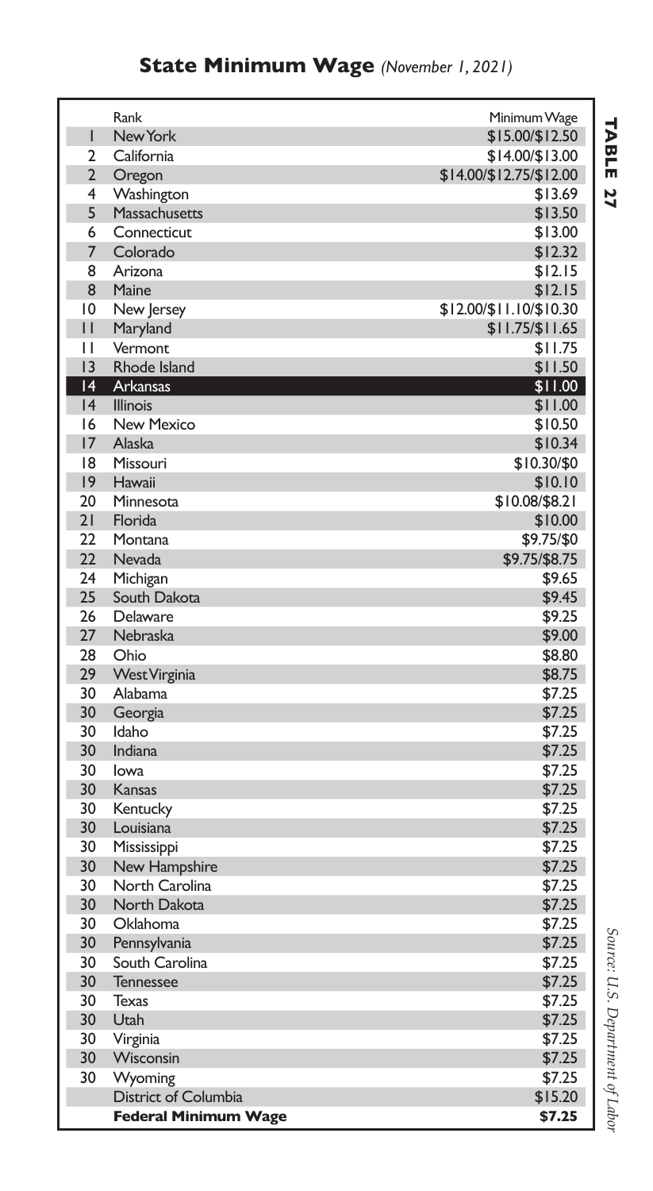# State Minimum Wage *(November 1, 2021)*

**TABLE 27**

| | Rank | Minimum Wage |
|---|---|---|
| 1 | New York | $15.00/$12.50 |
| 2 | California | $14.00/$13.00 |
| 2 | Oregon | $14.00/$12.75/$12.00 |
| 4 | Washington | $13.69 |
| 5 | Massachusetts | $13.50 |
| 6 | Connecticut | $13.00 |
| 7 | Colorado | $12.32 |
| 8 | Arizona | $12.15 |
| 8 | Maine | $12.15 |
| 10 | New Jersey | $12.00/$11.10/$10.30 |
| 11 | Maryland | $11.75/$11.65 |
| 11 | Vermont | $11.75 |
| 13 | Rhode Island | $11.50 |
| 14 | Arkansas | $11.00 |
| 14 | Illinois | $11.00 |
| 16 | New Mexico | $10.50 |
| 17 | Alaska | $10.34 |
| 18 | Missouri | $10.30/$0 |
| 19 | Hawaii | $10.10 |
| 20 | Minnesota | $10.08/$8.21 |
| 21 | Florida | $10.00 |
| 22 | Montana | $9.75/$0 |
| 22 | Nevada | $9.75/$8.75 |
| 24 | Michigan | $9.65 |
| 25 | South Dakota | $9.45 |
| 26 | Delaware | $9.25 |
| 27 | Nebraska | $9.00 |
| 28 | Ohio | $8.80 |
| 29 | West Virginia | $8.75 |
| 30 | Alabama | $7.25 |
| 30 | Georgia | $7.25 |
| 30 | Idaho | $7.25 |
| 30 | Indiana | $7.25 |
| 30 | Iowa | $7.25 |
| 30 | Kansas | $7.25 |
| 30 | Kentucky | $7.25 |
| 30 | Louisiana | $7.25 |
| 30 | Mississippi | $7.25 |
| 30 | New Hampshire | $7.25 |
| 30 | North Carolina | $7.25 |
| 30 | North Dakota | $7.25 |
| 30 | Oklahoma | $7.25 |
| 30 | Pennsylvania | $7.25 |
| 30 | South Carolina | $7.25 |
| 30 | Tennessee | $7.25 |
| 30 | Texas | $7.25 |
| 30 | Utah | $7.25 |
| 30 | Virginia | $7.25 |
| 30 | Wisconsin | $7.25 |
| 30 | Wyoming | $7.25 |
| | District of Columbia | $15.20 |
| | **Federal Minimum Wage** | **$7.25** |

*Source: U.S. Department of Labor*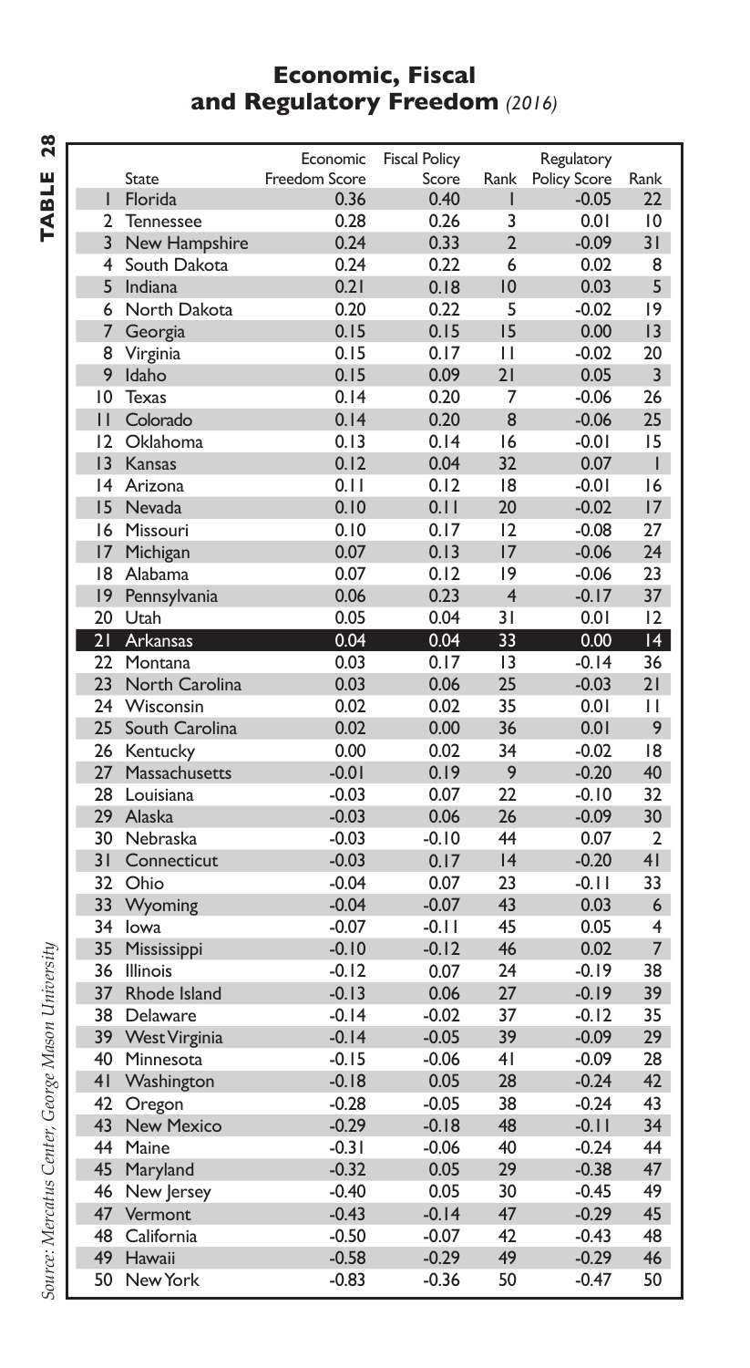## TABLE 28

# Economic, Fiscal and Regulatory Freedom *(2016)*

| | State | Economic Freedom Score | Fiscal Policy Score | Rank | Regulatory Policy Score | Rank |
|---|---|---|---|---|---|---|
| 1 | Florida | 0.36 | 0.40 | 1 | -0.05 | 22 |
| 2 | Tennessee | 0.28 | 0.26 | 3 | 0.01 | 10 |
| 3 | New Hampshire | 0.24 | 0.33 | 2 | -0.09 | 31 |
| 4 | South Dakota | 0.24 | 0.22 | 6 | 0.02 | 8 |
| 5 | Indiana | 0.21 | 0.18 | 10 | 0.03 | 5 |
| 6 | North Dakota | 0.20 | 0.22 | 5 | -0.02 | 19 |
| 7 | Georgia | 0.15 | 0.15 | 15 | 0.00 | 13 |
| 8 | Virginia | 0.15 | 0.17 | 11 | -0.02 | 20 |
| 9 | Idaho | 0.15 | 0.09 | 21 | 0.05 | 3 |
| 10 | Texas | 0.14 | 0.20 | 7 | -0.06 | 26 |
| 11 | Colorado | 0.14 | 0.20 | 8 | -0.06 | 25 |
| 12 | Oklahoma | 0.13 | 0.14 | 16 | -0.01 | 15 |
| 13 | Kansas | 0.12 | 0.04 | 32 | 0.07 | 1 |
| 14 | Arizona | 0.11 | 0.12 | 18 | -0.01 | 16 |
| 15 | Nevada | 0.10 | 0.11 | 20 | -0.02 | 17 |
| 16 | Missouri | 0.10 | 0.17 | 12 | -0.08 | 27 |
| 17 | Michigan | 0.07 | 0.13 | 17 | -0.06 | 24 |
| 18 | Alabama | 0.07 | 0.12 | 19 | -0.06 | 23 |
| 19 | Pennsylvania | 0.06 | 0.23 | 4 | -0.17 | 37 |
| 20 | Utah | 0.05 | 0.04 | 31 | 0.01 | 12 |
| 21 | Arkansas | 0.04 | 0.04 | 33 | 0.00 | 14 |
| 22 | Montana | 0.03 | 0.17 | 13 | -0.14 | 36 |
| 23 | North Carolina | 0.03 | 0.06 | 25 | -0.03 | 21 |
| 24 | Wisconsin | 0.02 | 0.02 | 35 | 0.01 | 11 |
| 25 | South Carolina | 0.02 | 0.00 | 36 | 0.01 | 9 |
| 26 | Kentucky | 0.00 | 0.02 | 34 | -0.02 | 18 |
| 27 | Massachusetts | -0.01 | 0.19 | 9 | -0.20 | 40 |
| 28 | Louisiana | -0.03 | 0.07 | 22 | -0.10 | 32 |
| 29 | Alaska | -0.03 | 0.06 | 26 | -0.09 | 30 |
| 30 | Nebraska | -0.03 | -0.10 | 44 | 0.07 | 2 |
| 31 | Connecticut | -0.03 | 0.17 | 14 | -0.20 | 41 |
| 32 | Ohio | -0.04 | 0.07 | 23 | -0.11 | 33 |
| 33 | Wyoming | -0.04 | -0.07 | 43 | 0.03 | 6 |
| 34 | Iowa | -0.07 | -0.11 | 45 | 0.05 | 4 |
| 35 | Mississippi | -0.10 | -0.12 | 46 | 0.02 | 7 |
| 36 | Illinois | -0.12 | 0.07 | 24 | -0.19 | 38 |
| 37 | Rhode Island | -0.13 | 0.06 | 27 | -0.19 | 39 |
| 38 | Delaware | -0.14 | -0.02 | 37 | -0.12 | 35 |
| 39 | West Virginia | -0.14 | -0.05 | 39 | -0.09 | 29 |
| 40 | Minnesota | -0.15 | -0.06 | 41 | -0.09 | 28 |
| 41 | Washington | -0.18 | 0.05 | 28 | -0.24 | 42 |
| 42 | Oregon | -0.28 | -0.05 | 38 | -0.24 | 43 |
| 43 | New Mexico | -0.29 | -0.18 | 48 | -0.11 | 34 |
| 44 | Maine | -0.31 | -0.06 | 40 | -0.24 | 44 |
| 45 | Maryland | -0.32 | 0.05 | 29 | -0.38 | 47 |
| 46 | New Jersey | -0.40 | 0.05 | 30 | -0.45 | 49 |
| 47 | Vermont | -0.43 | -0.14 | 47 | -0.29 | 45 |
| 48 | California | -0.50 | -0.07 | 42 | -0.43 | 48 |
| 49 | Hawaii | -0.58 | -0.29 | 49 | -0.29 | 46 |
| 50 | New York | -0.83 | -0.36 | 50 | -0.47 | 50 |

*Source: Mercatus Center, George Mason University*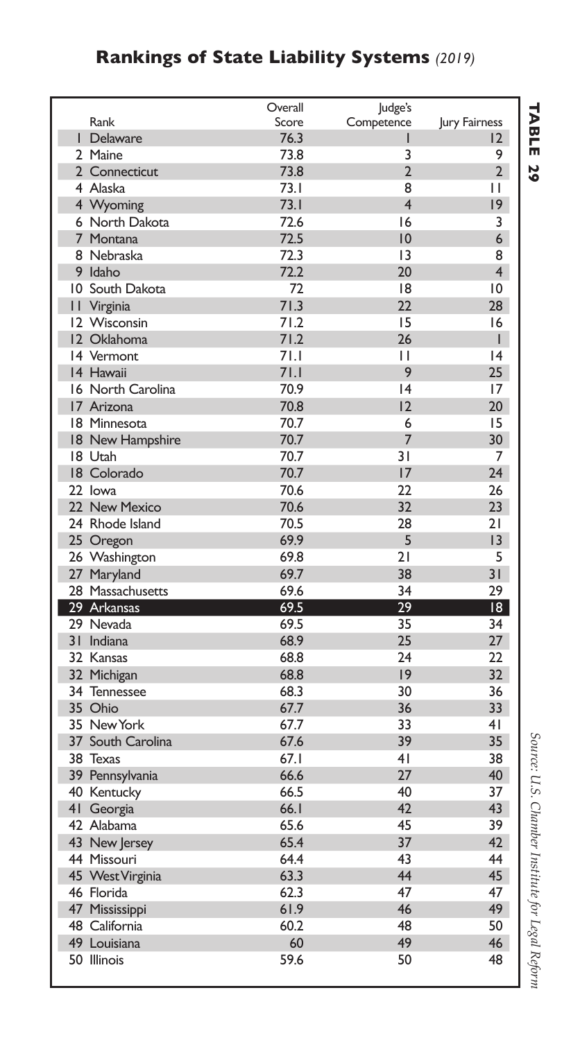# Rankings of State Liability Systems *(2019)*

**TABLE 29**

| Rank | Overall Score | Judge's Competence | Jury Fairness |
|---|---|---|---|
| 1 Delaware | 76.3 | 1 | 12 |
| 2 Maine | 73.8 | 3 | 9 |
| 2 Connecticut | 73.8 | 2 | 2 |
| 4 Alaska | 73.1 | 8 | 11 |
| 4 Wyoming | 73.1 | 4 | 19 |
| 6 North Dakota | 72.6 | 16 | 3 |
| 7 Montana | 72.5 | 10 | 6 |
| 8 Nebraska | 72.3 | 13 | 8 |
| 9 Idaho | 72.2 | 20 | 4 |
| 10 South Dakota | 72 | 18 | 10 |
| 11 Virginia | 71.3 | 22 | 28 |
| 12 Wisconsin | 71.2 | 15 | 16 |
| 12 Oklahoma | 71.2 | 26 | 1 |
| 14 Vermont | 71.1 | 11 | 14 |
| 14 Hawaii | 71.1 | 9 | 25 |
| 16 North Carolina | 70.9 | 14 | 17 |
| 17 Arizona | 70.8 | 12 | 20 |
| 18 Minnesota | 70.7 | 6 | 15 |
| 18 New Hampshire | 70.7 | 7 | 30 |
| 18 Utah | 70.7 | 31 | 7 |
| 18 Colorado | 70.7 | 17 | 24 |
| 22 Iowa | 70.6 | 22 | 26 |
| 22 New Mexico | 70.6 | 32 | 23 |
| 24 Rhode Island | 70.5 | 28 | 21 |
| 25 Oregon | 69.9 | 5 | 13 |
| 26 Washington | 69.8 | 21 | 5 |
| 27 Maryland | 69.7 | 38 | 31 |
| 28 Massachusetts | 69.6 | 34 | 29 |
| **29 Arkansas** | **69.5** | **29** | **18** |
| 29 Nevada | 69.5 | 35 | 34 |
| 31 Indiana | 68.9 | 25 | 27 |
| 32 Kansas | 68.8 | 24 | 22 |
| 32 Michigan | 68.8 | 19 | 32 |
| 34 Tennessee | 68.3 | 30 | 36 |
| 35 Ohio | 67.7 | 36 | 33 |
| 35 New York | 67.7 | 33 | 41 |
| 37 South Carolina | 67.6 | 39 | 35 |
| 38 Texas | 67.1 | 41 | 38 |
| 39 Pennsylvania | 66.6 | 27 | 40 |
| 40 Kentucky | 66.5 | 40 | 37 |
| 41 Georgia | 66.1 | 42 | 43 |
| 42 Alabama | 65.6 | 45 | 39 |
| 43 New Jersey | 65.4 | 37 | 42 |
| 44 Missouri | 64.4 | 43 | 44 |
| 45 West Virginia | 63.3 | 44 | 45 |
| 46 Florida | 62.3 | 47 | 47 |
| 47 Mississippi | 61.9 | 46 | 49 |
| 48 California | 60.2 | 48 | 50 |
| 49 Louisiana | 60 | 49 | 46 |
| 50 Illinois | 59.6 | 50 | 48 |

*Source: U.S. Chamber Institute for Legal Reform*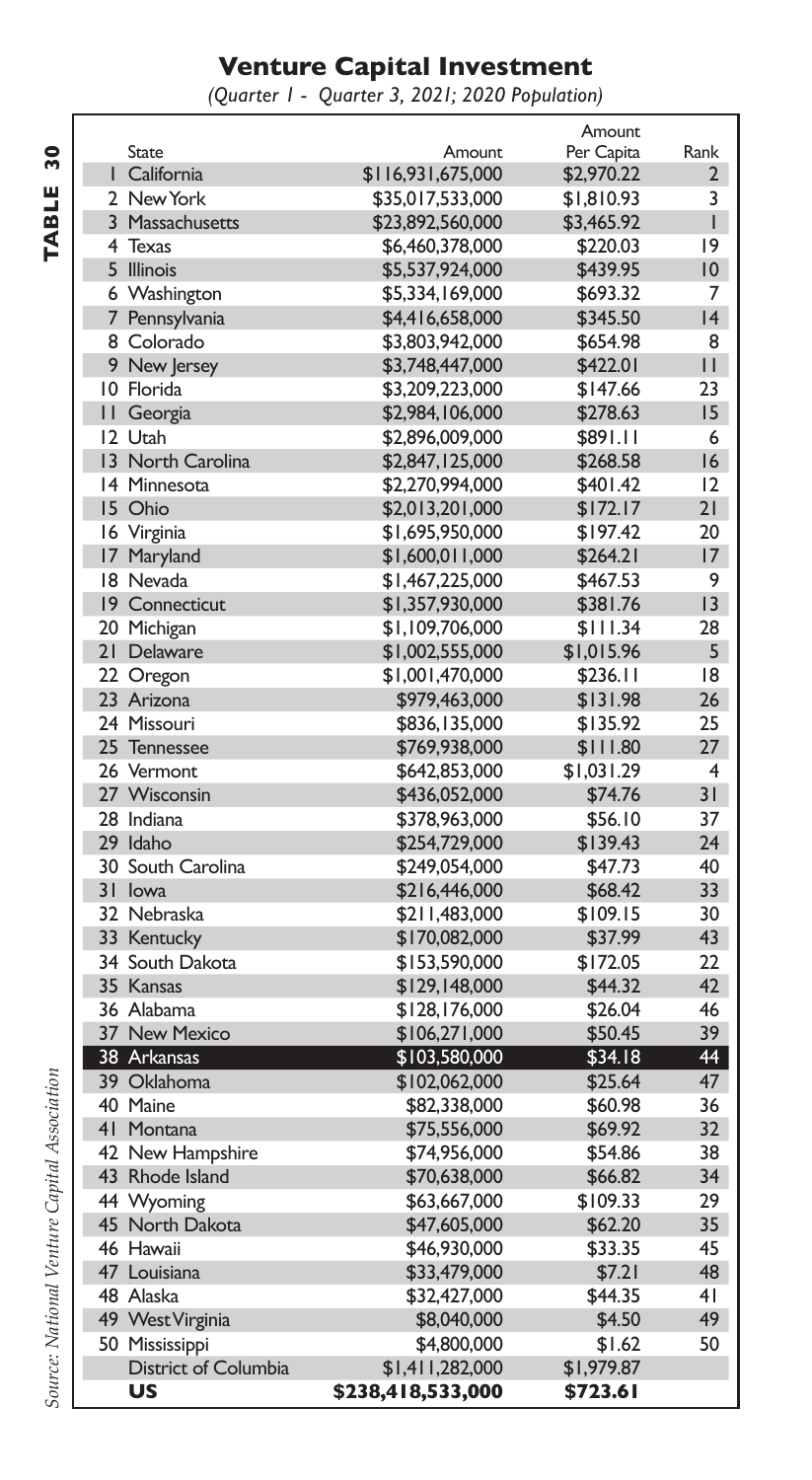**TABLE 30**

# Venture Capital Investment

*(Quarter 1 - Quarter 3, 2021; 2020 Population)*

| | State | Amount | Amount Per Capita | Rank |
|---|---|---|---|---|
| 1 | California | $116,931,675,000 | $2,970.22 | 2 |
| 2 | New York | $35,017,533,000 | $1,810.93 | 3 |
| 3 | Massachusetts | $23,892,560,000 | $3,465.92 | 1 |
| 4 | Texas | $6,460,378,000 | $220.03 | 19 |
| 5 | Illinois | $5,537,924,000 | $439.95 | 10 |
| 6 | Washington | $5,334,169,000 | $693.32 | 7 |
| 7 | Pennsylvania | $4,416,658,000 | $345.50 | 14 |
| 8 | Colorado | $3,803,942,000 | $654.98 | 8 |
| 9 | New Jersey | $3,748,447,000 | $422.01 | 11 |
| 10 | Florida | $3,209,223,000 | $147.66 | 23 |
| 11 | Georgia | $2,984,106,000 | $278.63 | 15 |
| 12 | Utah | $2,896,009,000 | $891.11 | 6 |
| 13 | North Carolina | $2,847,125,000 | $268.58 | 16 |
| 14 | Minnesota | $2,270,994,000 | $401.42 | 12 |
| 15 | Ohio | $2,013,201,000 | $172.17 | 21 |
| 16 | Virginia | $1,695,950,000 | $197.42 | 20 |
| 17 | Maryland | $1,600,011,000 | $264.21 | 17 |
| 18 | Nevada | $1,467,225,000 | $467.53 | 9 |
| 19 | Connecticut | $1,357,930,000 | $381.76 | 13 |
| 20 | Michigan | $1,109,706,000 | $111.34 | 28 |
| 21 | Delaware | $1,002,555,000 | $1,015.96 | 5 |
| 22 | Oregon | $1,001,470,000 | $236.11 | 18 |
| 23 | Arizona | $979,463,000 | $131.98 | 26 |
| 24 | Missouri | $836,135,000 | $135.92 | 25 |
| 25 | Tennessee | $769,938,000 | $111.80 | 27 |
| 26 | Vermont | $642,853,000 | $1,031.29 | 4 |
| 27 | Wisconsin | $436,052,000 | $74.76 | 31 |
| 28 | Indiana | $378,963,000 | $56.10 | 37 |
| 29 | Idaho | $254,729,000 | $139.43 | 24 |
| 30 | South Carolina | $249,054,000 | $47.73 | 40 |
| 31 | Iowa | $216,446,000 | $68.42 | 33 |
| 32 | Nebraska | $211,483,000 | $109.15 | 30 |
| 33 | Kentucky | $170,082,000 | $37.99 | 43 |
| 34 | South Dakota | $153,590,000 | $172.05 | 22 |
| 35 | Kansas | $129,148,000 | $44.32 | 42 |
| 36 | Alabama | $128,176,000 | $26.04 | 46 |
| 37 | New Mexico | $106,271,000 | $50.45 | 39 |
| 38 | Arkansas | $103,580,000 | $34.18 | 44 |
| 39 | Oklahoma | $102,062,000 | $25.64 | 47 |
| 40 | Maine | $82,338,000 | $60.98 | 36 |
| 41 | Montana | $75,556,000 | $69.92 | 32 |
| 42 | New Hampshire | $74,956,000 | $54.86 | 38 |
| 43 | Rhode Island | $70,638,000 | $66.82 | 34 |
| 44 | Wyoming | $63,667,000 | $109.33 | 29 |
| 45 | North Dakota | $47,605,000 | $62.20 | 35 |
| 46 | Hawaii | $46,930,000 | $33.35 | 45 |
| 47 | Louisiana | $33,479,000 | $7.21 | 48 |
| 48 | Alaska | $32,427,000 | $44.35 | 41 |
| 49 | West Virginia | $8,040,000 | $4.50 | 49 |
| 50 | Mississippi | $4,800,000 | $1.62 | 50 |
| | District of Columbia | $1,411,282,000 | $1,979.87 | |
| | **US** | **$238,418,533,000** | **$723.61** | |

*Source: National Venture Capital Association*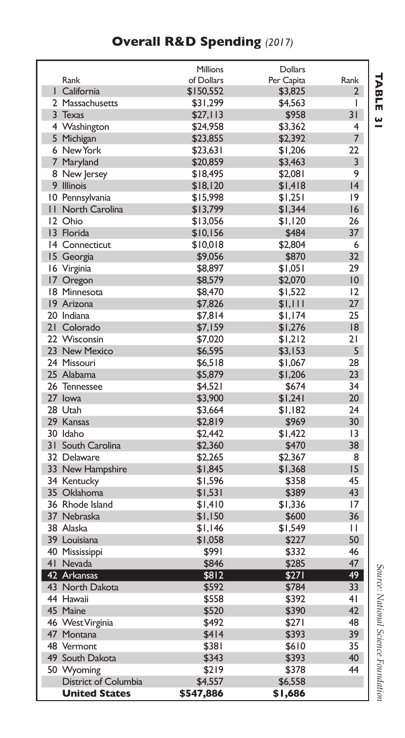# Overall R&D Spending *(2017)*

**TABLE 31**

| Rank | | Millions of Dollars | Dollars Per Capita | Rank |
|---|---|---|---|---|
| 1 | California | $150,552 | $3,825 | 2 |
| 2 | Massachusetts | $31,299 | $4,563 | 1 |
| 3 | Texas | $27,113 | $958 | 31 |
| 4 | Washington | $24,958 | $3,362 | 4 |
| 5 | Michigan | $23,855 | $2,392 | 7 |
| 6 | New York | $23,631 | $1,206 | 22 |
| 7 | Maryland | $20,859 | $3,463 | 3 |
| 8 | New Jersey | $18,495 | $2,081 | 9 |
| 9 | Illinois | $18,120 | $1,418 | 14 |
| 10 | Pennsylvania | $15,998 | $1,251 | 19 |
| 11 | North Carolina | $13,799 | $1,344 | 16 |
| 12 | Ohio | $13,056 | $1,120 | 26 |
| 13 | Florida | $10,156 | $484 | 37 |
| 14 | Connecticut | $10,018 | $2,804 | 6 |
| 15 | Georgia | $9,056 | $870 | 32 |
| 16 | Virginia | $8,897 | $1,051 | 29 |
| 17 | Oregon | $8,579 | $2,070 | 10 |
| 18 | Minnesota | $8,470 | $1,522 | 12 |
| 19 | Arizona | $7,826 | $1,111 | 27 |
| 20 | Indiana | $7,814 | $1,174 | 25 |
| 21 | Colorado | $7,159 | $1,276 | 18 |
| 22 | Wisconsin | $7,020 | $1,212 | 21 |
| 23 | New Mexico | $6,595 | $3,153 | 5 |
| 24 | Missouri | $6,518 | $1,067 | 28 |
| 25 | Alabama | $5,879 | $1,206 | 23 |
| 26 | Tennessee | $4,521 | $674 | 34 |
| 27 | Iowa | $3,900 | $1,241 | 20 |
| 28 | Utah | $3,664 | $1,182 | 24 |
| 29 | Kansas | $2,819 | $969 | 30 |
| 30 | Idaho | $2,442 | $1,422 | 13 |
| 31 | South Carolina | $2,360 | $470 | 38 |
| 32 | Delaware | $2,265 | $2,367 | 8 |
| 33 | New Hampshire | $1,845 | $1,368 | 15 |
| 34 | Kentucky | $1,596 | $358 | 45 |
| 35 | Oklahoma | $1,531 | $389 | 43 |
| 36 | Rhode Island | $1,410 | $1,336 | 17 |
| 37 | Nebraska | $1,150 | $600 | 36 |
| 38 | Alaska | $1,146 | $1,549 | 11 |
| 39 | Louisiana | $1,058 | $227 | 50 |
| 40 | Mississippi | $991 | $332 | 46 |
| 41 | Nevada | $846 | $285 | 47 |
| 42 | Arkansas | $812 | $271 | 49 |
| 43 | North Dakota | $592 | $784 | 33 |
| 44 | Hawaii | $558 | $392 | 41 |
| 45 | Maine | $520 | $390 | 42 |
| 46 | West Virginia | $492 | $271 | 48 |
| 47 | Montana | $414 | $393 | 39 |
| 48 | Vermont | $381 | $610 | 35 |
| 49 | South Dakota | $343 | $393 | 40 |
| 50 | Wyoming | $219 | $378 | 44 |
| | District of Columbia | $4,557 | $6,558 | |
| | **United States** | **$547,886** | **$1,686** | |

*Source: National Science Foundation*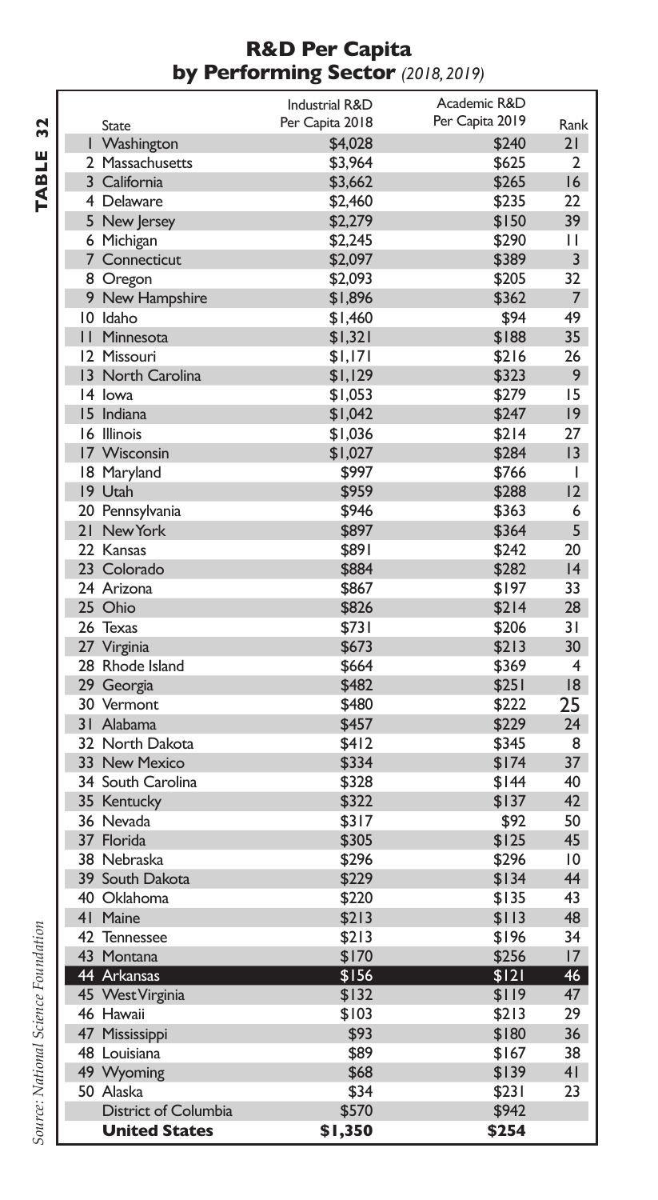# R&D Per Capita by Performing Sector *(2018, 2019)*

**TABLE 32**

| | State | Industrial R&D Per Capita 2018 | Academic R&D Per Capita 2019 | Rank |
|---|---|---|---|---|
| 1 | Washington | $4,028 | $240 | 21 |
| 2 | Massachusetts | $3,964 | $625 | 2 |
| 3 | California | $3,662 | $265 | 16 |
| 4 | Delaware | $2,460 | $235 | 22 |
| 5 | New Jersey | $2,279 | $150 | 39 |
| 6 | Michigan | $2,245 | $290 | 11 |
| 7 | Connecticut | $2,097 | $389 | 3 |
| 8 | Oregon | $2,093 | $205 | 32 |
| 9 | New Hampshire | $1,896 | $362 | 7 |
| 10 | Idaho | $1,460 | $94 | 49 |
| 11 | Minnesota | $1,321 | $188 | 35 |
| 12 | Missouri | $1,171 | $216 | 26 |
| 13 | North Carolina | $1,129 | $323 | 9 |
| 14 | Iowa | $1,053 | $279 | 15 |
| 15 | Indiana | $1,042 | $247 | 19 |
| 16 | Illinois | $1,036 | $214 | 27 |
| 17 | Wisconsin | $1,027 | $284 | 13 |
| 18 | Maryland | $997 | $766 | 1 |
| 19 | Utah | $959 | $288 | 12 |
| 20 | Pennsylvania | $946 | $363 | 6 |
| 21 | New York | $897 | $364 | 5 |
| 22 | Kansas | $891 | $242 | 20 |
| 23 | Colorado | $884 | $282 | 14 |
| 24 | Arizona | $867 | $197 | 33 |
| 25 | Ohio | $826 | $214 | 28 |
| 26 | Texas | $731 | $206 | 31 |
| 27 | Virginia | $673 | $213 | 30 |
| 28 | Rhode Island | $664 | $369 | 4 |
| 29 | Georgia | $482 | $251 | 18 |
| 30 | Vermont | $480 | $222 | 25 |
| 31 | Alabama | $457 | $229 | 24 |
| 32 | North Dakota | $412 | $345 | 8 |
| 33 | New Mexico | $334 | $174 | 37 |
| 34 | South Carolina | $328 | $144 | 40 |
| 35 | Kentucky | $322 | $137 | 42 |
| 36 | Nevada | $317 | $92 | 50 |
| 37 | Florida | $305 | $125 | 45 |
| 38 | Nebraska | $296 | $296 | 10 |
| 39 | South Dakota | $229 | $134 | 44 |
| 40 | Oklahoma | $220 | $135 | 43 |
| 41 | Maine | $213 | $113 | 48 |
| 42 | Tennessee | $213 | $196 | 34 |
| 43 | Montana | $170 | $256 | 17 |
| 44 | **Arkansas** | **$156** | **$121** | **46** |
| 45 | West Virginia | $132 | $119 | 47 |
| 46 | Hawaii | $103 | $213 | 29 |
| 47 | Mississippi | $93 | $180 | 36 |
| 48 | Louisiana | $89 | $167 | 38 |
| 49 | Wyoming | $68 | $139 | 41 |
| 50 | Alaska | $34 | $231 | 23 |
| | District of Columbia | $570 | $942 | |
| | **United States** | **$1,350** | **$254** | |

*Source: National Science Foundation*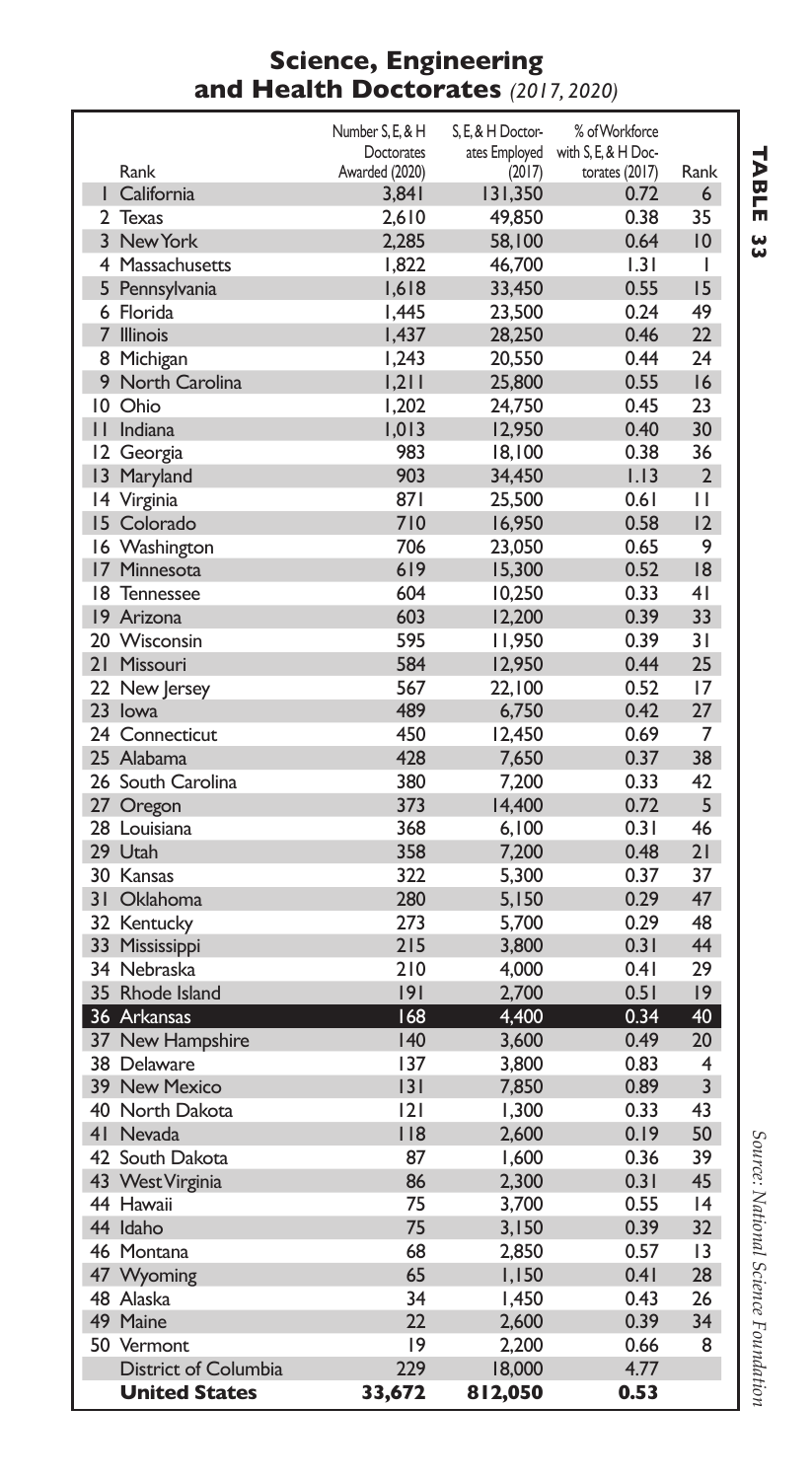## Science, Engineering and Health Doctorates *(2017, 2020)*

| Rank | | Number S, E, & H Doctorates Awarded (2020) | S, E, & H Doctorates Employed (2017) | % of Workforce with S, E, & H Doctorates (2017) | Rank |
|---|---|---|---|---|---|
| 1 | California | 3,841 | 131,350 | 0.72 | 6 |
| 2 | Texas | 2,610 | 49,850 | 0.38 | 35 |
| 3 | New York | 2,285 | 58,100 | 0.64 | 10 |
| 4 | Massachusetts | 1,822 | 46,700 | 1.31 | 1 |
| 5 | Pennsylvania | 1,618 | 33,450 | 0.55 | 15 |
| 6 | Florida | 1,445 | 23,500 | 0.24 | 49 |
| 7 | Illinois | 1,437 | 28,250 | 0.46 | 22 |
| 8 | Michigan | 1,243 | 20,550 | 0.44 | 24 |
| 9 | North Carolina | 1,211 | 25,800 | 0.55 | 16 |
| 10 | Ohio | 1,202 | 24,750 | 0.45 | 23 |
| 11 | Indiana | 1,013 | 12,950 | 0.40 | 30 |
| 12 | Georgia | 983 | 18,100 | 0.38 | 36 |
| 13 | Maryland | 903 | 34,450 | 1.13 | 2 |
| 14 | Virginia | 871 | 25,500 | 0.61 | 11 |
| 15 | Colorado | 710 | 16,950 | 0.58 | 12 |
| 16 | Washington | 706 | 23,050 | 0.65 | 9 |
| 17 | Minnesota | 619 | 15,300 | 0.52 | 18 |
| 18 | Tennessee | 604 | 10,250 | 0.33 | 41 |
| 19 | Arizona | 603 | 12,200 | 0.39 | 33 |
| 20 | Wisconsin | 595 | 11,950 | 0.39 | 31 |
| 21 | Missouri | 584 | 12,950 | 0.44 | 25 |
| 22 | New Jersey | 567 | 22,100 | 0.52 | 17 |
| 23 | Iowa | 489 | 6,750 | 0.42 | 27 |
| 24 | Connecticut | 450 | 12,450 | 0.69 | 7 |
| 25 | Alabama | 428 | 7,650 | 0.37 | 38 |
| 26 | South Carolina | 380 | 7,200 | 0.33 | 42 |
| 27 | Oregon | 373 | 14,400 | 0.72 | 5 |
| 28 | Louisiana | 368 | 6,100 | 0.31 | 46 |
| 29 | Utah | 358 | 7,200 | 0.48 | 21 |
| 30 | Kansas | 322 | 5,300 | 0.37 | 37 |
| 31 | Oklahoma | 280 | 5,150 | 0.29 | 47 |
| 32 | Kentucky | 273 | 5,700 | 0.29 | 48 |
| 33 | Mississippi | 215 | 3,800 | 0.31 | 44 |
| 34 | Nebraska | 210 | 4,000 | 0.41 | 29 |
| 35 | Rhode Island | 191 | 2,700 | 0.51 | 19 |
| 36 | Arkansas | 168 | 4,400 | 0.34 | 40 |
| 37 | New Hampshire | 140 | 3,600 | 0.49 | 20 |
| 38 | Delaware | 137 | 3,800 | 0.83 | 4 |
| 39 | New Mexico | 131 | 7,850 | 0.89 | 3 |
| 40 | North Dakota | 121 | 1,300 | 0.33 | 43 |
| 41 | Nevada | 118 | 2,600 | 0.19 | 50 |
| 42 | South Dakota | 87 | 1,600 | 0.36 | 39 |
| 43 | West Virginia | 86 | 2,300 | 0.31 | 45 |
| 44 | Hawaii | 75 | 3,700 | 0.55 | 14 |
| 44 | Idaho | 75 | 3,150 | 0.39 | 32 |
| 46 | Montana | 68 | 2,850 | 0.57 | 13 |
| 47 | Wyoming | 65 | 1,150 | 0.41 | 28 |
| 48 | Alaska | 34 | 1,450 | 0.43 | 26 |
| 49 | Maine | 22 | 2,600 | 0.39 | 34 |
| 50 | Vermont | 19 | 2,200 | 0.66 | 8 |
| | District of Columbia | 229 | 18,000 | 4.77 | |
| | **United States** | **33,672** | **812,050** | **0.53** | |

**TABLE 33**

*Source: National Science Foundation*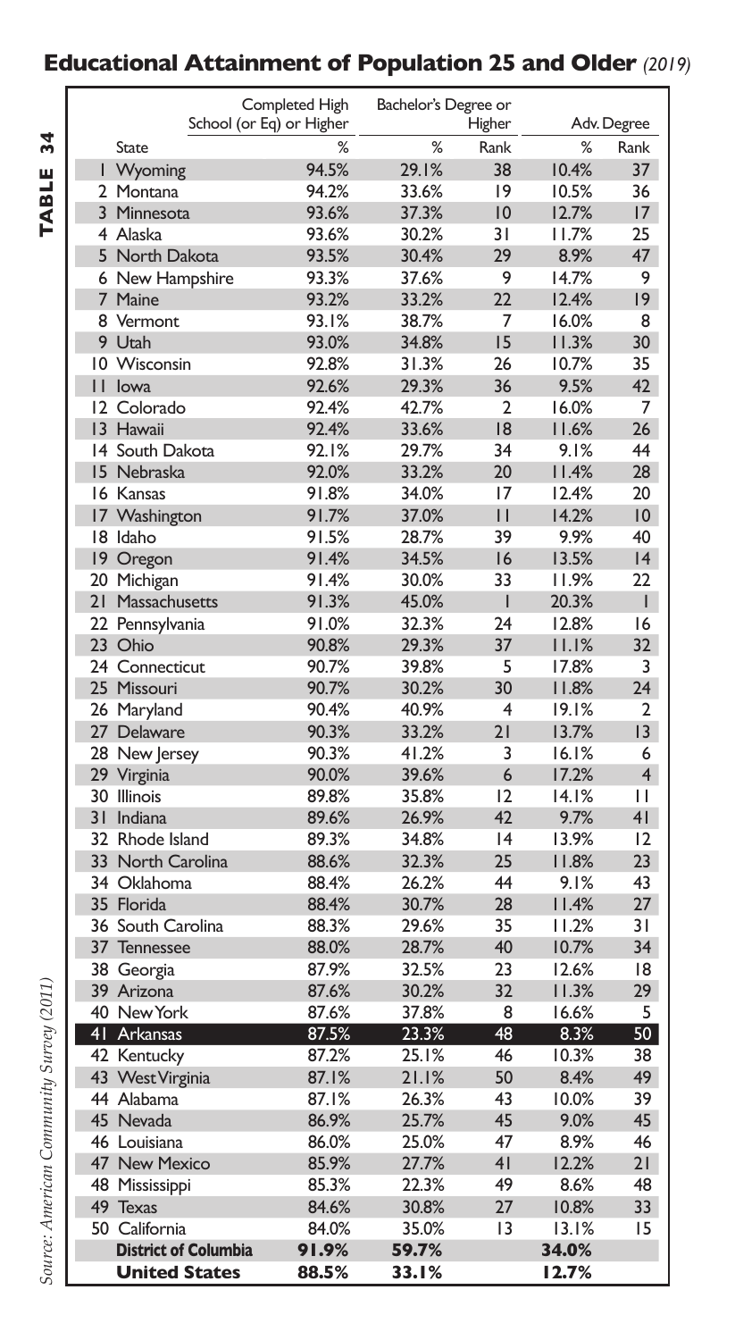## Educational Attainment of Population 25 and Older *(2019)*

**TABLE 34**

| | State | Completed High School (or Eq) or Higher | Bachelor's Degree or Higher | | Adv. Degree | |
|---|---|---|---|---|---|---|
| | | % | % | Rank | % | Rank |
| 1 | Wyoming | 94.5% | 29.1% | 38 | 10.4% | 37 |
| 2 | Montana | 94.2% | 33.6% | 19 | 10.5% | 36 |
| 3 | Minnesota | 93.6% | 37.3% | 10 | 12.7% | 17 |
| 4 | Alaska | 93.6% | 30.2% | 31 | 11.7% | 25 |
| 5 | North Dakota | 93.5% | 30.4% | 29 | 8.9% | 47 |
| 6 | New Hampshire | 93.3% | 37.6% | 9 | 14.7% | 9 |
| 7 | Maine | 93.2% | 33.2% | 22 | 12.4% | 19 |
| 8 | Vermont | 93.1% | 38.7% | 7 | 16.0% | 8 |
| 9 | Utah | 93.0% | 34.8% | 15 | 11.3% | 30 |
| 10 | Wisconsin | 92.8% | 31.3% | 26 | 10.7% | 35 |
| 11 | Iowa | 92.6% | 29.3% | 36 | 9.5% | 42 |
| 12 | Colorado | 92.4% | 42.7% | 2 | 16.0% | 7 |
| 13 | Hawaii | 92.4% | 33.6% | 18 | 11.6% | 26 |
| 14 | South Dakota | 92.1% | 29.7% | 34 | 9.1% | 44 |
| 15 | Nebraska | 92.0% | 33.2% | 20 | 11.4% | 28 |
| 16 | Kansas | 91.8% | 34.0% | 17 | 12.4% | 20 |
| 17 | Washington | 91.7% | 37.0% | 11 | 14.2% | 10 |
| 18 | Idaho | 91.5% | 28.7% | 39 | 9.9% | 40 |
| 19 | Oregon | 91.4% | 34.5% | 16 | 13.5% | 14 |
| 20 | Michigan | 91.4% | 30.0% | 33 | 11.9% | 22 |
| 21 | Massachusetts | 91.3% | 45.0% | 1 | 20.3% | 1 |
| 22 | Pennsylvania | 91.0% | 32.3% | 24 | 12.8% | 16 |
| 23 | Ohio | 90.8% | 29.3% | 37 | 11.1% | 32 |
| 24 | Connecticut | 90.7% | 39.8% | 5 | 17.8% | 3 |
| 25 | Missouri | 90.7% | 30.2% | 30 | 11.8% | 24 |
| 26 | Maryland | 90.4% | 40.9% | 4 | 19.1% | 2 |
| 27 | Delaware | 90.3% | 33.2% | 21 | 13.7% | 13 |
| 28 | New Jersey | 90.3% | 41.2% | 3 | 16.1% | 6 |
| 29 | Virginia | 90.0% | 39.6% | 6 | 17.2% | 4 |
| 30 | Illinois | 89.8% | 35.8% | 12 | 14.1% | 11 |
| 31 | Indiana | 89.6% | 26.9% | 42 | 9.7% | 41 |
| 32 | Rhode Island | 89.3% | 34.8% | 14 | 13.9% | 12 |
| 33 | North Carolina | 88.6% | 32.3% | 25 | 11.8% | 23 |
| 34 | Oklahoma | 88.4% | 26.2% | 44 | 9.1% | 43 |
| 35 | Florida | 88.4% | 30.7% | 28 | 11.4% | 27 |
| 36 | South Carolina | 88.3% | 29.6% | 35 | 11.2% | 31 |
| 37 | Tennessee | 88.0% | 28.7% | 40 | 10.7% | 34 |
| 38 | Georgia | 87.9% | 32.5% | 23 | 12.6% | 18 |
| 39 | Arizona | 87.6% | 30.2% | 32 | 11.3% | 29 |
| 40 | New York | 87.6% | 37.8% | 8 | 16.6% | 5 |
| 41 | Arkansas | 87.5% | 23.3% | 48 | 8.3% | 50 |
| 42 | Kentucky | 87.2% | 25.1% | 46 | 10.3% | 38 |
| 43 | West Virginia | 87.1% | 21.1% | 50 | 8.4% | 49 |
| 44 | Alabama | 87.1% | 26.3% | 43 | 10.0% | 39 |
| 45 | Nevada | 86.9% | 25.7% | 45 | 9.0% | 45 |
| 46 | Louisiana | 86.0% | 25.0% | 47 | 8.9% | 46 |
| 47 | New Mexico | 85.9% | 27.7% | 41 | 12.2% | 21 |
| 48 | Mississippi | 85.3% | 22.3% | 49 | 8.6% | 48 |
| 49 | Texas | 84.6% | 30.8% | 27 | 10.8% | 33 |
| 50 | California | 84.0% | 35.0% | 13 | 13.1% | 15 |
| | **District of Columbia** | **91.9%** | **59.7%** | | **34.0%** | |
| | **United States** | **88.5%** | **33.1%** | | **12.7%** | |

*Source: American Community Survey (2011)*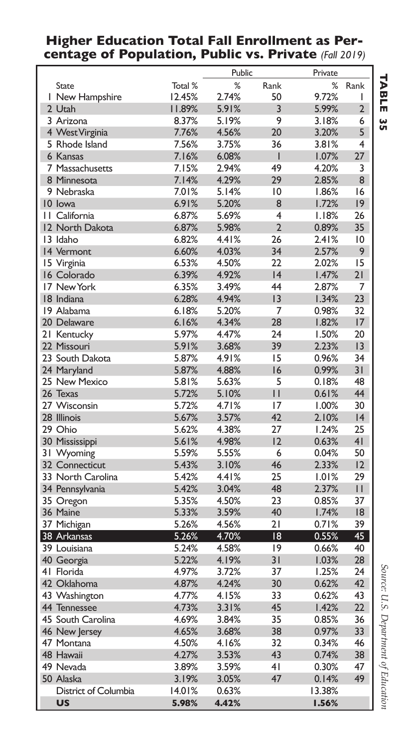## Higher Education Total Fall Enrollment as Percentage of Population, Public vs. Private *(Fall 2019)*

**TABLE 35**

| | | Public | | Private | |
|---|---|---|---|---|---|
| State | Total % | % | Rank | % | Rank |
| 1 New Hampshire | 12.45% | 2.74% | 50 | 9.72% | 1 |
| 2 Utah | 11.89% | 5.91% | 3 | 5.99% | 2 |
| 3 Arizona | 8.37% | 5.19% | 9 | 3.18% | 6 |
| 4 West Virginia | 7.76% | 4.56% | 20 | 3.20% | 5 |
| 5 Rhode Island | 7.56% | 3.75% | 36 | 3.81% | 4 |
| 6 Kansas | 7.16% | 6.08% | 1 | 1.07% | 27 |
| 7 Massachusetts | 7.15% | 2.94% | 49 | 4.20% | 3 |
| 8 Minnesota | 7.14% | 4.29% | 29 | 2.85% | 8 |
| 9 Nebraska | 7.01% | 5.14% | 10 | 1.86% | 16 |
| 10 Iowa | 6.91% | 5.20% | 8 | 1.72% | 19 |
| 11 California | 6.87% | 5.69% | 4 | 1.18% | 26 |
| 12 North Dakota | 6.87% | 5.98% | 2 | 0.89% | 35 |
| 13 Idaho | 6.82% | 4.41% | 26 | 2.41% | 10 |
| 14 Vermont | 6.60% | 4.03% | 34 | 2.57% | 9 |
| 15 Virginia | 6.53% | 4.50% | 22 | 2.02% | 15 |
| 16 Colorado | 6.39% | 4.92% | 14 | 1.47% | 21 |
| 17 New York | 6.35% | 3.49% | 44 | 2.87% | 7 |
| 18 Indiana | 6.28% | 4.94% | 13 | 1.34% | 23 |
| 19 Alabama | 6.18% | 5.20% | 7 | 0.98% | 32 |
| 20 Delaware | 6.16% | 4.34% | 28 | 1.82% | 17 |
| 21 Kentucky | 5.97% | 4.47% | 24 | 1.50% | 20 |
| 22 Missouri | 5.91% | 3.68% | 39 | 2.23% | 13 |
| 23 South Dakota | 5.87% | 4.91% | 15 | 0.96% | 34 |
| 24 Maryland | 5.87% | 4.88% | 16 | 0.99% | 31 |
| 25 New Mexico | 5.81% | 5.63% | 5 | 0.18% | 48 |
| 26 Texas | 5.72% | 5.10% | 11 | 0.61% | 44 |
| 27 Wisconsin | 5.72% | 4.71% | 17 | 1.00% | 30 |
| 28 Illinois | 5.67% | 3.57% | 42 | 2.10% | 14 |
| 29 Ohio | 5.62% | 4.38% | 27 | 1.24% | 25 |
| 30 Mississippi | 5.61% | 4.98% | 12 | 0.63% | 41 |
| 31 Wyoming | 5.59% | 5.55% | 6 | 0.04% | 50 |
| 32 Connecticut | 5.43% | 3.10% | 46 | 2.33% | 12 |
| 33 North Carolina | 5.42% | 4.41% | 25 | 1.01% | 29 |
| 34 Pennsylvania | 5.42% | 3.04% | 48 | 2.37% | 11 |
| 35 Oregon | 5.35% | 4.50% | 23 | 0.85% | 37 |
| 36 Maine | 5.33% | 3.59% | 40 | 1.74% | 18 |
| 37 Michigan | 5.26% | 4.56% | 21 | 0.71% | 39 |
| 38 Arkansas | 5.26% | 4.70% | 18 | 0.55% | 45 |
| 39 Louisiana | 5.24% | 4.58% | 19 | 0.66% | 40 |
| 40 Georgia | 5.22% | 4.19% | 31 | 1.03% | 28 |
| 41 Florida | 4.97% | 3.72% | 37 | 1.25% | 24 |
| 42 Oklahoma | 4.87% | 4.24% | 30 | 0.62% | 42 |
| 43 Washington | 4.77% | 4.15% | 33 | 0.62% | 43 |
| 44 Tennessee | 4.73% | 3.31% | 45 | 1.42% | 22 |
| 45 South Carolina | 4.69% | 3.84% | 35 | 0.85% | 36 |
| 46 New Jersey | 4.65% | 3.68% | 38 | 0.97% | 33 |
| 47 Montana | 4.50% | 4.16% | 32 | 0.34% | 46 |
| 48 Hawaii | 4.27% | 3.53% | 43 | 0.74% | 38 |
| 49 Nevada | 3.89% | 3.59% | 41 | 0.30% | 47 |
| 50 Alaska | 3.19% | 3.05% | 47 | 0.14% | 49 |
| District of Columbia | 14.01% | 0.63% | | 13.38% | |
| **US** | **5.98%** | **4.42%** | | **1.56%** | |

*Source: U.S. Department of Education*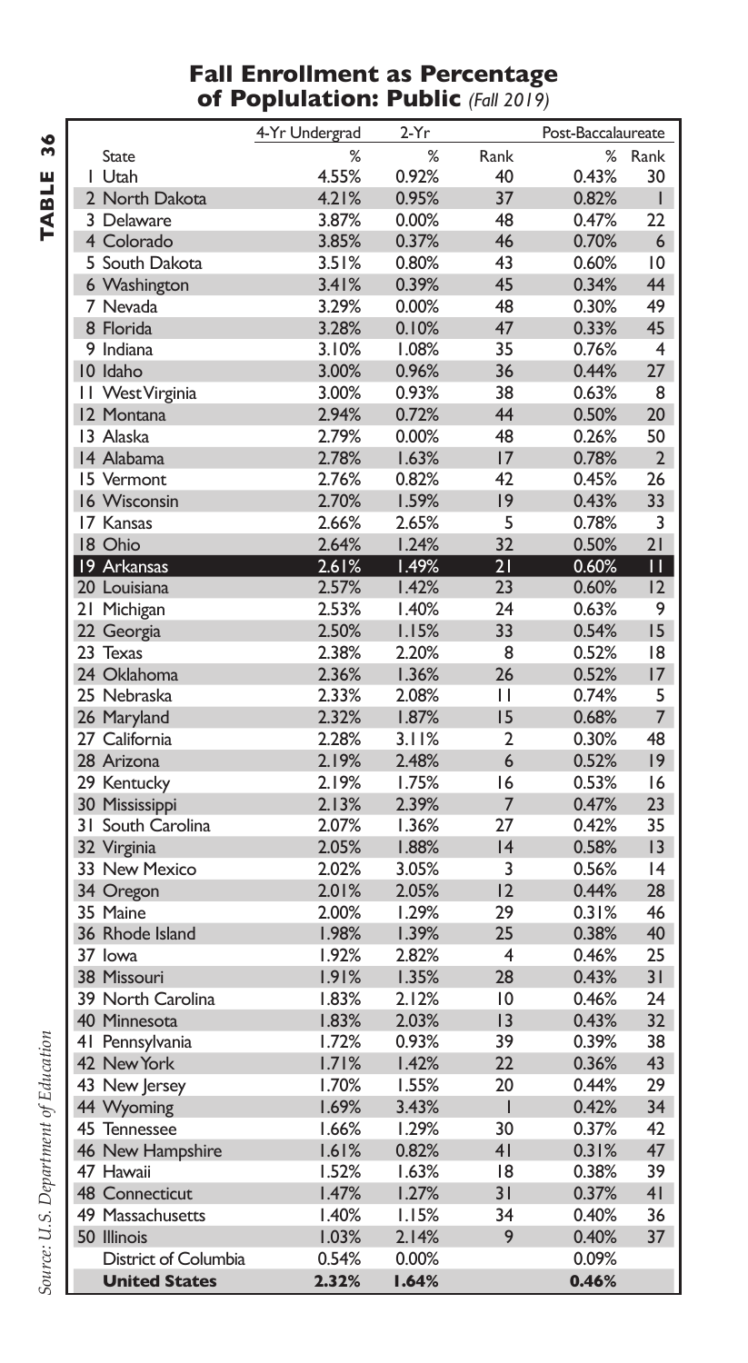## TABLE 36

# Fall Enrollment as Percentage of Poplulation: Public *(Fall 2019)*

| | 4-Yr Undergrad | 2-Yr | | Post-Baccalaureate | |
|---|---|---|---|---|---|
| State | % | % | Rank | % | Rank |
| 1 Utah | 4.55% | 0.92% | 40 | 0.43% | 30 |
| 2 North Dakota | 4.21% | 0.95% | 37 | 0.82% | 1 |
| 3 Delaware | 3.87% | 0.00% | 48 | 0.47% | 22 |
| 4 Colorado | 3.85% | 0.37% | 46 | 0.70% | 6 |
| 5 South Dakota | 3.51% | 0.80% | 43 | 0.60% | 10 |
| 6 Washington | 3.41% | 0.39% | 45 | 0.34% | 44 |
| 7 Nevada | 3.29% | 0.00% | 48 | 0.30% | 49 |
| 8 Florida | 3.28% | 0.10% | 47 | 0.33% | 45 |
| 9 Indiana | 3.10% | 1.08% | 35 | 0.76% | 4 |
| 10 Idaho | 3.00% | 0.96% | 36 | 0.44% | 27 |
| 11 West Virginia | 3.00% | 0.93% | 38 | 0.63% | 8 |
| 12 Montana | 2.94% | 0.72% | 44 | 0.50% | 20 |
| 13 Alaska | 2.79% | 0.00% | 48 | 0.26% | 50 |
| 14 Alabama | 2.78% | 1.63% | 17 | 0.78% | 2 |
| 15 Vermont | 2.76% | 0.82% | 42 | 0.45% | 26 |
| 16 Wisconsin | 2.70% | 1.59% | 19 | 0.43% | 33 |
| 17 Kansas | 2.66% | 2.65% | 5 | 0.78% | 3 |
| 18 Ohio | 2.64% | 1.24% | 32 | 0.50% | 21 |
| **19 Arkansas** | **2.61%** | **1.49%** | **21** | **0.60%** | **11** |
| 20 Louisiana | 2.57% | 1.42% | 23 | 0.60% | 12 |
| 21 Michigan | 2.53% | 1.40% | 24 | 0.63% | 9 |
| 22 Georgia | 2.50% | 1.15% | 33 | 0.54% | 15 |
| 23 Texas | 2.38% | 2.20% | 8 | 0.52% | 18 |
| 24 Oklahoma | 2.36% | 1.36% | 26 | 0.52% | 17 |
| 25 Nebraska | 2.33% | 2.08% | 11 | 0.74% | 5 |
| 26 Maryland | 2.32% | 1.87% | 15 | 0.68% | 7 |
| 27 California | 2.28% | 3.11% | 2 | 0.30% | 48 |
| 28 Arizona | 2.19% | 2.48% | 6 | 0.52% | 19 |
| 29 Kentucky | 2.19% | 1.75% | 16 | 0.53% | 16 |
| 30 Mississippi | 2.13% | 2.39% | 7 | 0.47% | 23 |
| 31 South Carolina | 2.07% | 1.36% | 27 | 0.42% | 35 |
| 32 Virginia | 2.05% | 1.88% | 14 | 0.58% | 13 |
| 33 New Mexico | 2.02% | 3.05% | 3 | 0.56% | 14 |
| 34 Oregon | 2.01% | 2.05% | 12 | 0.44% | 28 |
| 35 Maine | 2.00% | 1.29% | 29 | 0.31% | 46 |
| 36 Rhode Island | 1.98% | 1.39% | 25 | 0.38% | 40 |
| 37 Iowa | 1.92% | 2.82% | 4 | 0.46% | 25 |
| 38 Missouri | 1.91% | 1.35% | 28 | 0.43% | 31 |
| 39 North Carolina | 1.83% | 2.12% | 10 | 0.46% | 24 |
| 40 Minnesota | 1.83% | 2.03% | 13 | 0.43% | 32 |
| 41 Pennsylvania | 1.72% | 0.93% | 39 | 0.39% | 38 |
| 42 New York | 1.71% | 1.42% | 22 | 0.36% | 43 |
| 43 New Jersey | 1.70% | 1.55% | 20 | 0.44% | 29 |
| 44 Wyoming | 1.69% | 3.43% | 1 | 0.42% | 34 |
| 45 Tennessee | 1.66% | 1.29% | 30 | 0.37% | 42 |
| 46 New Hampshire | 1.61% | 0.82% | 41 | 0.31% | 47 |
| 47 Hawaii | 1.52% | 1.63% | 18 | 0.38% | 39 |
| 48 Connecticut | 1.47% | 1.27% | 31 | 0.37% | 41 |
| 49 Massachusetts | 1.40% | 1.15% | 34 | 0.40% | 36 |
| 50 Illinois | 1.03% | 2.14% | 9 | 0.40% | 37 |
| District of Columbia | 0.54% | 0.00% | | 0.09% | |
| **United States** | **2.32%** | **1.64%** | | **0.46%** | |

*Source: U.S. Department of Education*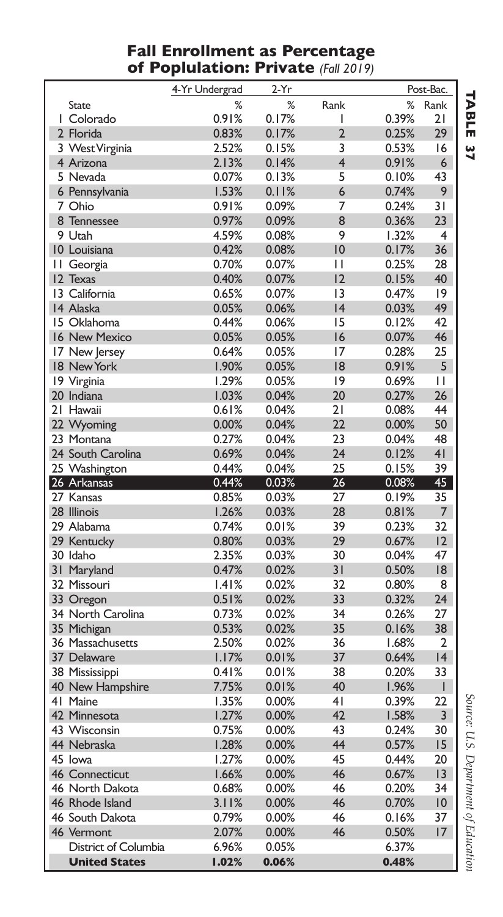# Fall Enrollment as Percentage of Poplulation: Private *(Fall 2019)*

**TABLE 37**

| State | 4-Yr Undergrad % | 2-Yr % | Rank | Post-Bac. % | Rank |
|---|---|---|---|---|---|
| 1 Colorado | 0.91% | 0.17% | 1 | 0.39% | 21 |
| 2 Florida | 0.83% | 0.17% | 2 | 0.25% | 29 |
| 3 West Virginia | 2.52% | 0.15% | 3 | 0.53% | 16 |
| 4 Arizona | 2.13% | 0.14% | 4 | 0.91% | 6 |
| 5 Nevada | 0.07% | 0.13% | 5 | 0.10% | 43 |
| 6 Pennsylvania | 1.53% | 0.11% | 6 | 0.74% | 9 |
| 7 Ohio | 0.91% | 0.09% | 7 | 0.24% | 31 |
| 8 Tennessee | 0.97% | 0.09% | 8 | 0.36% | 23 |
| 9 Utah | 4.59% | 0.08% | 9 | 1.32% | 4 |
| 10 Louisiana | 0.42% | 0.08% | 10 | 0.17% | 36 |
| 11 Georgia | 0.70% | 0.07% | 11 | 0.25% | 28 |
| 12 Texas | 0.40% | 0.07% | 12 | 0.15% | 40 |
| 13 California | 0.65% | 0.07% | 13 | 0.47% | 19 |
| 14 Alaska | 0.05% | 0.06% | 14 | 0.03% | 49 |
| 15 Oklahoma | 0.44% | 0.06% | 15 | 0.12% | 42 |
| 16 New Mexico | 0.05% | 0.05% | 16 | 0.07% | 46 |
| 17 New Jersey | 0.64% | 0.05% | 17 | 0.28% | 25 |
| 18 New York | 1.90% | 0.05% | 18 | 0.91% | 5 |
| 19 Virginia | 1.29% | 0.05% | 19 | 0.69% | 11 |
| 20 Indiana | 1.03% | 0.04% | 20 | 0.27% | 26 |
| 21 Hawaii | 0.61% | 0.04% | 21 | 0.08% | 44 |
| 22 Wyoming | 0.00% | 0.04% | 22 | 0.00% | 50 |
| 23 Montana | 0.27% | 0.04% | 23 | 0.04% | 48 |
| 24 South Carolina | 0.69% | 0.04% | 24 | 0.12% | 41 |
| 25 Washington | 0.44% | 0.04% | 25 | 0.15% | 39 |
| **26 Arkansas** | **0.44%** | **0.03%** | **26** | **0.08%** | **45** |
| 27 Kansas | 0.85% | 0.03% | 27 | 0.19% | 35 |
| 28 Illinois | 1.26% | 0.03% | 28 | 0.81% | 7 |
| 29 Alabama | 0.74% | 0.01% | 39 | 0.23% | 32 |
| 29 Kentucky | 0.80% | 0.03% | 29 | 0.67% | 12 |
| 30 Idaho | 2.35% | 0.03% | 30 | 0.04% | 47 |
| 31 Maryland | 0.47% | 0.02% | 31 | 0.50% | 18 |
| 32 Missouri | 1.41% | 0.02% | 32 | 0.80% | 8 |
| 33 Oregon | 0.51% | 0.02% | 33 | 0.32% | 24 |
| 34 North Carolina | 0.73% | 0.02% | 34 | 0.26% | 27 |
| 35 Michigan | 0.53% | 0.02% | 35 | 0.16% | 38 |
| 36 Massachusetts | 2.50% | 0.02% | 36 | 1.68% | 2 |
| 37 Delaware | 1.17% | 0.01% | 37 | 0.64% | 14 |
| 38 Mississippi | 0.41% | 0.01% | 38 | 0.20% | 33 |
| 40 New Hampshire | 7.75% | 0.01% | 40 | 1.96% | 1 |
| 41 Maine | 1.35% | 0.00% | 41 | 0.39% | 22 |
| 42 Minnesota | 1.27% | 0.00% | 42 | 1.58% | 3 |
| 43 Wisconsin | 0.75% | 0.00% | 43 | 0.24% | 30 |
| 44 Nebraska | 1.28% | 0.00% | 44 | 0.57% | 15 |
| 45 Iowa | 1.27% | 0.00% | 45 | 0.44% | 20 |
| 46 Connecticut | 1.66% | 0.00% | 46 | 0.67% | 13 |
| 46 North Dakota | 0.68% | 0.00% | 46 | 0.20% | 34 |
| 46 Rhode Island | 3.11% | 0.00% | 46 | 0.70% | 10 |
| 46 South Dakota | 0.79% | 0.00% | 46 | 0.16% | 37 |
| 46 Vermont | 2.07% | 0.00% | 46 | 0.50% | 17 |
| District of Columbia | 6.96% | 0.05% | | 6.37% | |
| **United States** | **1.02%** | **0.06%** | | **0.48%** | |

*Source: U.S. Department of Education*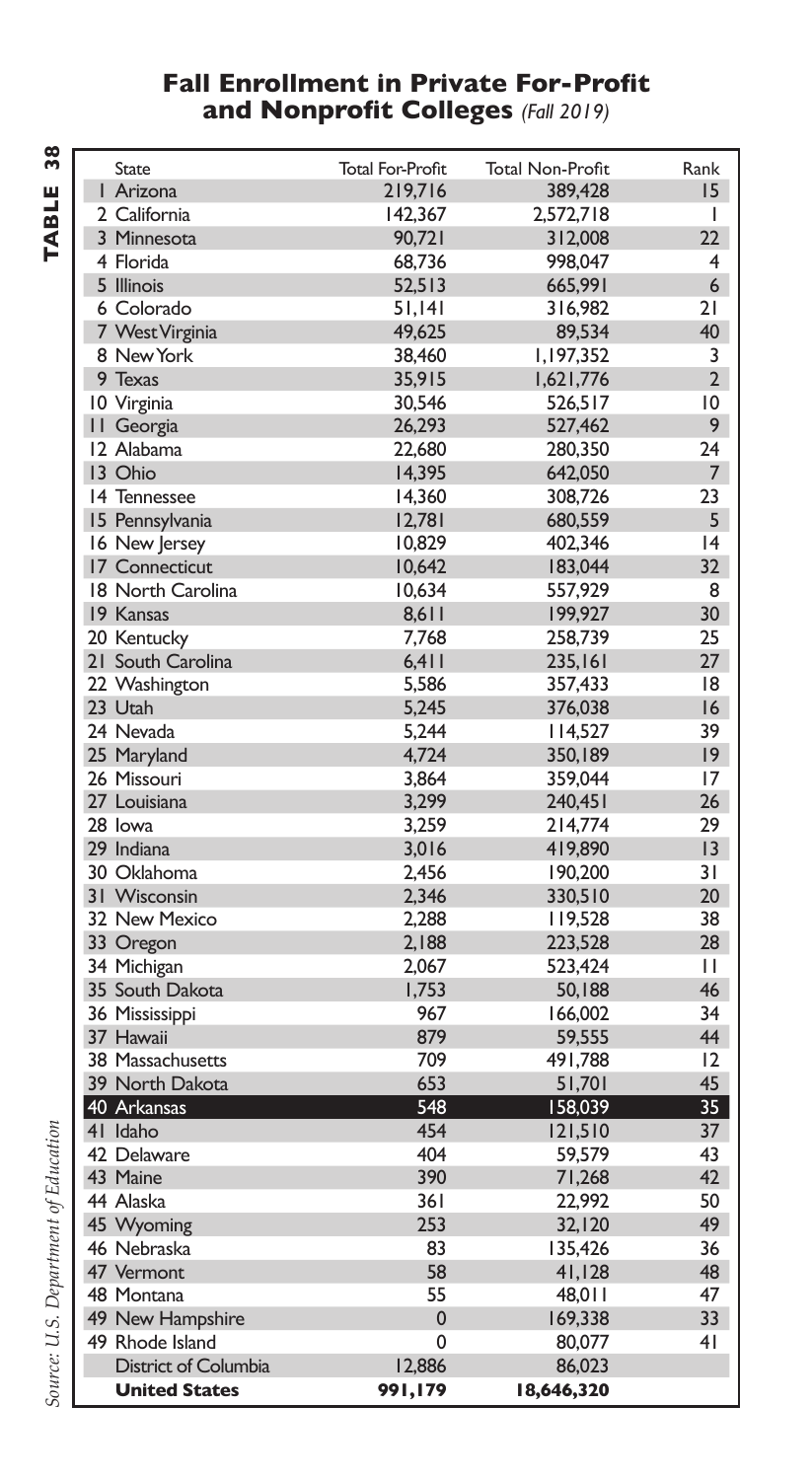# Fall Enrollment in Private For-Profit and Nonprofit Colleges *(Fall 2019)*

**TABLE 38**

| State | Total For-Profit | Total Non-Profit | Rank |
|---|---|---|---|
| 1 Arizona | 219,716 | 389,428 | 15 |
| 2 California | 142,367 | 2,572,718 | 1 |
| 3 Minnesota | 90,721 | 312,008 | 22 |
| 4 Florida | 68,736 | 998,047 | 4 |
| 5 Illinois | 52,513 | 665,991 | 6 |
| 6 Colorado | 51,141 | 316,982 | 21 |
| 7 West Virginia | 49,625 | 89,534 | 40 |
| 8 New York | 38,460 | 1,197,352 | 3 |
| 9 Texas | 35,915 | 1,621,776 | 2 |
| 10 Virginia | 30,546 | 526,517 | 10 |
| 11 Georgia | 26,293 | 527,462 | 9 |
| 12 Alabama | 22,680 | 280,350 | 24 |
| 13 Ohio | 14,395 | 642,050 | 7 |
| 14 Tennessee | 14,360 | 308,726 | 23 |
| 15 Pennsylvania | 12,781 | 680,559 | 5 |
| 16 New Jersey | 10,829 | 402,346 | 14 |
| 17 Connecticut | 10,642 | 183,044 | 32 |
| 18 North Carolina | 10,634 | 557,929 | 8 |
| 19 Kansas | 8,611 | 199,927 | 30 |
| 20 Kentucky | 7,768 | 258,739 | 25 |
| 21 South Carolina | 6,411 | 235,161 | 27 |
| 22 Washington | 5,586 | 357,433 | 18 |
| 23 Utah | 5,245 | 376,038 | 16 |
| 24 Nevada | 5,244 | 114,527 | 39 |
| 25 Maryland | 4,724 | 350,189 | 19 |
| 26 Missouri | 3,864 | 359,044 | 17 |
| 27 Louisiana | 3,299 | 240,451 | 26 |
| 28 Iowa | 3,259 | 214,774 | 29 |
| 29 Indiana | 3,016 | 419,890 | 13 |
| 30 Oklahoma | 2,456 | 190,200 | 31 |
| 31 Wisconsin | 2,346 | 330,510 | 20 |
| 32 New Mexico | 2,288 | 119,528 | 38 |
| 33 Oregon | 2,188 | 223,528 | 28 |
| 34 Michigan | 2,067 | 523,424 | 11 |
| 35 South Dakota | 1,753 | 50,188 | 46 |
| 36 Mississippi | 967 | 166,002 | 34 |
| 37 Hawaii | 879 | 59,555 | 44 |
| 38 Massachusetts | 709 | 491,788 | 12 |
| 39 North Dakota | 653 | 51,701 | 45 |
| 40 Arkansas | 548 | 158,039 | 35 |
| 41 Idaho | 454 | 121,510 | 37 |
| 42 Delaware | 404 | 59,579 | 43 |
| 43 Maine | 390 | 71,268 | 42 |
| 44 Alaska | 361 | 22,992 | 50 |
| 45 Wyoming | 253 | 32,120 | 49 |
| 46 Nebraska | 83 | 135,426 | 36 |
| 47 Vermont | 58 | 41,128 | 48 |
| 48 Montana | 55 | 48,011 | 47 |
| 49 New Hampshire | 0 | 169,338 | 33 |
| 49 Rhode Island | 0 | 80,077 | 41 |
| District of Columbia | 12,886 | 86,023 | |
| **United States** | **991,179** | **18,646,320** | |

*Source: U.S. Department of Education*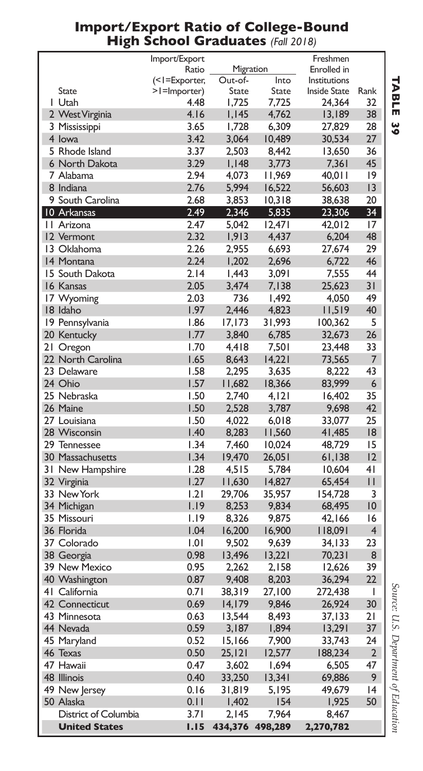## Import/Export Ratio of College-Bound High School Graduates *(Fall 2018)*

**TABLE 39**

| State | Import/Export Ratio (<1=Exporter, >1=Importer) | Migration | | Freshmen Enrolled in Institutions Inside State | Rank |
|---|---|---|---|---|---|
| | | Out-of-State | Into State | | |
| 1 Utah | 4.48 | 1,725 | 7,725 | 24,364 | 32 |
| 2 West Virginia | 4.16 | 1,145 | 4,762 | 13,189 | 38 |
| 3 Mississippi | 3.65 | 1,728 | 6,309 | 27,829 | 28 |
| 4 Iowa | 3.42 | 3,064 | 10,489 | 30,534 | 27 |
| 5 Rhode Island | 3.37 | 2,503 | 8,442 | 13,650 | 36 |
| 6 North Dakota | 3.29 | 1,148 | 3,773 | 7,361 | 45 |
| 7 Alabama | 2.94 | 4,073 | 11,969 | 40,011 | 19 |
| 8 Indiana | 2.76 | 5,994 | 16,522 | 56,603 | 13 |
| 9 South Carolina | 2.68 | 3,853 | 10,318 | 38,638 | 20 |
| 10 Arkansas | 2.49 | 2,346 | 5,835 | 23,306 | 34 |
| 11 Arizona | 2.47 | 5,042 | 12,471 | 42,012 | 17 |
| 12 Vermont | 2.32 | 1,913 | 4,437 | 6,204 | 48 |
| 13 Oklahoma | 2.26 | 2,955 | 6,693 | 27,674 | 29 |
| 14 Montana | 2.24 | 1,202 | 2,696 | 6,722 | 46 |
| 15 South Dakota | 2.14 | 1,443 | 3,091 | 7,555 | 44 |
| 16 Kansas | 2.05 | 3,474 | 7,138 | 25,623 | 31 |
| 17 Wyoming | 2.03 | 736 | 1,492 | 4,050 | 49 |
| 18 Idaho | 1.97 | 2,446 | 4,823 | 11,519 | 40 |
| 19 Pennsylvania | 1.86 | 17,173 | 31,993 | 100,362 | 5 |
| 20 Kentucky | 1.77 | 3,840 | 6,785 | 32,673 | 26 |
| 21 Oregon | 1.70 | 4,418 | 7,501 | 23,448 | 33 |
| 22 North Carolina | 1.65 | 8,643 | 14,221 | 73,565 | 7 |
| 23 Delaware | 1.58 | 2,295 | 3,635 | 8,222 | 43 |
| 24 Ohio | 1.57 | 11,682 | 18,366 | 83,999 | 6 |
| 25 Nebraska | 1.50 | 2,740 | 4,121 | 16,402 | 35 |
| 26 Maine | 1.50 | 2,528 | 3,787 | 9,698 | 42 |
| 27 Louisiana | 1.50 | 4,022 | 6,018 | 33,077 | 25 |
| 28 Wisconsin | 1.40 | 8,283 | 11,560 | 41,485 | 18 |
| 29 Tennessee | 1.34 | 7,460 | 10,024 | 48,729 | 15 |
| 30 Massachusetts | 1.34 | 19,470 | 26,051 | 61,138 | 12 |
| 31 New Hampshire | 1.28 | 4,515 | 5,784 | 10,604 | 41 |
| 32 Virginia | 1.27 | 11,630 | 14,827 | 65,454 | 11 |
| 33 New York | 1.21 | 29,706 | 35,957 | 154,728 | 3 |
| 34 Michigan | 1.19 | 8,253 | 9,834 | 68,495 | 10 |
| 35 Missouri | 1.19 | 8,326 | 9,875 | 42,166 | 16 |
| 36 Florida | 1.04 | 16,200 | 16,900 | 118,091 | 4 |
| 37 Colorado | 1.01 | 9,502 | 9,639 | 34,133 | 23 |
| 38 Georgia | 0.98 | 13,496 | 13,221 | 70,231 | 8 |
| 39 New Mexico | 0.95 | 2,262 | 2,158 | 12,626 | 39 |
| 40 Washington | 0.87 | 9,408 | 8,203 | 36,294 | 22 |
| 41 California | 0.71 | 38,319 | 27,100 | 272,438 | 1 |
| 42 Connecticut | 0.69 | 14,179 | 9,846 | 26,924 | 30 |
| 43 Minnesota | 0.63 | 13,544 | 8,493 | 37,133 | 21 |
| 44 Nevada | 0.59 | 3,187 | 1,894 | 13,291 | 37 |
| 45 Maryland | 0.52 | 15,166 | 7,900 | 33,743 | 24 |
| 46 Texas | 0.50 | 25,121 | 12,577 | 188,234 | 2 |
| 47 Hawaii | 0.47 | 3,602 | 1,694 | 6,505 | 47 |
| 48 Illinois | 0.40 | 33,250 | 13,341 | 69,886 | 9 |
| 49 New Jersey | 0.16 | 31,819 | 5,195 | 49,679 | 14 |
| 50 Alaska | 0.11 | 1,402 | 154 | 1,925 | 50 |
| District of Columbia | 3.71 | 2,145 | 7,964 | 8,467 | |
| **United States** | **1.15** | **434,376** | **498,289** | **2,270,782** | |

*Source: U.S. Department of Education*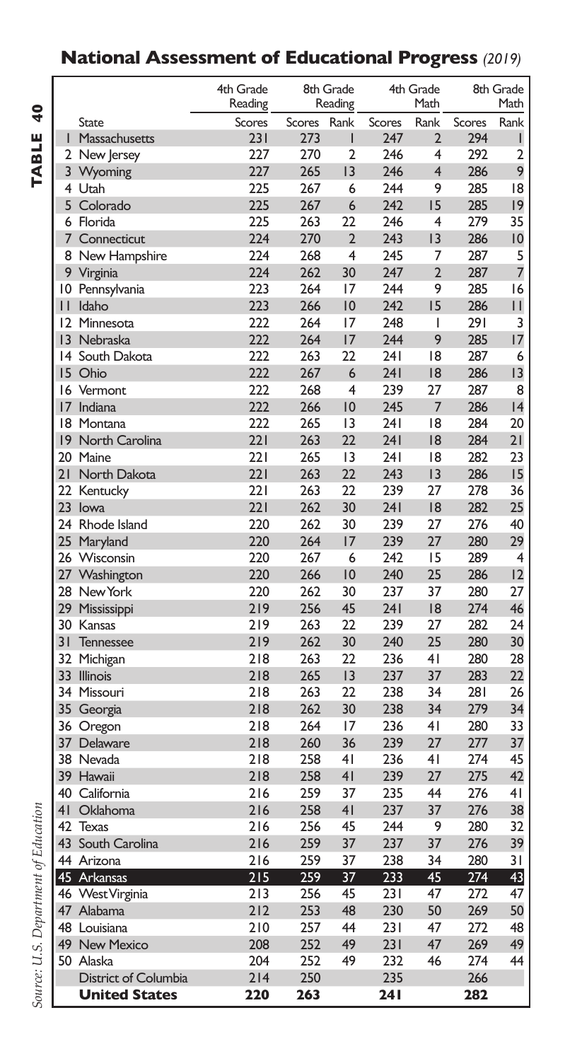## National Assessment of Educational Progress *(2019)*

**TABLE 40**

| | State | 4th Grade Reading | 8th Grade Reading | | 4th Grade Math | | 8th Grade Math | |
|---|---|---|---|---|---|---|---|---|
| | | Scores | Scores | Rank | Scores | Rank | Scores | Rank |
| 1 | Massachusetts | 231 | 273 | 1 | 247 | 2 | 294 | 1 |
| 2 | New Jersey | 227 | 270 | 2 | 246 | 4 | 292 | 2 |
| 3 | Wyoming | 227 | 265 | 13 | 246 | 4 | 286 | 9 |
| 4 | Utah | 225 | 267 | 6 | 244 | 9 | 285 | 18 |
| 5 | Colorado | 225 | 267 | 6 | 242 | 15 | 285 | 19 |
| 6 | Florida | 225 | 263 | 22 | 246 | 4 | 279 | 35 |
| 7 | Connecticut | 224 | 270 | 2 | 243 | 13 | 286 | 10 |
| 8 | New Hampshire | 224 | 268 | 4 | 245 | 7 | 287 | 5 |
| 9 | Virginia | 224 | 262 | 30 | 247 | 2 | 287 | 7 |
| 10 | Pennsylvania | 223 | 264 | 17 | 244 | 9 | 285 | 16 |
| 11 | Idaho | 223 | 266 | 10 | 242 | 15 | 286 | 11 |
| 12 | Minnesota | 222 | 264 | 17 | 248 | 1 | 291 | 3 |
| 13 | Nebraska | 222 | 264 | 17 | 244 | 9 | 285 | 17 |
| 14 | South Dakota | 222 | 263 | 22 | 241 | 18 | 287 | 6 |
| 15 | Ohio | 222 | 267 | 6 | 241 | 18 | 286 | 13 |
| 16 | Vermont | 222 | 268 | 4 | 239 | 27 | 287 | 8 |
| 17 | Indiana | 222 | 266 | 10 | 245 | 7 | 286 | 14 |
| 18 | Montana | 222 | 265 | 13 | 241 | 18 | 284 | 20 |
| 19 | North Carolina | 221 | 263 | 22 | 241 | 18 | 284 | 21 |
| 20 | Maine | 221 | 265 | 13 | 241 | 18 | 282 | 23 |
| 21 | North Dakota | 221 | 263 | 22 | 243 | 13 | 286 | 15 |
| 22 | Kentucky | 221 | 263 | 22 | 239 | 27 | 278 | 36 |
| 23 | Iowa | 221 | 262 | 30 | 241 | 18 | 282 | 25 |
| 24 | Rhode Island | 220 | 262 | 30 | 239 | 27 | 276 | 40 |
| 25 | Maryland | 220 | 264 | 17 | 239 | 27 | 280 | 29 |
| 26 | Wisconsin | 220 | 267 | 6 | 242 | 15 | 289 | 4 |
| 27 | Washington | 220 | 266 | 10 | 240 | 25 | 286 | 12 |
| 28 | New York | 220 | 262 | 30 | 237 | 37 | 280 | 27 |
| 29 | Mississippi | 219 | 256 | 45 | 241 | 18 | 274 | 46 |
| 30 | Kansas | 219 | 263 | 22 | 239 | 27 | 282 | 24 |
| 31 | Tennessee | 219 | 262 | 30 | 240 | 25 | 280 | 30 |
| 32 | Michigan | 218 | 263 | 22 | 236 | 41 | 280 | 28 |
| 33 | Illinois | 218 | 265 | 13 | 237 | 37 | 283 | 22 |
| 34 | Missouri | 218 | 263 | 22 | 238 | 34 | 281 | 26 |
| 35 | Georgia | 218 | 262 | 30 | 238 | 34 | 279 | 34 |
| 36 | Oregon | 218 | 264 | 17 | 236 | 41 | 280 | 33 |
| 37 | Delaware | 218 | 260 | 36 | 239 | 27 | 277 | 37 |
| 38 | Nevada | 218 | 258 | 41 | 236 | 41 | 274 | 45 |
| 39 | Hawaii | 218 | 258 | 41 | 239 | 27 | 275 | 42 |
| 40 | California | 216 | 259 | 37 | 235 | 44 | 276 | 41 |
| 41 | Oklahoma | 216 | 258 | 41 | 237 | 37 | 276 | 38 |
| 42 | Texas | 216 | 256 | 45 | 244 | 9 | 280 | 32 |
| 43 | South Carolina | 216 | 259 | 37 | 237 | 37 | 276 | 39 |
| 44 | Arizona | 216 | 259 | 37 | 238 | 34 | 280 | 31 |
| **45** | **Arkansas** | **215** | **259** | **37** | **233** | **45** | **274** | **43** |
| 46 | West Virginia | 213 | 256 | 45 | 231 | 47 | 272 | 47 |
| 47 | Alabama | 212 | 253 | 48 | 230 | 50 | 269 | 50 |
| 48 | Louisiana | 210 | 257 | 44 | 231 | 47 | 272 | 48 |
| 49 | New Mexico | 208 | 252 | 49 | 231 | 47 | 269 | 49 |
| 50 | Alaska | 204 | 252 | 49 | 232 | 46 | 274 | 44 |
| | District of Columbia | 214 | 250 | | 235 | | 266 | |
| | **United States** | **220** | **263** | | **241** | | **282** | |

*Source: U.S. Department of Education*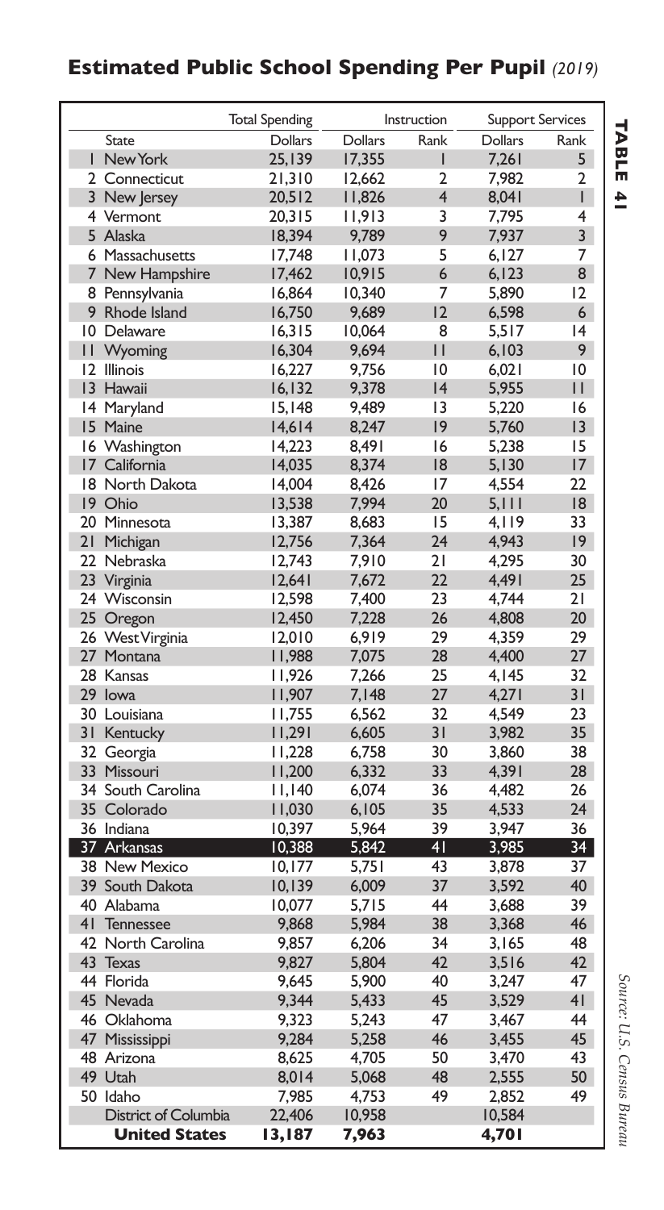## Estimated Public School Spending Per Pupil *(2019)*

**TABLE 41**

| | State | Total Spending | Instruction | | Support Services | |
|---|---|---|---|---|---|---|
| | | Dollars | Dollars | Rank | Dollars | Rank |
| 1 | New York | 25,139 | 17,355 | 1 | 7,261 | 5 |
| 2 | Connecticut | 21,310 | 12,662 | 2 | 7,982 | 2 |
| 3 | New Jersey | 20,512 | 11,826 | 4 | 8,041 | 1 |
| 4 | Vermont | 20,315 | 11,913 | 3 | 7,795 | 4 |
| 5 | Alaska | 18,394 | 9,789 | 9 | 7,937 | 3 |
| 6 | Massachusetts | 17,748 | 11,073 | 5 | 6,127 | 7 |
| 7 | New Hampshire | 17,462 | 10,915 | 6 | 6,123 | 8 |
| 8 | Pennsylvania | 16,864 | 10,340 | 7 | 5,890 | 12 |
| 9 | Rhode Island | 16,750 | 9,689 | 12 | 6,598 | 6 |
| 10 | Delaware | 16,315 | 10,064 | 8 | 5,517 | 14 |
| 11 | Wyoming | 16,304 | 9,694 | 11 | 6,103 | 9 |
| 12 | Illinois | 16,227 | 9,756 | 10 | 6,021 | 10 |
| 13 | Hawaii | 16,132 | 9,378 | 14 | 5,955 | 11 |
| 14 | Maryland | 15,148 | 9,489 | 13 | 5,220 | 16 |
| 15 | Maine | 14,614 | 8,247 | 19 | 5,760 | 13 |
| 16 | Washington | 14,223 | 8,491 | 16 | 5,238 | 15 |
| 17 | California | 14,035 | 8,374 | 18 | 5,130 | 17 |
| 18 | North Dakota | 14,004 | 8,426 | 17 | 4,554 | 22 |
| 19 | Ohio | 13,538 | 7,994 | 20 | 5,111 | 18 |
| 20 | Minnesota | 13,387 | 8,683 | 15 | 4,119 | 33 |
| 21 | Michigan | 12,756 | 7,364 | 24 | 4,943 | 19 |
| 22 | Nebraska | 12,743 | 7,910 | 21 | 4,295 | 30 |
| 23 | Virginia | 12,641 | 7,672 | 22 | 4,491 | 25 |
| 24 | Wisconsin | 12,598 | 7,400 | 23 | 4,744 | 21 |
| 25 | Oregon | 12,450 | 7,228 | 26 | 4,808 | 20 |
| 26 | West Virginia | 12,010 | 6,919 | 29 | 4,359 | 29 |
| 27 | Montana | 11,988 | 7,075 | 28 | 4,400 | 27 |
| 28 | Kansas | 11,926 | 7,266 | 25 | 4,145 | 32 |
| 29 | Iowa | 11,907 | 7,148 | 27 | 4,271 | 31 |
| 30 | Louisiana | 11,755 | 6,562 | 32 | 4,549 | 23 |
| 31 | Kentucky | 11,291 | 6,605 | 31 | 3,982 | 35 |
| 32 | Georgia | 11,228 | 6,758 | 30 | 3,860 | 38 |
| 33 | Missouri | 11,200 | 6,332 | 33 | 4,391 | 28 |
| 34 | South Carolina | 11,140 | 6,074 | 36 | 4,482 | 26 |
| 35 | Colorado | 11,030 | 6,105 | 35 | 4,533 | 24 |
| 36 | Indiana | 10,397 | 5,964 | 39 | 3,947 | 36 |
| 37 | Arkansas | 10,388 | 5,842 | 41 | 3,985 | 34 |
| 38 | New Mexico | 10,177 | 5,751 | 43 | 3,878 | 37 |
| 39 | South Dakota | 10,139 | 6,009 | 37 | 3,592 | 40 |
| 40 | Alabama | 10,077 | 5,715 | 44 | 3,688 | 39 |
| 41 | Tennessee | 9,868 | 5,984 | 38 | 3,368 | 46 |
| 42 | North Carolina | 9,857 | 6,206 | 34 | 3,165 | 48 |
| 43 | Texas | 9,827 | 5,804 | 42 | 3,516 | 42 |
| 44 | Florida | 9,645 | 5,900 | 40 | 3,247 | 47 |
| 45 | Nevada | 9,344 | 5,433 | 45 | 3,529 | 41 |
| 46 | Oklahoma | 9,323 | 5,243 | 47 | 3,467 | 44 |
| 47 | Mississippi | 9,284 | 5,258 | 46 | 3,455 | 45 |
| 48 | Arizona | 8,625 | 4,705 | 50 | 3,470 | 43 |
| 49 | Utah | 8,014 | 5,068 | 48 | 2,555 | 50 |
| 50 | Idaho | 7,985 | 4,753 | 49 | 2,852 | 49 |
| | District of Columbia | 22,406 | 10,958 | | 10,584 | |
| | **United States** | **13,187** | **7,963** | | **4,701** | |

*Source: U.S. Census Bureau*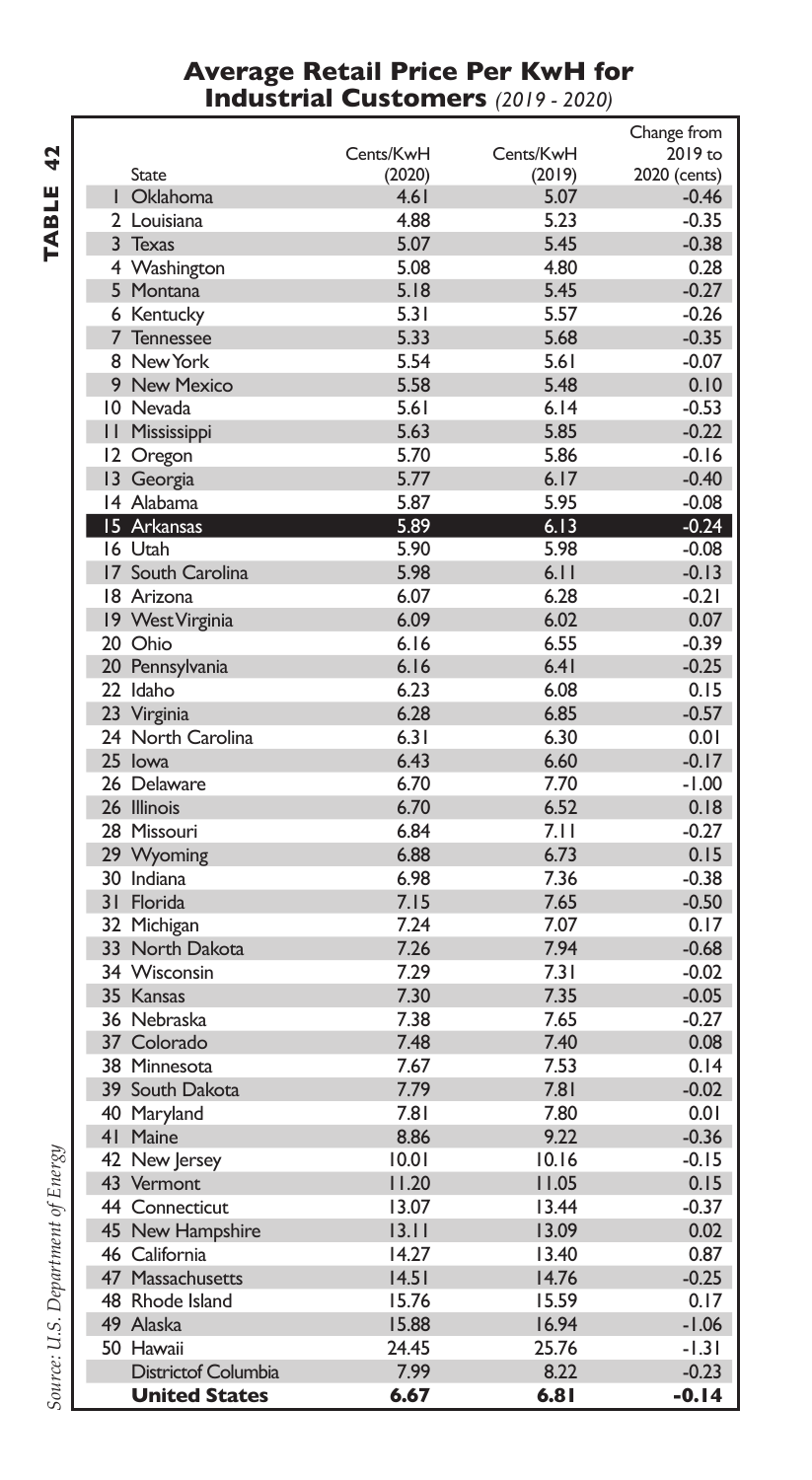# Average Retail Price Per KwH for Industrial Customers *(2019 - 2020)*

**TABLE 42**

| | State | Cents/KwH (2020) | Cents/KwH (2019) | Change from 2019 to 2020 (cents) |
|---|---|---|---|---|
| 1 | Oklahoma | 4.61 | 5.07 | -0.46 |
| 2 | Louisiana | 4.88 | 5.23 | -0.35 |
| 3 | Texas | 5.07 | 5.45 | -0.38 |
| 4 | Washington | 5.08 | 4.80 | 0.28 |
| 5 | Montana | 5.18 | 5.45 | -0.27 |
| 6 | Kentucky | 5.31 | 5.57 | -0.26 |
| 7 | Tennessee | 5.33 | 5.68 | -0.35 |
| 8 | New York | 5.54 | 5.61 | -0.07 |
| 9 | New Mexico | 5.58 | 5.48 | 0.10 |
| 10 | Nevada | 5.61 | 6.14 | -0.53 |
| 11 | Mississippi | 5.63 | 5.85 | -0.22 |
| 12 | Oregon | 5.70 | 5.86 | -0.16 |
| 13 | Georgia | 5.77 | 6.17 | -0.40 |
| 14 | Alabama | 5.87 | 5.95 | -0.08 |
| 15 | Arkansas | 5.89 | 6.13 | -0.24 |
| 16 | Utah | 5.90 | 5.98 | -0.08 |
| 17 | South Carolina | 5.98 | 6.11 | -0.13 |
| 18 | Arizona | 6.07 | 6.28 | -0.21 |
| 19 | West Virginia | 6.09 | 6.02 | 0.07 |
| 20 | Ohio | 6.16 | 6.55 | -0.39 |
| 20 | Pennsylvania | 6.16 | 6.41 | -0.25 |
| 22 | Idaho | 6.23 | 6.08 | 0.15 |
| 23 | Virginia | 6.28 | 6.85 | -0.57 |
| 24 | North Carolina | 6.31 | 6.30 | 0.01 |
| 25 | Iowa | 6.43 | 6.60 | -0.17 |
| 26 | Delaware | 6.70 | 7.70 | -1.00 |
| 26 | Illinois | 6.70 | 6.52 | 0.18 |
| 28 | Missouri | 6.84 | 7.11 | -0.27 |
| 29 | Wyoming | 6.88 | 6.73 | 0.15 |
| 30 | Indiana | 6.98 | 7.36 | -0.38 |
| 31 | Florida | 7.15 | 7.65 | -0.50 |
| 32 | Michigan | 7.24 | 7.07 | 0.17 |
| 33 | North Dakota | 7.26 | 7.94 | -0.68 |
| 34 | Wisconsin | 7.29 | 7.31 | -0.02 |
| 35 | Kansas | 7.30 | 7.35 | -0.05 |
| 36 | Nebraska | 7.38 | 7.65 | -0.27 |
| 37 | Colorado | 7.48 | 7.40 | 0.08 |
| 38 | Minnesota | 7.67 | 7.53 | 0.14 |
| 39 | South Dakota | 7.79 | 7.81 | -0.02 |
| 40 | Maryland | 7.81 | 7.80 | 0.01 |
| 41 | Maine | 8.86 | 9.22 | -0.36 |
| 42 | New Jersey | 10.01 | 10.16 | -0.15 |
| 43 | Vermont | 11.20 | 11.05 | 0.15 |
| 44 | Connecticut | 13.07 | 13.44 | -0.37 |
| 45 | New Hampshire | 13.11 | 13.09 | 0.02 |
| 46 | California | 14.27 | 13.40 | 0.87 |
| 47 | Massachusetts | 14.51 | 14.76 | -0.25 |
| 48 | Rhode Island | 15.76 | 15.59 | 0.17 |
| 49 | Alaska | 15.88 | 16.94 | -1.06 |
| 50 | Hawaii | 24.45 | 25.76 | -1.31 |
| | Districtof Columbia | 7.99 | 8.22 | -0.23 |
| | **United States** | **6.67** | **6.81** | **-0.14** |

*Source: U.S. Department of Energy*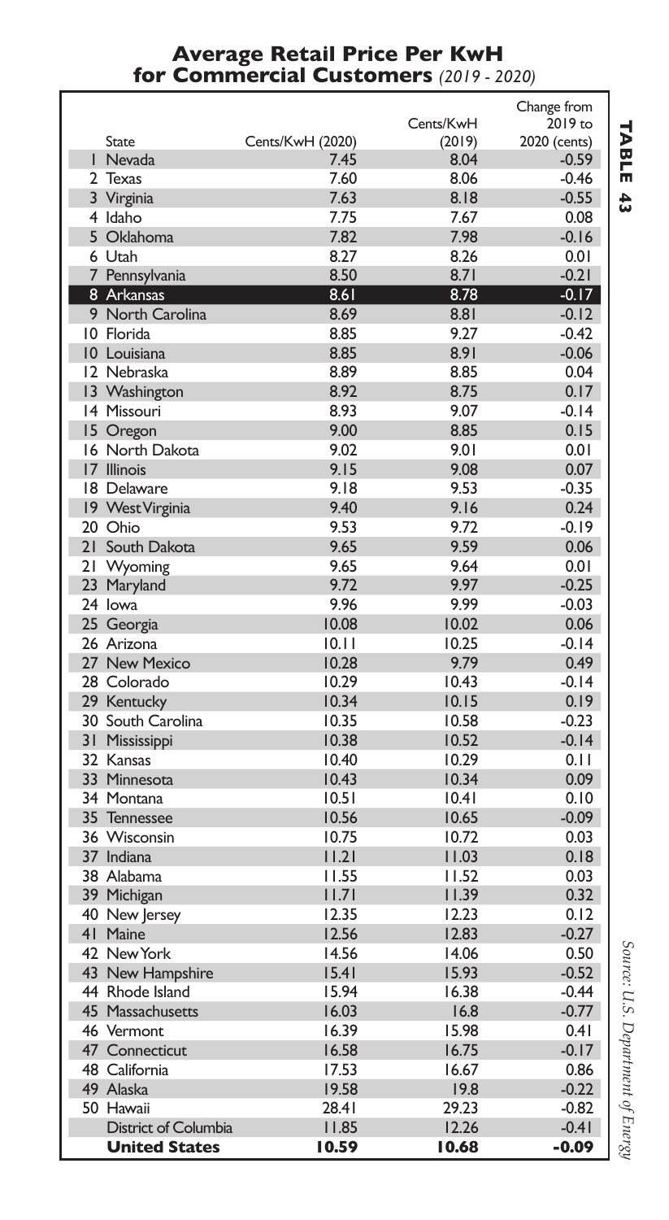# Average Retail Price Per KwH for Commercial Customers *(2019 - 2020)*

**TABLE 43**

| | State | Cents/KwH (2020) | Cents/KwH (2019) | Change from 2019 to 2020 (cents) |
|---|---|---|---|---|
| 1 | Nevada | 7.45 | 8.04 | -0.59 |
| 2 | Texas | 7.60 | 8.06 | -0.46 |
| 3 | Virginia | 7.63 | 8.18 | -0.55 |
| 4 | Idaho | 7.75 | 7.67 | 0.08 |
| 5 | Oklahoma | 7.82 | 7.98 | -0.16 |
| 6 | Utah | 8.27 | 8.26 | 0.01 |
| 7 | Pennsylvania | 8.50 | 8.71 | -0.21 |
| 8 | Arkansas | 8.61 | 8.78 | -0.17 |
| 9 | North Carolina | 8.69 | 8.81 | -0.12 |
| 10 | Florida | 8.85 | 9.27 | -0.42 |
| 10 | Louisiana | 8.85 | 8.91 | -0.06 |
| 12 | Nebraska | 8.89 | 8.85 | 0.04 |
| 13 | Washington | 8.92 | 8.75 | 0.17 |
| 14 | Missouri | 8.93 | 9.07 | -0.14 |
| 15 | Oregon | 9.00 | 8.85 | 0.15 |
| 16 | North Dakota | 9.02 | 9.01 | 0.01 |
| 17 | Illinois | 9.15 | 9.08 | 0.07 |
| 18 | Delaware | 9.18 | 9.53 | -0.35 |
| 19 | West Virginia | 9.40 | 9.16 | 0.24 |
| 20 | Ohio | 9.53 | 9.72 | -0.19 |
| 21 | South Dakota | 9.65 | 9.59 | 0.06 |
| 21 | Wyoming | 9.65 | 9.64 | 0.01 |
| 23 | Maryland | 9.72 | 9.97 | -0.25 |
| 24 | Iowa | 9.96 | 9.99 | -0.03 |
| 25 | Georgia | 10.08 | 10.02 | 0.06 |
| 26 | Arizona | 10.11 | 10.25 | -0.14 |
| 27 | New Mexico | 10.28 | 9.79 | 0.49 |
| 28 | Colorado | 10.29 | 10.43 | -0.14 |
| 29 | Kentucky | 10.34 | 10.15 | 0.19 |
| 30 | South Carolina | 10.35 | 10.58 | -0.23 |
| 31 | Mississippi | 10.38 | 10.52 | -0.14 |
| 32 | Kansas | 10.40 | 10.29 | 0.11 |
| 33 | Minnesota | 10.43 | 10.34 | 0.09 |
| 34 | Montana | 10.51 | 10.41 | 0.10 |
| 35 | Tennessee | 10.56 | 10.65 | -0.09 |
| 36 | Wisconsin | 10.75 | 10.72 | 0.03 |
| 37 | Indiana | 11.21 | 11.03 | 0.18 |
| 38 | Alabama | 11.55 | 11.52 | 0.03 |
| 39 | Michigan | 11.71 | 11.39 | 0.32 |
| 40 | New Jersey | 12.35 | 12.23 | 0.12 |
| 41 | Maine | 12.56 | 12.83 | -0.27 |
| 42 | New York | 14.56 | 14.06 | 0.50 |
| 43 | New Hampshire | 15.41 | 15.93 | -0.52 |
| 44 | Rhode Island | 15.94 | 16.38 | -0.44 |
| 45 | Massachusetts | 16.03 | 16.8 | -0.77 |
| 46 | Vermont | 16.39 | 15.98 | 0.41 |
| 47 | Connecticut | 16.58 | 16.75 | -0.17 |
| 48 | California | 17.53 | 16.67 | 0.86 |
| 49 | Alaska | 19.58 | 19.8 | -0.22 |
| 50 | Hawaii | 28.41 | 29.23 | -0.82 |
| | District of Columbia | 11.85 | 12.26 | -0.41 |
| | **United States** | **10.59** | **10.68** | **-0.09** |

*Source: U.S. Department of Energy*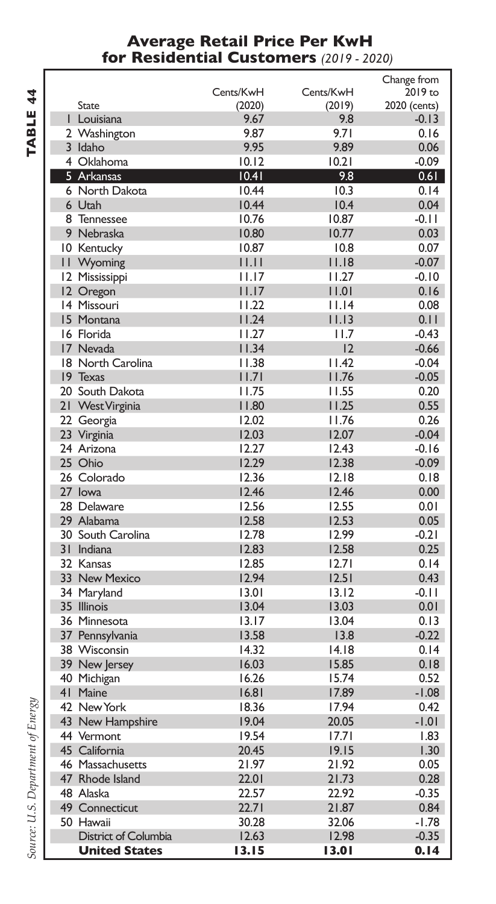# Average Retail Price Per KwH for Residential Customers *(2019 - 2020)*

**TABLE 44**

| | State | Cents/KwH (2020) | Cents/KwH (2019) | Change from 2019 to 2020 (cents) |
|---|---|---|---|---|
| 1 | Louisiana | 9.67 | 9.8 | -0.13 |
| 2 | Washington | 9.87 | 9.71 | 0.16 |
| 3 | Idaho | 9.95 | 9.89 | 0.06 |
| 4 | Oklahoma | 10.12 | 10.21 | -0.09 |
| 5 | **Arkansas** | **10.41** | **9.8** | **0.61** |
| 6 | North Dakota | 10.44 | 10.3 | 0.14 |
| 6 | Utah | 10.44 | 10.4 | 0.04 |
| 8 | Tennessee | 10.76 | 10.87 | -0.11 |
| 9 | Nebraska | 10.80 | 10.77 | 0.03 |
| 10 | Kentucky | 10.87 | 10.8 | 0.07 |
| 11 | Wyoming | 11.11 | 11.18 | -0.07 |
| 12 | Mississippi | 11.17 | 11.27 | -0.10 |
| 12 | Oregon | 11.17 | 11.01 | 0.16 |
| 14 | Missouri | 11.22 | 11.14 | 0.08 |
| 15 | Montana | 11.24 | 11.13 | 0.11 |
| 16 | Florida | 11.27 | 11.7 | -0.43 |
| 17 | Nevada | 11.34 | 12 | -0.66 |
| 18 | North Carolina | 11.38 | 11.42 | -0.04 |
| 19 | Texas | 11.71 | 11.76 | -0.05 |
| 20 | South Dakota | 11.75 | 11.55 | 0.20 |
| 21 | West Virginia | 11.80 | 11.25 | 0.55 |
| 22 | Georgia | 12.02 | 11.76 | 0.26 |
| 23 | Virginia | 12.03 | 12.07 | -0.04 |
| 24 | Arizona | 12.27 | 12.43 | -0.16 |
| 25 | Ohio | 12.29 | 12.38 | -0.09 |
| 26 | Colorado | 12.36 | 12.18 | 0.18 |
| 27 | Iowa | 12.46 | 12.46 | 0.00 |
| 28 | Delaware | 12.56 | 12.55 | 0.01 |
| 29 | Alabama | 12.58 | 12.53 | 0.05 |
| 30 | South Carolina | 12.78 | 12.99 | -0.21 |
| 31 | Indiana | 12.83 | 12.58 | 0.25 |
| 32 | Kansas | 12.85 | 12.71 | 0.14 |
| 33 | New Mexico | 12.94 | 12.51 | 0.43 |
| 34 | Maryland | 13.01 | 13.12 | -0.11 |
| 35 | Illinois | 13.04 | 13.03 | 0.01 |
| 36 | Minnesota | 13.17 | 13.04 | 0.13 |
| 37 | Pennsylvania | 13.58 | 13.8 | -0.22 |
| 38 | Wisconsin | 14.32 | 14.18 | 0.14 |
| 39 | New Jersey | 16.03 | 15.85 | 0.18 |
| 40 | Michigan | 16.26 | 15.74 | 0.52 |
| 41 | Maine | 16.81 | 17.89 | -1.08 |
| 42 | New York | 18.36 | 17.94 | 0.42 |
| 43 | New Hampshire | 19.04 | 20.05 | -1.01 |
| 44 | Vermont | 19.54 | 17.71 | 1.83 |
| 45 | California | 20.45 | 19.15 | 1.30 |
| 46 | Massachusetts | 21.97 | 21.92 | 0.05 |
| 47 | Rhode Island | 22.01 | 21.73 | 0.28 |
| 48 | Alaska | 22.57 | 22.92 | -0.35 |
| 49 | Connecticut | 22.71 | 21.87 | 0.84 |
| 50 | Hawaii | 30.28 | 32.06 | -1.78 |
| | District of Columbia | 12.63 | 12.98 | -0.35 |
| | **United States** | **13.15** | **13.01** | **0.14** |

*Source: U.S. Department of Energy*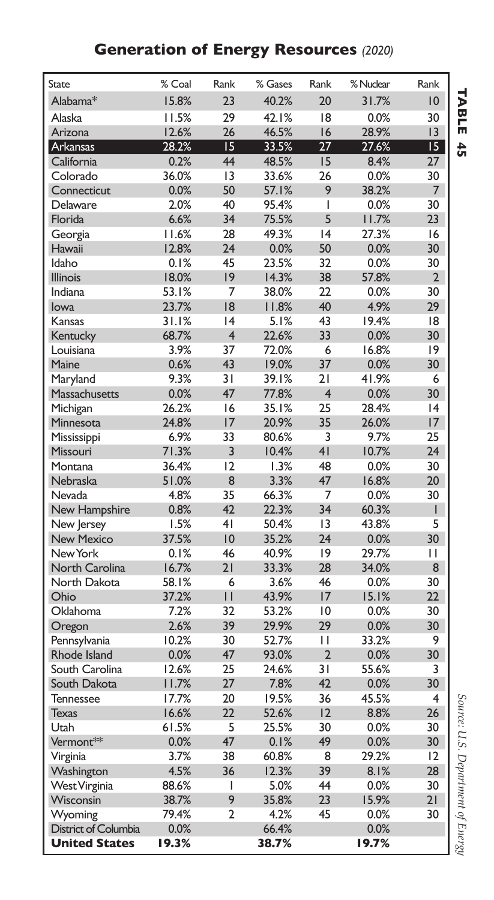## Generation of Energy Resources *(2020)*

**TABLE 45**

| State | % Coal | Rank | % Gases | Rank | % Nuclear | Rank |
|---|---|---|---|---|---|---|
| Alabama* | 15.8% | 23 | 40.2% | 20 | 31.7% | 10 |
| Alaska | 11.5% | 29 | 42.1% | 18 | 0.0% | 30 |
| Arizona | 12.6% | 26 | 46.5% | 16 | 28.9% | 13 |
| **Arkansas** | **28.2%** | **15** | **33.5%** | **27** | **27.6%** | **15** |
| California | 0.2% | 44 | 48.5% | 15 | 8.4% | 27 |
| Colorado | 36.0% | 13 | 33.6% | 26 | 0.0% | 30 |
| Connecticut | 0.0% | 50 | 57.1% | 9 | 38.2% | 7 |
| Delaware | 2.0% | 40 | 95.4% | 1 | 0.0% | 30 |
| Florida | 6.6% | 34 | 75.5% | 5 | 11.7% | 23 |
| Georgia | 11.6% | 28 | 49.3% | 14 | 27.3% | 16 |
| Hawaii | 12.8% | 24 | 0.0% | 50 | 0.0% | 30 |
| Idaho | 0.1% | 45 | 23.5% | 32 | 0.0% | 30 |
| Illinois | 18.0% | 19 | 14.3% | 38 | 57.8% | 2 |
| Indiana | 53.1% | 7 | 38.0% | 22 | 0.0% | 30 |
| Iowa | 23.7% | 18 | 11.8% | 40 | 4.9% | 29 |
| Kansas | 31.1% | 14 | 5.1% | 43 | 19.4% | 18 |
| Kentucky | 68.7% | 4 | 22.6% | 33 | 0.0% | 30 |
| Louisiana | 3.9% | 37 | 72.0% | 6 | 16.8% | 19 |
| Maine | 0.6% | 43 | 19.0% | 37 | 0.0% | 30 |
| Maryland | 9.3% | 31 | 39.1% | 21 | 41.9% | 6 |
| Massachusetts | 0.0% | 47 | 77.8% | 4 | 0.0% | 30 |
| Michigan | 26.2% | 16 | 35.1% | 25 | 28.4% | 14 |
| Minnesota | 24.8% | 17 | 20.9% | 35 | 26.0% | 17 |
| Mississippi | 6.9% | 33 | 80.6% | 3 | 9.7% | 25 |
| Missouri | 71.3% | 3 | 10.4% | 41 | 10.7% | 24 |
| Montana | 36.4% | 12 | 1.3% | 48 | 0.0% | 30 |
| Nebraska | 51.0% | 8 | 3.3% | 47 | 16.8% | 20 |
| Nevada | 4.8% | 35 | 66.3% | 7 | 0.0% | 30 |
| New Hampshire | 0.8% | 42 | 22.3% | 34 | 60.3% | 1 |
| New Jersey | 1.5% | 41 | 50.4% | 13 | 43.8% | 5 |
| New Mexico | 37.5% | 10 | 35.2% | 24 | 0.0% | 30 |
| New York | 0.1% | 46 | 40.9% | 19 | 29.7% | 11 |
| North Carolina | 16.7% | 21 | 33.3% | 28 | 34.0% | 8 |
| North Dakota | 58.1% | 6 | 3.6% | 46 | 0.0% | 30 |
| Ohio | 37.2% | 11 | 43.9% | 17 | 15.1% | 22 |
| Oklahoma | 7.2% | 32 | 53.2% | 10 | 0.0% | 30 |
| Oregon | 2.6% | 39 | 29.9% | 29 | 0.0% | 30 |
| Pennsylvania | 10.2% | 30 | 52.7% | 11 | 33.2% | 9 |
| Rhode Island | 0.0% | 47 | 93.0% | 2 | 0.0% | 30 |
| South Carolina | 12.6% | 25 | 24.6% | 31 | 55.6% | 3 |
| South Dakota | 11.7% | 27 | 7.8% | 42 | 0.0% | 30 |
| Tennessee | 17.7% | 20 | 19.5% | 36 | 45.5% | 4 |
| Texas | 16.6% | 22 | 52.6% | 12 | 8.8% | 26 |
| Utah | 61.5% | 5 | 25.5% | 30 | 0.0% | 30 |
| Vermont** | 0.0% | 47 | 0.1% | 49 | 0.0% | 30 |
| Virginia | 3.7% | 38 | 60.8% | 8 | 29.2% | 12 |
| Washington | 4.5% | 36 | 12.3% | 39 | 8.1% | 28 |
| West Virginia | 88.6% | 1 | 5.0% | 44 | 0.0% | 30 |
| Wisconsin | 38.7% | 9 | 35.8% | 23 | 15.9% | 21 |
| Wyoming | 79.4% | 2 | 4.2% | 45 | 0.0% | 30 |
| District of Columbia | 0.0% | | 66.4% | | 0.0% | |
| **United States** | **19.3%** | | **38.7%** | | **19.7%** | |

*Source: U.S. Department of Energy*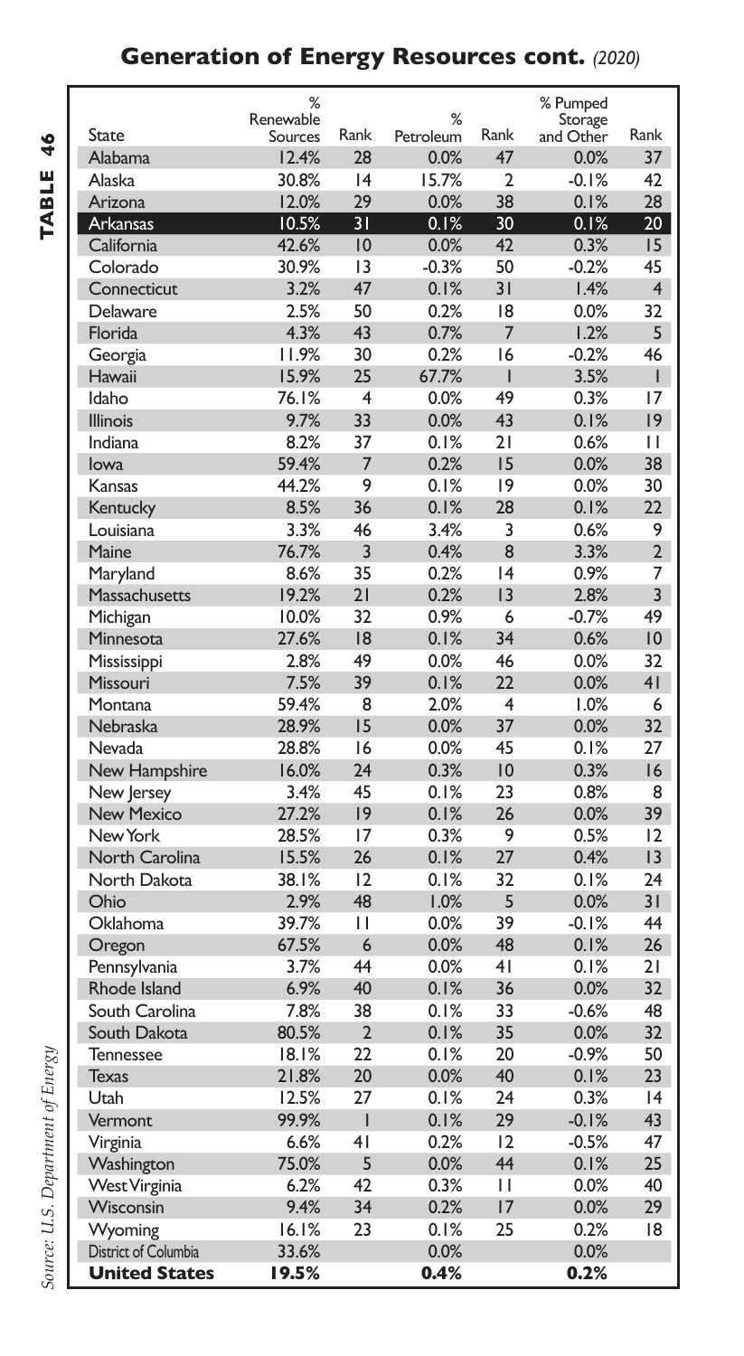## Generation of Energy Resources cont. *(2020)*

**TABLE 46**

| State | % Renewable Sources | Rank | % Petroleum | Rank | % Pumped Storage and Other | Rank |
|---|---|---|---|---|---|---|
| Alabama | 12.4% | 28 | 0.0% | 47 | 0.0% | 37 |
| Alaska | 30.8% | 14 | 15.7% | 2 | -0.1% | 42 |
| Arizona | 12.0% | 29 | 0.0% | 38 | 0.1% | 28 |
| **Arkansas** | **10.5%** | **31** | **0.1%** | **30** | **0.1%** | **20** |
| California | 42.6% | 10 | 0.0% | 42 | 0.3% | 15 |
| Colorado | 30.9% | 13 | -0.3% | 50 | -0.2% | 45 |
| Connecticut | 3.2% | 47 | 0.1% | 31 | 1.4% | 4 |
| Delaware | 2.5% | 50 | 0.2% | 18 | 0.0% | 32 |
| Florida | 4.3% | 43 | 0.7% | 7 | 1.2% | 5 |
| Georgia | 11.9% | 30 | 0.2% | 16 | -0.2% | 46 |
| Hawaii | 15.9% | 25 | 67.7% | 1 | 3.5% | 1 |
| Idaho | 76.1% | 4 | 0.0% | 49 | 0.3% | 17 |
| Illinois | 9.7% | 33 | 0.0% | 43 | 0.1% | 19 |
| Indiana | 8.2% | 37 | 0.1% | 21 | 0.6% | 11 |
| Iowa | 59.4% | 7 | 0.2% | 15 | 0.0% | 38 |
| Kansas | 44.2% | 9 | 0.1% | 19 | 0.0% | 30 |
| Kentucky | 8.5% | 36 | 0.1% | 28 | 0.1% | 22 |
| Louisiana | 3.3% | 46 | 3.4% | 3 | 0.6% | 9 |
| Maine | 76.7% | 3 | 0.4% | 8 | 3.3% | 2 |
| Maryland | 8.6% | 35 | 0.2% | 14 | 0.9% | 7 |
| Massachusetts | 19.2% | 21 | 0.2% | 13 | 2.8% | 3 |
| Michigan | 10.0% | 32 | 0.9% | 6 | -0.7% | 49 |
| Minnesota | 27.6% | 18 | 0.1% | 34 | 0.6% | 10 |
| Mississippi | 2.8% | 49 | 0.0% | 46 | 0.0% | 32 |
| Missouri | 7.5% | 39 | 0.1% | 22 | 0.0% | 41 |
| Montana | 59.4% | 8 | 2.0% | 4 | 1.0% | 6 |
| Nebraska | 28.9% | 15 | 0.0% | 37 | 0.0% | 32 |
| Nevada | 28.8% | 16 | 0.0% | 45 | 0.1% | 27 |
| New Hampshire | 16.0% | 24 | 0.3% | 10 | 0.3% | 16 |
| New Jersey | 3.4% | 45 | 0.1% | 23 | 0.8% | 8 |
| New Mexico | 27.2% | 19 | 0.1% | 26 | 0.0% | 39 |
| New York | 28.5% | 17 | 0.3% | 9 | 0.5% | 12 |
| North Carolina | 15.5% | 26 | 0.1% | 27 | 0.4% | 13 |
| North Dakota | 38.1% | 12 | 0.1% | 32 | 0.1% | 24 |
| Ohio | 2.9% | 48 | 1.0% | 5 | 0.0% | 31 |
| Oklahoma | 39.7% | 11 | 0.0% | 39 | -0.1% | 44 |
| Oregon | 67.5% | 6 | 0.0% | 48 | 0.1% | 26 |
| Pennsylvania | 3.7% | 44 | 0.0% | 41 | 0.1% | 21 |
| Rhode Island | 6.9% | 40 | 0.1% | 36 | 0.0% | 32 |
| South Carolina | 7.8% | 38 | 0.1% | 33 | -0.6% | 48 |
| South Dakota | 80.5% | 2 | 0.1% | 35 | 0.0% | 32 |
| Tennessee | 18.1% | 22 | 0.1% | 20 | -0.9% | 50 |
| Texas | 21.8% | 20 | 0.0% | 40 | 0.1% | 23 |
| Utah | 12.5% | 27 | 0.1% | 24 | 0.3% | 14 |
| Vermont | 99.9% | 1 | 0.1% | 29 | -0.1% | 43 |
| Virginia | 6.6% | 41 | 0.2% | 12 | -0.5% | 47 |
| Washington | 75.0% | 5 | 0.0% | 44 | 0.1% | 25 |
| West Virginia | 6.2% | 42 | 0.3% | 11 | 0.0% | 40 |
| Wisconsin | 9.4% | 34 | 0.2% | 17 | 0.0% | 29 |
| Wyoming | 16.1% | 23 | 0.1% | 25 | 0.2% | 18 |
| District of Columbia | 33.6% | | 0.0% | | 0.0% | |
| **United States** | **19.5%** | | **0.4%** | | **0.2%** | |

*Source: U.S. Department of Energy*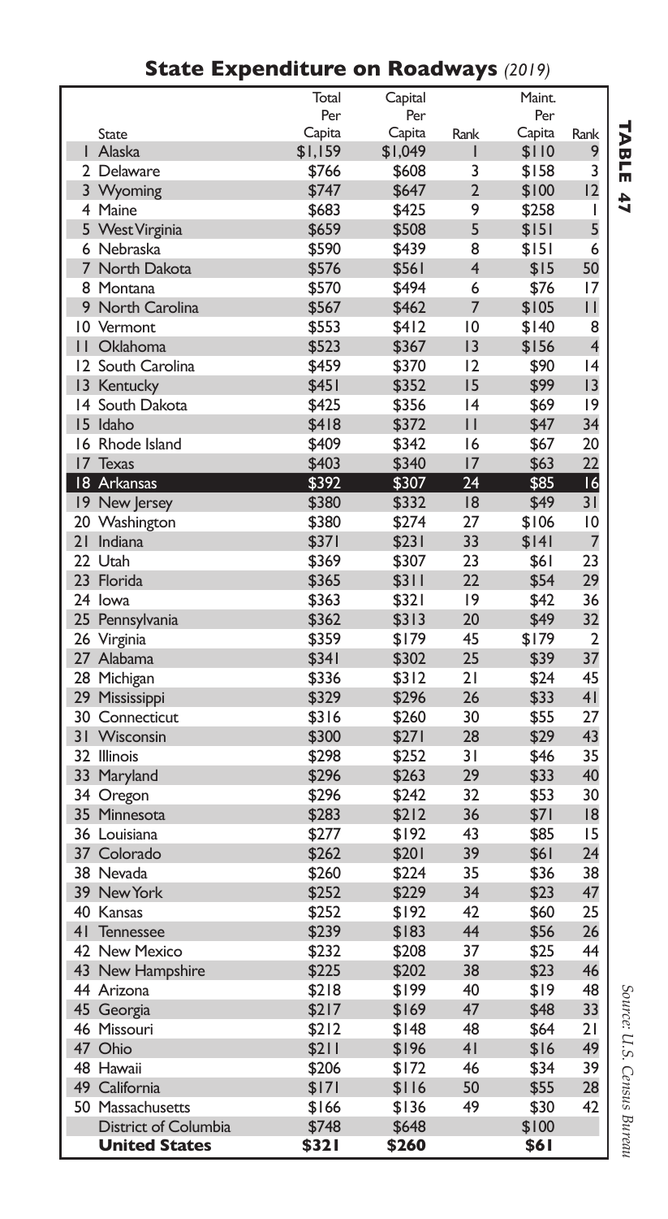## State Expenditure on Roadways *(2019)*

**TABLE 47**

| | State | Total Per Capita | Capital Per Capita | Rank | Maint. Per Capita | Rank |
|---|---|---|---|---|---|---|
| 1 | Alaska | $1,159 | $1,049 | 1 | $110 | 9 |
| 2 | Delaware | $766 | $608 | 3 | $158 | 3 |
| 3 | Wyoming | $747 | $647 | 2 | $100 | 12 |
| 4 | Maine | $683 | $425 | 9 | $258 | 1 |
| 5 | West Virginia | $659 | $508 | 5 | $151 | 5 |
| 6 | Nebraska | $590 | $439 | 8 | $151 | 6 |
| 7 | North Dakota | $576 | $561 | 4 | $15 | 50 |
| 8 | Montana | $570 | $494 | 6 | $76 | 17 |
| 9 | North Carolina | $567 | $462 | 7 | $105 | 11 |
| 10 | Vermont | $553 | $412 | 10 | $140 | 8 |
| 11 | Oklahoma | $523 | $367 | 13 | $156 | 4 |
| 12 | South Carolina | $459 | $370 | 12 | $90 | 14 |
| 13 | Kentucky | $451 | $352 | 15 | $99 | 13 |
| 14 | South Dakota | $425 | $356 | 14 | $69 | 19 |
| 15 | Idaho | $418 | $372 | 11 | $47 | 34 |
| 16 | Rhode Island | $409 | $342 | 16 | $67 | 20 |
| 17 | Texas | $403 | $340 | 17 | $63 | 22 |
| 18 | Arkansas | $392 | $307 | 24 | $85 | 16 |
| 19 | New Jersey | $380 | $332 | 18 | $49 | 31 |
| 20 | Washington | $380 | $274 | 27 | $106 | 10 |
| 21 | Indiana | $371 | $231 | 33 | $141 | 7 |
| 22 | Utah | $369 | $307 | 23 | $61 | 23 |
| 23 | Florida | $365 | $311 | 22 | $54 | 29 |
| 24 | Iowa | $363 | $321 | 19 | $42 | 36 |
| 25 | Pennsylvania | $362 | $313 | 20 | $49 | 32 |
| 26 | Virginia | $359 | $179 | 45 | $179 | 2 |
| 27 | Alabama | $341 | $302 | 25 | $39 | 37 |
| 28 | Michigan | $336 | $312 | 21 | $24 | 45 |
| 29 | Mississippi | $329 | $296 | 26 | $33 | 41 |
| 30 | Connecticut | $316 | $260 | 30 | $55 | 27 |
| 31 | Wisconsin | $300 | $271 | 28 | $29 | 43 |
| 32 | Illinois | $298 | $252 | 31 | $46 | 35 |
| 33 | Maryland | $296 | $263 | 29 | $33 | 40 |
| 34 | Oregon | $296 | $242 | 32 | $53 | 30 |
| 35 | Minnesota | $283 | $212 | 36 | $71 | 18 |
| 36 | Louisiana | $277 | $192 | 43 | $85 | 15 |
| 37 | Colorado | $262 | $201 | 39 | $61 | 24 |
| 38 | Nevada | $260 | $224 | 35 | $36 | 38 |
| 39 | New York | $252 | $229 | 34 | $23 | 47 |
| 40 | Kansas | $252 | $192 | 42 | $60 | 25 |
| 41 | Tennessee | $239 | $183 | 44 | $56 | 26 |
| 42 | New Mexico | $232 | $208 | 37 | $25 | 44 |
| 43 | New Hampshire | $225 | $202 | 38 | $23 | 46 |
| 44 | Arizona | $218 | $199 | 40 | $19 | 48 |
| 45 | Georgia | $217 | $169 | 47 | $48 | 33 |
| 46 | Missouri | $212 | $148 | 48 | $64 | 21 |
| 47 | Ohio | $211 | $196 | 41 | $16 | 49 |
| 48 | Hawaii | $206 | $172 | 46 | $34 | 39 |
| 49 | California | $171 | $116 | 50 | $55 | 28 |
| 50 | Massachusetts | $166 | $136 | 49 | $30 | 42 |
| | District of Columbia | $748 | $648 | | $100 | |
| | **United States** | **$321** | **$260** | | **$61** | |

*Source: U.S. Census Bureau*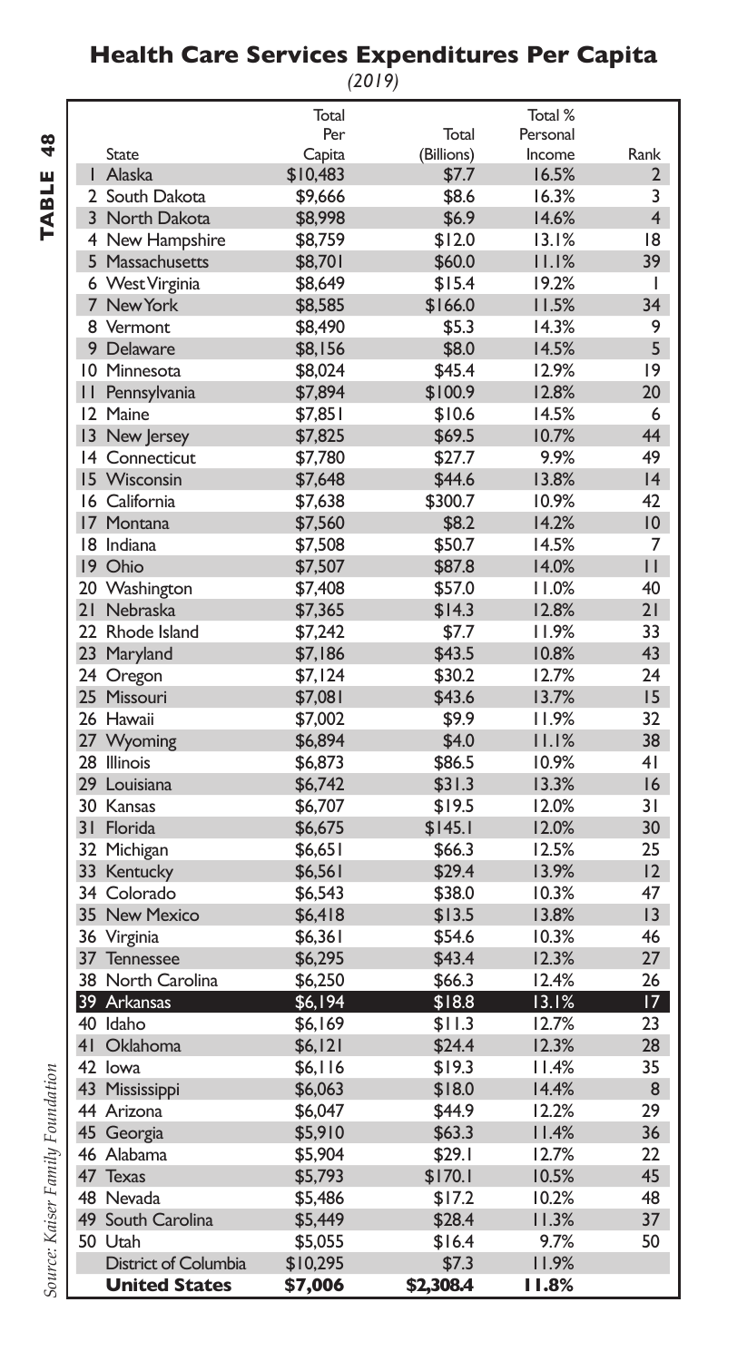# Health Care Services Expenditures Per Capita

*(2019)*

**TABLE 48**

| | State | Total Per Capita | Total (Billions) | Total % Personal Income | Rank |
|---|---|---|---|---|---|
| 1 | Alaska | $10,483 | $7.7 | 16.5% | 2 |
| 2 | South Dakota | $9,666 | $8.6 | 16.3% | 3 |
| 3 | North Dakota | $8,998 | $6.9 | 14.6% | 4 |
| 4 | New Hampshire | $8,759 | $12.0 | 13.1% | 18 |
| 5 | Massachusetts | $8,701 | $60.0 | 11.1% | 39 |
| 6 | West Virginia | $8,649 | $15.4 | 19.2% | 1 |
| 7 | New York | $8,585 | $166.0 | 11.5% | 34 |
| 8 | Vermont | $8,490 | $5.3 | 14.3% | 9 |
| 9 | Delaware | $8,156 | $8.0 | 14.5% | 5 |
| 10 | Minnesota | $8,024 | $45.4 | 12.9% | 19 |
| 11 | Pennsylvania | $7,894 | $100.9 | 12.8% | 20 |
| 12 | Maine | $7,851 | $10.6 | 14.5% | 6 |
| 13 | New Jersey | $7,825 | $69.5 | 10.7% | 44 |
| 14 | Connecticut | $7,780 | $27.7 | 9.9% | 49 |
| 15 | Wisconsin | $7,648 | $44.6 | 13.8% | 14 |
| 16 | California | $7,638 | $300.7 | 10.9% | 42 |
| 17 | Montana | $7,560 | $8.2 | 14.2% | 10 |
| 18 | Indiana | $7,508 | $50.7 | 14.5% | 7 |
| 19 | Ohio | $7,507 | $87.8 | 14.0% | 11 |
| 20 | Washington | $7,408 | $57.0 | 11.0% | 40 |
| 21 | Nebraska | $7,365 | $14.3 | 12.8% | 21 |
| 22 | Rhode Island | $7,242 | $7.7 | 11.9% | 33 |
| 23 | Maryland | $7,186 | $43.5 | 10.8% | 43 |
| 24 | Oregon | $7,124 | $30.2 | 12.7% | 24 |
| 25 | Missouri | $7,081 | $43.6 | 13.7% | 15 |
| 26 | Hawaii | $7,002 | $9.9 | 11.9% | 32 |
| 27 | Wyoming | $6,894 | $4.0 | 11.1% | 38 |
| 28 | Illinois | $6,873 | $86.5 | 10.9% | 41 |
| 29 | Louisiana | $6,742 | $31.3 | 13.3% | 16 |
| 30 | Kansas | $6,707 | $19.5 | 12.0% | 31 |
| 31 | Florida | $6,675 | $145.1 | 12.0% | 30 |
| 32 | Michigan | $6,651 | $66.3 | 12.5% | 25 |
| 33 | Kentucky | $6,561 | $29.4 | 13.9% | 12 |
| 34 | Colorado | $6,543 | $38.0 | 10.3% | 47 |
| 35 | New Mexico | $6,418 | $13.5 | 13.8% | 13 |
| 36 | Virginia | $6,361 | $54.6 | 10.3% | 46 |
| 37 | Tennessee | $6,295 | $43.4 | 12.3% | 27 |
| 38 | North Carolina | $6,250 | $66.3 | 12.4% | 26 |
| 39 | Arkansas | $6,194 | $18.8 | 13.1% | 17 |
| 40 | Idaho | $6,169 | $11.3 | 12.7% | 23 |
| 41 | Oklahoma | $6,121 | $24.4 | 12.3% | 28 |
| 42 | Iowa | $6,116 | $19.3 | 11.4% | 35 |
| 43 | Mississippi | $6,063 | $18.0 | 14.4% | 8 |
| 44 | Arizona | $6,047 | $44.9 | 12.2% | 29 |
| 45 | Georgia | $5,910 | $63.3 | 11.4% | 36 |
| 46 | Alabama | $5,904 | $29.1 | 12.7% | 22 |
| 47 | Texas | $5,793 | $170.1 | 10.5% | 45 |
| 48 | Nevada | $5,486 | $17.2 | 10.2% | 48 |
| 49 | South Carolina | $5,449 | $28.4 | 11.3% | 37 |
| 50 | Utah | $5,055 | $16.4 | 9.7% | 50 |
| | District of Columbia | $10,295 | $7.3 | 11.9% | |
| | **United States** | **$7,006** | **$2,308.4** | **11.8%** | |

*Source: Kaiser Family Foundation*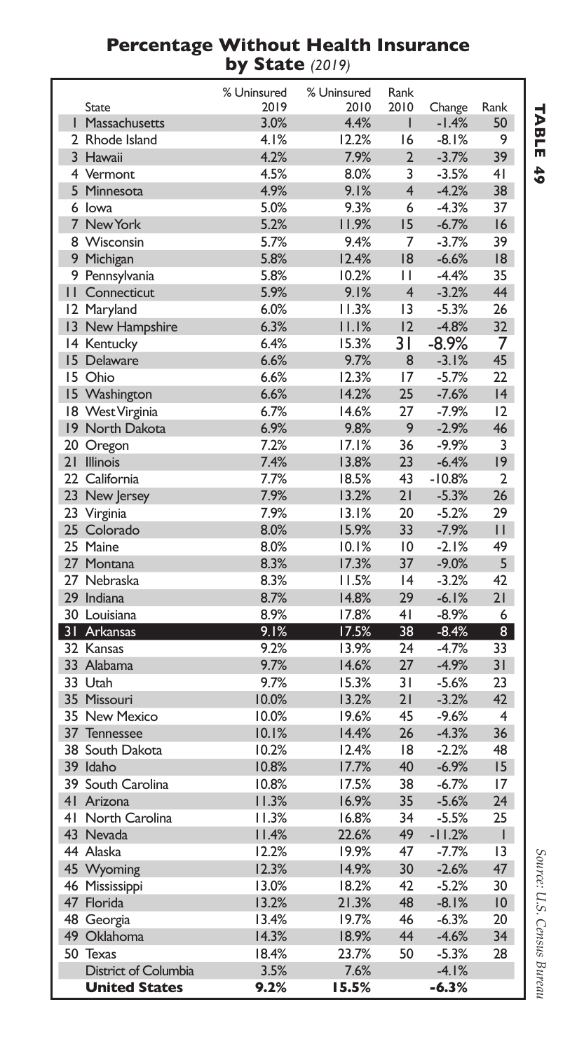# Percentage Without Health Insurance by State *(2019)*

**TABLE 49**

| | State | % Uninsured 2019 | % Uninsured 2010 | Rank 2010 | Change | Rank |
|---|---|---|---|---|---|---|
| 1 | Massachusetts | 3.0% | 4.4% | 1 | -1.4% | 50 |
| 2 | Rhode Island | 4.1% | 12.2% | 16 | -8.1% | 9 |
| 3 | Hawaii | 4.2% | 7.9% | 2 | -3.7% | 39 |
| 4 | Vermont | 4.5% | 8.0% | 3 | -3.5% | 41 |
| 5 | Minnesota | 4.9% | 9.1% | 4 | -4.2% | 38 |
| 6 | Iowa | 5.0% | 9.3% | 6 | -4.3% | 37 |
| 7 | New York | 5.2% | 11.9% | 15 | -6.7% | 16 |
| 8 | Wisconsin | 5.7% | 9.4% | 7 | -3.7% | 39 |
| 9 | Michigan | 5.8% | 12.4% | 18 | -6.6% | 18 |
| 9 | Pennsylvania | 5.8% | 10.2% | 11 | -4.4% | 35 |
| 11 | Connecticut | 5.9% | 9.1% | 4 | -3.2% | 44 |
| 12 | Maryland | 6.0% | 11.3% | 13 | -5.3% | 26 |
| 13 | New Hampshire | 6.3% | 11.1% | 12 | -4.8% | 32 |
| 14 | Kentucky | 6.4% | 15.3% | 31 | -8.9% | 7 |
| 15 | Delaware | 6.6% | 9.7% | 8 | -3.1% | 45 |
| 15 | Ohio | 6.6% | 12.3% | 17 | -5.7% | 22 |
| 15 | Washington | 6.6% | 14.2% | 25 | -7.6% | 14 |
| 18 | West Virginia | 6.7% | 14.6% | 27 | -7.9% | 12 |
| 19 | North Dakota | 6.9% | 9.8% | 9 | -2.9% | 46 |
| 20 | Oregon | 7.2% | 17.1% | 36 | -9.9% | 3 |
| 21 | Illinois | 7.4% | 13.8% | 23 | -6.4% | 19 |
| 22 | California | 7.7% | 18.5% | 43 | -10.8% | 2 |
| 23 | New Jersey | 7.9% | 13.2% | 21 | -5.3% | 26 |
| 23 | Virginia | 7.9% | 13.1% | 20 | -5.2% | 29 |
| 25 | Colorado | 8.0% | 15.9% | 33 | -7.9% | 11 |
| 25 | Maine | 8.0% | 10.1% | 10 | -2.1% | 49 |
| 27 | Montana | 8.3% | 17.3% | 37 | -9.0% | 5 |
| 27 | Nebraska | 8.3% | 11.5% | 14 | -3.2% | 42 |
| 29 | Indiana | 8.7% | 14.8% | 29 | -6.1% | 21 |
| 30 | Louisiana | 8.9% | 17.8% | 41 | -8.9% | 6 |
| 31 | Arkansas | 9.1% | 17.5% | 38 | -8.4% | 8 |
| 32 | Kansas | 9.2% | 13.9% | 24 | -4.7% | 33 |
| 33 | Alabama | 9.7% | 14.6% | 27 | -4.9% | 31 |
| 33 | Utah | 9.7% | 15.3% | 31 | -5.6% | 23 |
| 35 | Missouri | 10.0% | 13.2% | 21 | -3.2% | 42 |
| 35 | New Mexico | 10.0% | 19.6% | 45 | -9.6% | 4 |
| 37 | Tennessee | 10.1% | 14.4% | 26 | -4.3% | 36 |
| 38 | South Dakota | 10.2% | 12.4% | 18 | -2.2% | 48 |
| 39 | Idaho | 10.8% | 17.7% | 40 | -6.9% | 15 |
| 39 | South Carolina | 10.8% | 17.5% | 38 | -6.7% | 17 |
| 41 | Arizona | 11.3% | 16.9% | 35 | -5.6% | 24 |
| 41 | North Carolina | 11.3% | 16.8% | 34 | -5.5% | 25 |
| 43 | Nevada | 11.4% | 22.6% | 49 | -11.2% | 1 |
| 44 | Alaska | 12.2% | 19.9% | 47 | -7.7% | 13 |
| 45 | Wyoming | 12.3% | 14.9% | 30 | -2.6% | 47 |
| 46 | Mississippi | 13.0% | 18.2% | 42 | -5.2% | 30 |
| 47 | Florida | 13.2% | 21.3% | 48 | -8.1% | 10 |
| 48 | Georgia | 13.4% | 19.7% | 46 | -6.3% | 20 |
| 49 | Oklahoma | 14.3% | 18.9% | 44 | -4.6% | 34 |
| 50 | Texas | 18.4% | 23.7% | 50 | -5.3% | 28 |
| | District of Columbia | 3.5% | 7.6% | | -4.1% | |
| | **United States** | **9.2%** | **15.5%** | | **-6.3%** | |

*Source: U.S. Census Bureau*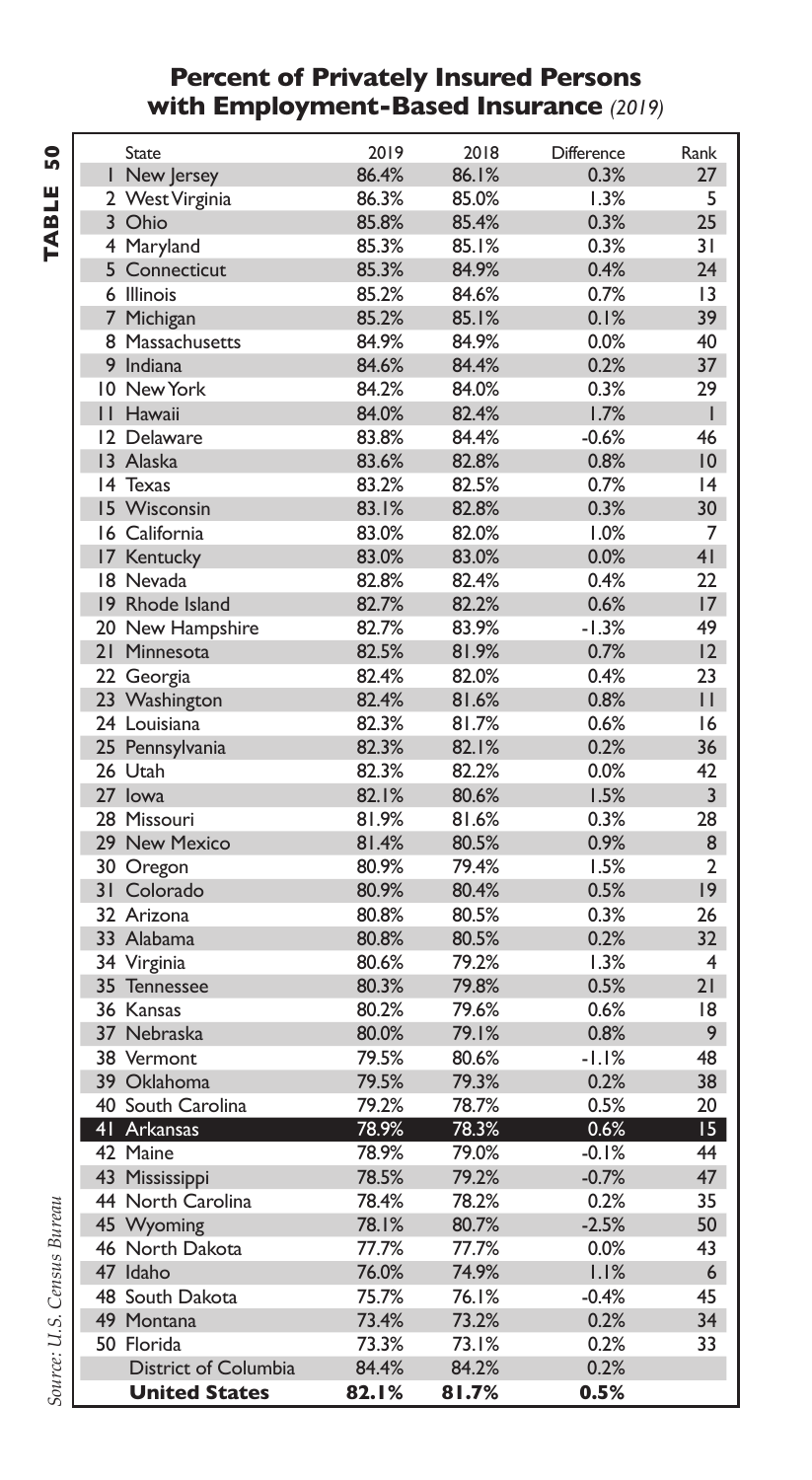## Percent of Privately Insured Persons with Employment-Based Insurance *(2019)*

TABLE 50

| | State | 2019 | 2018 | Difference | Rank |
|---|---|---|---|---|---|
| 1 | New Jersey | 86.4% | 86.1% | 0.3% | 27 |
| 2 | West Virginia | 86.3% | 85.0% | 1.3% | 5 |
| 3 | Ohio | 85.8% | 85.4% | 0.3% | 25 |
| 4 | Maryland | 85.3% | 85.1% | 0.3% | 31 |
| 5 | Connecticut | 85.3% | 84.9% | 0.4% | 24 |
| 6 | Illinois | 85.2% | 84.6% | 0.7% | 13 |
| 7 | Michigan | 85.2% | 85.1% | 0.1% | 39 |
| 8 | Massachusetts | 84.9% | 84.9% | 0.0% | 40 |
| 9 | Indiana | 84.6% | 84.4% | 0.2% | 37 |
| 10 | New York | 84.2% | 84.0% | 0.3% | 29 |
| 11 | Hawaii | 84.0% | 82.4% | 1.7% | 1 |
| 12 | Delaware | 83.8% | 84.4% | -0.6% | 46 |
| 13 | Alaska | 83.6% | 82.8% | 0.8% | 10 |
| 14 | Texas | 83.2% | 82.5% | 0.7% | 14 |
| 15 | Wisconsin | 83.1% | 82.8% | 0.3% | 30 |
| 16 | California | 83.0% | 82.0% | 1.0% | 7 |
| 17 | Kentucky | 83.0% | 83.0% | 0.0% | 41 |
| 18 | Nevada | 82.8% | 82.4% | 0.4% | 22 |
| 19 | Rhode Island | 82.7% | 82.2% | 0.6% | 17 |
| 20 | New Hampshire | 82.7% | 83.9% | -1.3% | 49 |
| 21 | Minnesota | 82.5% | 81.9% | 0.7% | 12 |
| 22 | Georgia | 82.4% | 82.0% | 0.4% | 23 |
| 23 | Washington | 82.4% | 81.6% | 0.8% | 11 |
| 24 | Louisiana | 82.3% | 81.7% | 0.6% | 16 |
| 25 | Pennsylvania | 82.3% | 82.1% | 0.2% | 36 |
| 26 | Utah | 82.3% | 82.2% | 0.0% | 42 |
| 27 | Iowa | 82.1% | 80.6% | 1.5% | 3 |
| 28 | Missouri | 81.9% | 81.6% | 0.3% | 28 |
| 29 | New Mexico | 81.4% | 80.5% | 0.9% | 8 |
| 30 | Oregon | 80.9% | 79.4% | 1.5% | 2 |
| 31 | Colorado | 80.9% | 80.4% | 0.5% | 19 |
| 32 | Arizona | 80.8% | 80.5% | 0.3% | 26 |
| 33 | Alabama | 80.8% | 80.5% | 0.2% | 32 |
| 34 | Virginia | 80.6% | 79.2% | 1.3% | 4 |
| 35 | Tennessee | 80.3% | 79.8% | 0.5% | 21 |
| 36 | Kansas | 80.2% | 79.6% | 0.6% | 18 |
| 37 | Nebraska | 80.0% | 79.1% | 0.8% | 9 |
| 38 | Vermont | 79.5% | 80.6% | -1.1% | 48 |
| 39 | Oklahoma | 79.5% | 79.3% | 0.2% | 38 |
| 40 | South Carolina | 79.2% | 78.7% | 0.5% | 20 |
| 41 | Arkansas | 78.9% | 78.3% | 0.6% | 15 |
| 42 | Maine | 78.9% | 79.0% | -0.1% | 44 |
| 43 | Mississippi | 78.5% | 79.2% | -0.7% | 47 |
| 44 | North Carolina | 78.4% | 78.2% | 0.2% | 35 |
| 45 | Wyoming | 78.1% | 80.7% | -2.5% | 50 |
| 46 | North Dakota | 77.7% | 77.7% | 0.0% | 43 |
| 47 | Idaho | 76.0% | 74.9% | 1.1% | 6 |
| 48 | South Dakota | 75.7% | 76.1% | -0.4% | 45 |
| 49 | Montana | 73.4% | 73.2% | 0.2% | 34 |
| 50 | Florida | 73.3% | 73.1% | 0.2% | 33 |
| | District of Columbia | 84.4% | 84.2% | 0.2% | |
| | **United States** | **82.1%** | **81.7%** | **0.5%** | |

*Source: U.S. Census Bureau*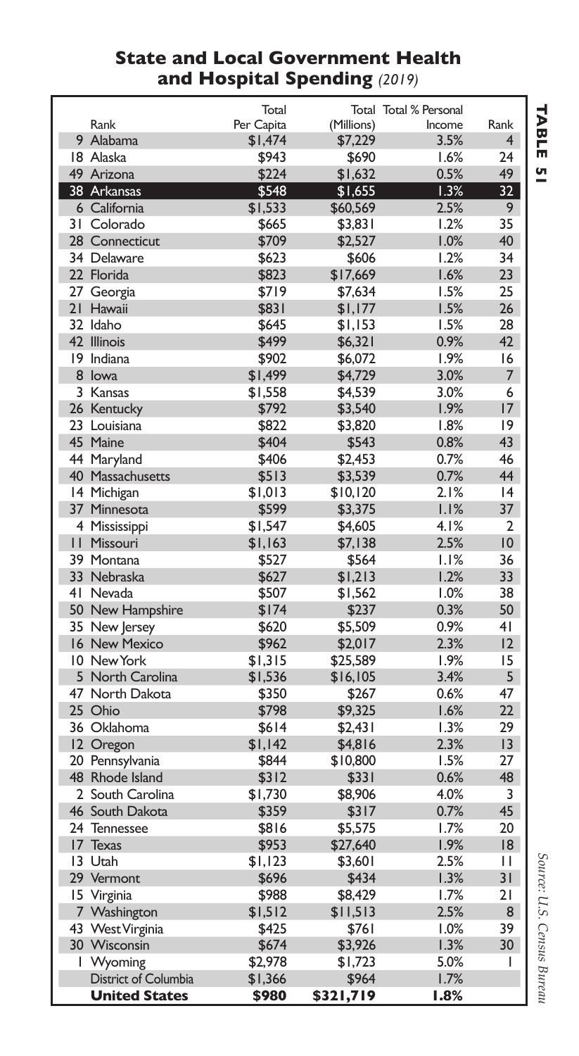## State and Local Government Health and Hospital Spending *(2019)*

**TABLE 51**

| Rank | | Total Per Capita | Total (Millions) | Total % Personal Income | Rank |
|---|---|---|---|---|---|
| 9 | Alabama | $1,474 | $7,229 | 3.5% | 4 |
| 18 | Alaska | $943 | $690 | 1.6% | 24 |
| 49 | Arizona | $224 | $1,632 | 0.5% | 49 |
| 38 | Arkansas | $548 | $1,655 | 1.3% | 32 |
| 6 | California | $1,533 | $60,569 | 2.5% | 9 |
| 31 | Colorado | $665 | $3,831 | 1.2% | 35 |
| 28 | Connecticut | $709 | $2,527 | 1.0% | 40 |
| 34 | Delaware | $623 | $606 | 1.2% | 34 |
| 22 | Florida | $823 | $17,669 | 1.6% | 23 |
| 27 | Georgia | $719 | $7,634 | 1.5% | 25 |
| 21 | Hawaii | $831 | $1,177 | 1.5% | 26 |
| 32 | Idaho | $645 | $1,153 | 1.5% | 28 |
| 42 | Illinois | $499 | $6,321 | 0.9% | 42 |
| 19 | Indiana | $902 | $6,072 | 1.9% | 16 |
| 8 | Iowa | $1,499 | $4,729 | 3.0% | 7 |
| 3 | Kansas | $1,558 | $4,539 | 3.0% | 6 |
| 26 | Kentucky | $792 | $3,540 | 1.9% | 17 |
| 23 | Louisiana | $822 | $3,820 | 1.8% | 19 |
| 45 | Maine | $404 | $543 | 0.8% | 43 |
| 44 | Maryland | $406 | $2,453 | 0.7% | 46 |
| 40 | Massachusetts | $513 | $3,539 | 0.7% | 44 |
| 14 | Michigan | $1,013 | $10,120 | 2.1% | 14 |
| 37 | Minnesota | $599 | $3,375 | 1.1% | 37 |
| 4 | Mississippi | $1,547 | $4,605 | 4.1% | 2 |
| 11 | Missouri | $1,163 | $7,138 | 2.5% | 10 |
| 39 | Montana | $527 | $564 | 1.1% | 36 |
| 33 | Nebraska | $627 | $1,213 | 1.2% | 33 |
| 41 | Nevada | $507 | $1,562 | 1.0% | 38 |
| 50 | New Hampshire | $174 | $237 | 0.3% | 50 |
| 35 | New Jersey | $620 | $5,509 | 0.9% | 41 |
| 16 | New Mexico | $962 | $2,017 | 2.3% | 12 |
| 10 | New York | $1,315 | $25,589 | 1.9% | 15 |
| 5 | North Carolina | $1,536 | $16,105 | 3.4% | 5 |
| 47 | North Dakota | $350 | $267 | 0.6% | 47 |
| 25 | Ohio | $798 | $9,325 | 1.6% | 22 |
| 36 | Oklahoma | $614 | $2,431 | 1.3% | 29 |
| 12 | Oregon | $1,142 | $4,816 | 2.3% | 13 |
| 20 | Pennsylvania | $844 | $10,800 | 1.5% | 27 |
| 48 | Rhode Island | $312 | $331 | 0.6% | 48 |
| 2 | South Carolina | $1,730 | $8,906 | 4.0% | 3 |
| 46 | South Dakota | $359 | $317 | 0.7% | 45 |
| 24 | Tennessee | $816 | $5,575 | 1.7% | 20 |
| 17 | Texas | $953 | $27,640 | 1.9% | 18 |
| 13 | Utah | $1,123 | $3,601 | 2.5% | 11 |
| 29 | Vermont | $696 | $434 | 1.3% | 31 |
| 15 | Virginia | $988 | $8,429 | 1.7% | 21 |
| 7 | Washington | $1,512 | $11,513 | 2.5% | 8 |
| 43 | West Virginia | $425 | $761 | 1.0% | 39 |
| 30 | Wisconsin | $674 | $3,926 | 1.3% | 30 |
| 1 | Wyoming | $2,978 | $1,723 | 5.0% | 1 |
| | District of Columbia | $1,366 | $964 | 1.7% | |
| | **United States** | **$980** | **$321,719** | **1.8%** | |

*Source: U.S. Census Bureau*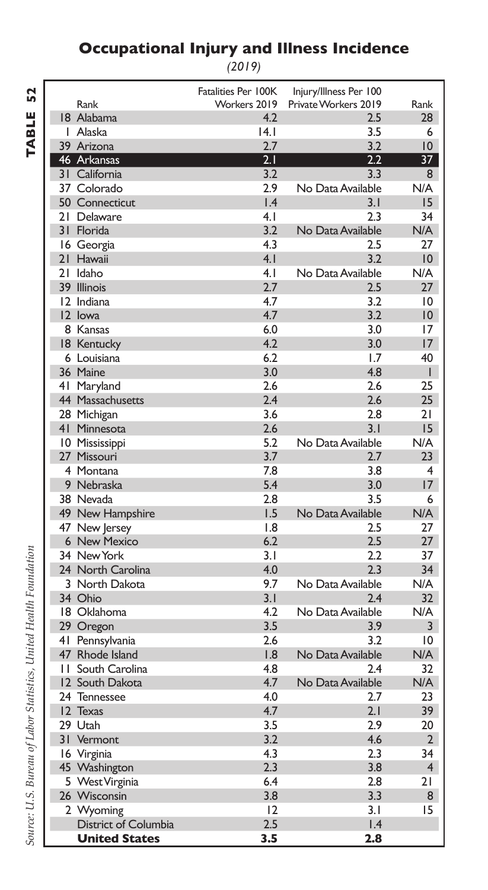# Occupational Injury and Illness Incidence

*(2019)*

| Rank | State | Fatalities Per 100K Workers 2019 | Injury/Illness Per 100 Private Workers 2019 | Rank |
|---|---|---|---|---|
| 18 | Alabama | 4.2 | 2.5 | 28 |
| 1 | Alaska | 14.1 | 3.5 | 6 |
| 39 | Arizona | 2.7 | 3.2 | 10 |
| 46 | Arkansas | 2.1 | 2.2 | 37 |
| 31 | California | 3.2 | 3.3 | 8 |
| 37 | Colorado | 2.9 | No Data Available | N/A |
| 50 | Connecticut | 1.4 | 3.1 | 15 |
| 21 | Delaware | 4.1 | 2.3 | 34 |
| 31 | Florida | 3.2 | No Data Available | N/A |
| 16 | Georgia | 4.3 | 2.5 | 27 |
| 21 | Hawaii | 4.1 | 3.2 | 10 |
| 21 | Idaho | 4.1 | No Data Available | N/A |
| 39 | Illinois | 2.7 | 2.5 | 27 |
| 12 | Indiana | 4.7 | 3.2 | 10 |
| 12 | Iowa | 4.7 | 3.2 | 10 |
| 8 | Kansas | 6.0 | 3.0 | 17 |
| 18 | Kentucky | 4.2 | 3.0 | 17 |
| 6 | Louisiana | 6.2 | 1.7 | 40 |
| 36 | Maine | 3.0 | 4.8 | 1 |
| 41 | Maryland | 2.6 | 2.6 | 25 |
| 44 | Massachusetts | 2.4 | 2.6 | 25 |
| 28 | Michigan | 3.6 | 2.8 | 21 |
| 41 | Minnesota | 2.6 | 3.1 | 15 |
| 10 | Mississippi | 5.2 | No Data Available | N/A |
| 27 | Missouri | 3.7 | 2.7 | 23 |
| 4 | Montana | 7.8 | 3.8 | 4 |
| 9 | Nebraska | 5.4 | 3.0 | 17 |
| 38 | Nevada | 2.8 | 3.5 | 6 |
| 49 | New Hampshire | 1.5 | No Data Available | N/A |
| 47 | New Jersey | 1.8 | 2.5 | 27 |
| 6 | New Mexico | 6.2 | 2.5 | 27 |
| 34 | New York | 3.1 | 2.2 | 37 |
| 24 | North Carolina | 4.0 | 2.3 | 34 |
| 3 | North Dakota | 9.7 | No Data Available | N/A |
| 34 | Ohio | 3.1 | 2.4 | 32 |
| 18 | Oklahoma | 4.2 | No Data Available | N/A |
| 29 | Oregon | 3.5 | 3.9 | 3 |
| 41 | Pennsylvania | 2.6 | 3.2 | 10 |
| 47 | Rhode Island | 1.8 | No Data Available | N/A |
| 11 | South Carolina | 4.8 | 2.4 | 32 |
| 12 | South Dakota | 4.7 | No Data Available | N/A |
| 24 | Tennessee | 4.0 | 2.7 | 23 |
| 12 | Texas | 4.7 | 2.1 | 39 |
| 29 | Utah | 3.5 | 2.9 | 20 |
| 31 | Vermont | 3.2 | 4.6 | 2 |
| 16 | Virginia | 4.3 | 2.3 | 34 |
| 45 | Washington | 2.3 | 3.8 | 4 |
| 5 | West Virginia | 6.4 | 2.8 | 21 |
| 26 | Wisconsin | 3.8 | 3.3 | 8 |
| 2 | Wyoming | 12 | 3.1 | 15 |
| | District of Columbia | 2.5 | 1.4 | |
| | **United States** | **3.5** | **2.8** | |

*Source: U.S. Bureau of Labor Statistics, United Health Foundation*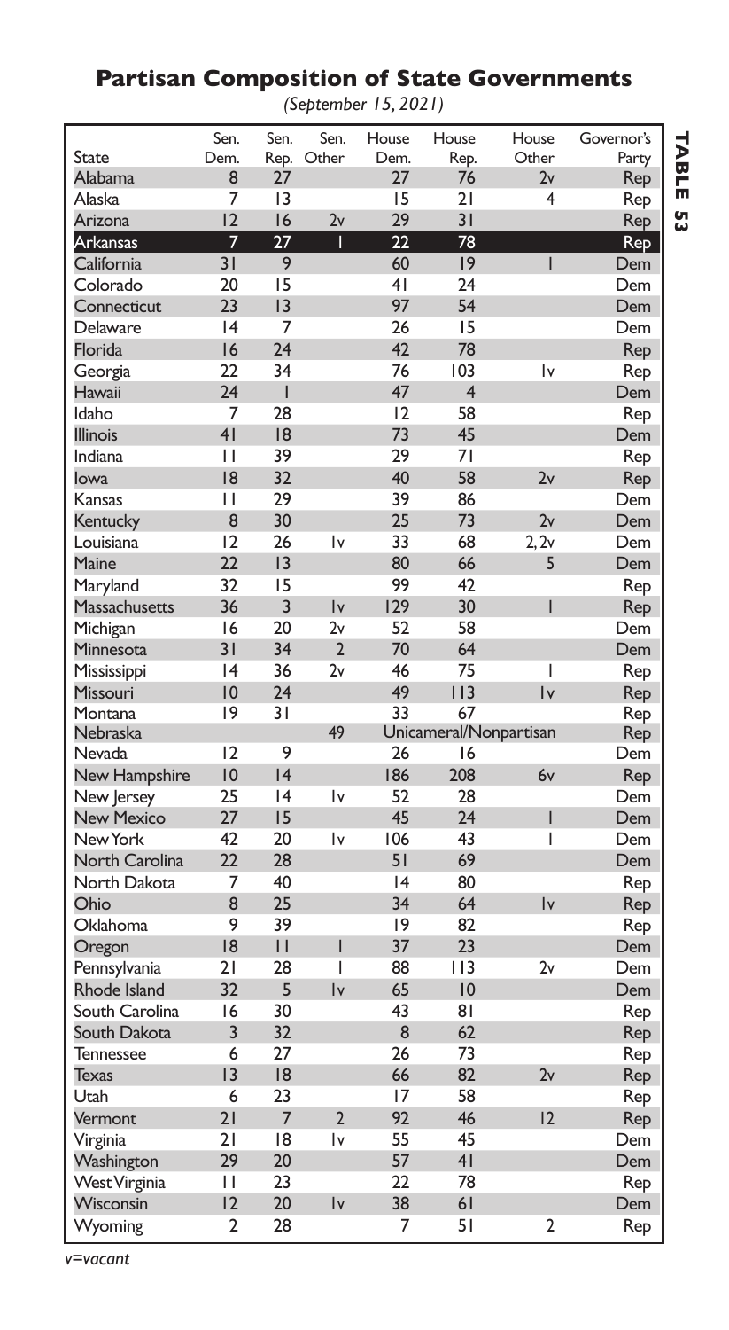# Partisan Composition of State Governments

*(September 15, 2021)*

**TABLE 53**

| State | Sen. Dem. | Sen. Rep. | Sen. Other | House Dem. | House Rep. | House Other | Governor's Party |
|---|---|---|---|---|---|---|---|
| Alabama | 8 | 27 | | 27 | 76 | 2v | Rep |
| Alaska | 7 | 13 | | 15 | 21 | 4 | Rep |
| Arizona | 12 | 16 | 2v | 29 | 31 | | Rep |
| Arkansas | 7 | 27 | 1 | 22 | 78 | | Rep |
| California | 31 | 9 | | 60 | 19 | 1 | Dem |
| Colorado | 20 | 15 | | 41 | 24 | | Dem |
| Connecticut | 23 | 13 | | 97 | 54 | | Dem |
| Delaware | 14 | 7 | | 26 | 15 | | Dem |
| Florida | 16 | 24 | | 42 | 78 | | Rep |
| Georgia | 22 | 34 | | 76 | 103 | 1v | Rep |
| Hawaii | 24 | 1 | | 47 | 4 | | Dem |
| Idaho | 7 | 28 | | 12 | 58 | | Rep |
| Illinois | 41 | 18 | | 73 | 45 | | Dem |
| Indiana | 11 | 39 | | 29 | 71 | | Rep |
| Iowa | 18 | 32 | | 40 | 58 | 2v | Rep |
| Kansas | 11 | 29 | | 39 | 86 | | Dem |
| Kentucky | 8 | 30 | | 25 | 73 | 2v | Dem |
| Louisiana | 12 | 26 | 1v | 33 | 68 | 2, 2v | Dem |
| Maine | 22 | 13 | | 80 | 66 | 5 | Dem |
| Maryland | 32 | 15 | | 99 | 42 | | Rep |
| Massachusetts | 36 | 3 | 1v | 129 | 30 | 1 | Rep |
| Michigan | 16 | 20 | 2v | 52 | 58 | | Dem |
| Minnesota | 31 | 34 | 2 | 70 | 64 | | Dem |
| Mississippi | 14 | 36 | 2v | 46 | 75 | 1 | Rep |
| Missouri | 10 | 24 | | 49 | 113 | 1v | Rep |
| Montana | 19 | 31 | | 33 | 67 | | Rep |
| Nebraska | | | 49 | Unicameral/Nonpartisan | | | Rep |
| Nevada | 12 | 9 | | 26 | 16 | | Dem |
| New Hampshire | 10 | 14 | | 186 | 208 | 6v | Rep |
| New Jersey | 25 | 14 | 1v | 52 | 28 | | Dem |
| New Mexico | 27 | 15 | | 45 | 24 | 1 | Dem |
| New York | 42 | 20 | 1v | 106 | 43 | 1 | Dem |
| North Carolina | 22 | 28 | | 51 | 69 | | Dem |
| North Dakota | 7 | 40 | | 14 | 80 | | Rep |
| Ohio | 8 | 25 | | 34 | 64 | 1v | Rep |
| Oklahoma | 9 | 39 | | 19 | 82 | | Rep |
| Oregon | 18 | 11 | 1 | 37 | 23 | | Dem |
| Pennsylvania | 21 | 28 | 1 | 88 | 113 | 2v | Dem |
| Rhode Island | 32 | 5 | 1v | 65 | 10 | | Dem |
| South Carolina | 16 | 30 | | 43 | 81 | | Rep |
| South Dakota | 3 | 32 | | 8 | 62 | | Rep |
| Tennessee | 6 | 27 | | 26 | 73 | | Rep |
| Texas | 13 | 18 | | 66 | 82 | 2v | Rep |
| Utah | 6 | 23 | | 17 | 58 | | Rep |
| Vermont | 21 | 7 | 2 | 92 | 46 | 12 | Rep |
| Virginia | 21 | 18 | 1v | 55 | 45 | | Dem |
| Washington | 29 | 20 | | 57 | 41 | | Dem |
| West Virginia | 11 | 23 | | 22 | 78 | | Rep |
| Wisconsin | 12 | 20 | 1v | 38 | 61 | | Dem |
| Wyoming | 2 | 28 | | 7 | 51 | 2 | Rep |

*v=vacant*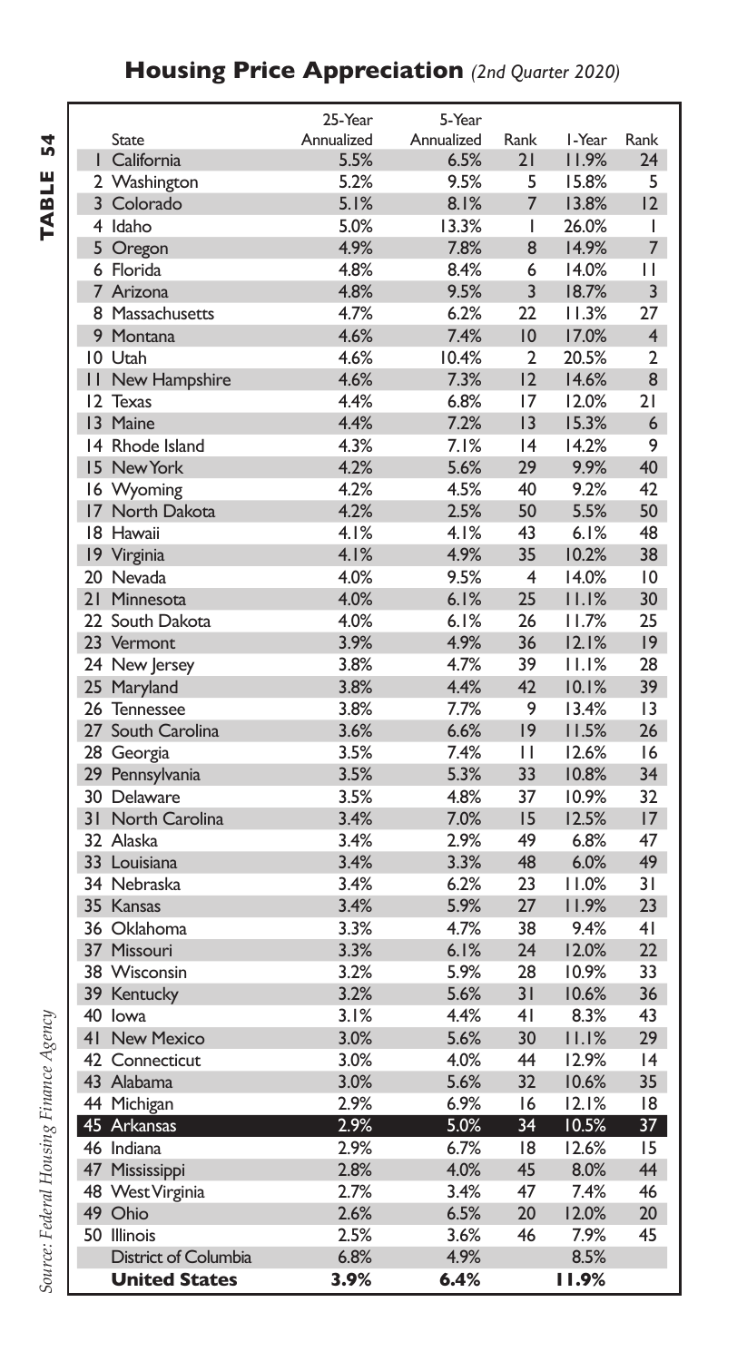# Housing Price Appreciation *(2nd Quarter 2020)*

**TABLE 54**

| | State | 25-Year Annualized | 5-Year Annualized | Rank | 1-Year | Rank |
|---|---|---|---|---|---|---|
| 1 | California | 5.5% | 6.5% | 21 | 11.9% | 24 |
| 2 | Washington | 5.2% | 9.5% | 5 | 15.8% | 5 |
| 3 | Colorado | 5.1% | 8.1% | 7 | 13.8% | 12 |
| 4 | Idaho | 5.0% | 13.3% | 1 | 26.0% | 1 |
| 5 | Oregon | 4.9% | 7.8% | 8 | 14.9% | 7 |
| 6 | Florida | 4.8% | 8.4% | 6 | 14.0% | 11 |
| 7 | Arizona | 4.8% | 9.5% | 3 | 18.7% | 3 |
| 8 | Massachusetts | 4.7% | 6.2% | 22 | 11.3% | 27 |
| 9 | Montana | 4.6% | 7.4% | 10 | 17.0% | 4 |
| 10 | Utah | 4.6% | 10.4% | 2 | 20.5% | 2 |
| 11 | New Hampshire | 4.6% | 7.3% | 12 | 14.6% | 8 |
| 12 | Texas | 4.4% | 6.8% | 17 | 12.0% | 21 |
| 13 | Maine | 4.4% | 7.2% | 13 | 15.3% | 6 |
| 14 | Rhode Island | 4.3% | 7.1% | 14 | 14.2% | 9 |
| 15 | New York | 4.2% | 5.6% | 29 | 9.9% | 40 |
| 16 | Wyoming | 4.2% | 4.5% | 40 | 9.2% | 42 |
| 17 | North Dakota | 4.2% | 2.5% | 50 | 5.5% | 50 |
| 18 | Hawaii | 4.1% | 4.1% | 43 | 6.1% | 48 |
| 19 | Virginia | 4.1% | 4.9% | 35 | 10.2% | 38 |
| 20 | Nevada | 4.0% | 9.5% | 4 | 14.0% | 10 |
| 21 | Minnesota | 4.0% | 6.1% | 25 | 11.1% | 30 |
| 22 | South Dakota | 4.0% | 6.1% | 26 | 11.7% | 25 |
| 23 | Vermont | 3.9% | 4.9% | 36 | 12.1% | 19 |
| 24 | New Jersey | 3.8% | 4.7% | 39 | 11.1% | 28 |
| 25 | Maryland | 3.8% | 4.4% | 42 | 10.1% | 39 |
| 26 | Tennessee | 3.8% | 7.7% | 9 | 13.4% | 13 |
| 27 | South Carolina | 3.6% | 6.6% | 19 | 11.5% | 26 |
| 28 | Georgia | 3.5% | 7.4% | 11 | 12.6% | 16 |
| 29 | Pennsylvania | 3.5% | 5.3% | 33 | 10.8% | 34 |
| 30 | Delaware | 3.5% | 4.8% | 37 | 10.9% | 32 |
| 31 | North Carolina | 3.4% | 7.0% | 15 | 12.5% | 17 |
| 32 | Alaska | 3.4% | 2.9% | 49 | 6.8% | 47 |
| 33 | Louisiana | 3.4% | 3.3% | 48 | 6.0% | 49 |
| 34 | Nebraska | 3.4% | 6.2% | 23 | 11.0% | 31 |
| 35 | Kansas | 3.4% | 5.9% | 27 | 11.9% | 23 |
| 36 | Oklahoma | 3.3% | 4.7% | 38 | 9.4% | 41 |
| 37 | Missouri | 3.3% | 6.1% | 24 | 12.0% | 22 |
| 38 | Wisconsin | 3.2% | 5.9% | 28 | 10.9% | 33 |
| 39 | Kentucky | 3.2% | 5.6% | 31 | 10.6% | 36 |
| 40 | Iowa | 3.1% | 4.4% | 41 | 8.3% | 43 |
| 41 | New Mexico | 3.0% | 5.6% | 30 | 11.1% | 29 |
| 42 | Connecticut | 3.0% | 4.0% | 44 | 12.9% | 14 |
| 43 | Alabama | 3.0% | 5.6% | 32 | 10.6% | 35 |
| 44 | Michigan | 2.9% | 6.9% | 16 | 12.1% | 18 |
| 45 | Arkansas | 2.9% | 5.0% | 34 | 10.5% | 37 |
| 46 | Indiana | 2.9% | 6.7% | 18 | 12.6% | 15 |
| 47 | Mississippi | 2.8% | 4.0% | 45 | 8.0% | 44 |
| 48 | West Virginia | 2.7% | 3.4% | 47 | 7.4% | 46 |
| 49 | Ohio | 2.6% | 6.5% | 20 | 12.0% | 20 |
| 50 | Illinois | 2.5% | 3.6% | 46 | 7.9% | 45 |
| | District of Columbia | 6.8% | 4.9% | | 8.5% | |
| | **United States** | **3.9%** | **6.4%** | | **11.9%** | |

*Source: Federal Housing Finance Agency*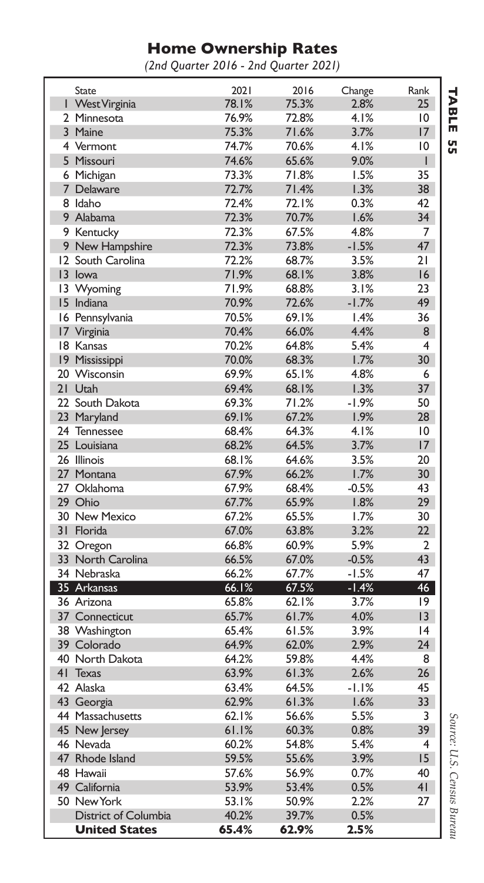# Home Ownership Rates

*(2nd Quarter 2016 - 2nd Quarter 2021)*

**TABLE 55**

| | State | 2021 | 2016 | Change | Rank |
|---|---|---|---|---|---|
| 1 | West Virginia | 78.1% | 75.3% | 2.8% | 25 |
| 2 | Minnesota | 76.9% | 72.8% | 4.1% | 10 |
| 3 | Maine | 75.3% | 71.6% | 3.7% | 17 |
| 4 | Vermont | 74.7% | 70.6% | 4.1% | 10 |
| 5 | Missouri | 74.6% | 65.6% | 9.0% | 1 |
| 6 | Michigan | 73.3% | 71.8% | 1.5% | 35 |
| 7 | Delaware | 72.7% | 71.4% | 1.3% | 38 |
| 8 | Idaho | 72.4% | 72.1% | 0.3% | 42 |
| 9 | Alabama | 72.3% | 70.7% | 1.6% | 34 |
| 9 | Kentucky | 72.3% | 67.5% | 4.8% | 7 |
| 9 | New Hampshire | 72.3% | 73.8% | -1.5% | 47 |
| 12 | South Carolina | 72.2% | 68.7% | 3.5% | 21 |
| 13 | Iowa | 71.9% | 68.1% | 3.8% | 16 |
| 13 | Wyoming | 71.9% | 68.8% | 3.1% | 23 |
| 15 | Indiana | 70.9% | 72.6% | -1.7% | 49 |
| 16 | Pennsylvania | 70.5% | 69.1% | 1.4% | 36 |
| 17 | Virginia | 70.4% | 66.0% | 4.4% | 8 |
| 18 | Kansas | 70.2% | 64.8% | 5.4% | 4 |
| 19 | Mississippi | 70.0% | 68.3% | 1.7% | 30 |
| 20 | Wisconsin | 69.9% | 65.1% | 4.8% | 6 |
| 21 | Utah | 69.4% | 68.1% | 1.3% | 37 |
| 22 | South Dakota | 69.3% | 71.2% | -1.9% | 50 |
| 23 | Maryland | 69.1% | 67.2% | 1.9% | 28 |
| 24 | Tennessee | 68.4% | 64.3% | 4.1% | 10 |
| 25 | Louisiana | 68.2% | 64.5% | 3.7% | 17 |
| 26 | Illinois | 68.1% | 64.6% | 3.5% | 20 |
| 27 | Montana | 67.9% | 66.2% | 1.7% | 30 |
| 27 | Oklahoma | 67.9% | 68.4% | -0.5% | 43 |
| 29 | Ohio | 67.7% | 65.9% | 1.8% | 29 |
| 30 | New Mexico | 67.2% | 65.5% | 1.7% | 30 |
| 31 | Florida | 67.0% | 63.8% | 3.2% | 22 |
| 32 | Oregon | 66.8% | 60.9% | 5.9% | 2 |
| 33 | North Carolina | 66.5% | 67.0% | -0.5% | 43 |
| 34 | Nebraska | 66.2% | 67.7% | -1.5% | 47 |
| 35 | Arkansas | 66.1% | 67.5% | -1.4% | 46 |
| 36 | Arizona | 65.8% | 62.1% | 3.7% | 19 |
| 37 | Connecticut | 65.7% | 61.7% | 4.0% | 13 |
| 38 | Washington | 65.4% | 61.5% | 3.9% | 14 |
| 39 | Colorado | 64.9% | 62.0% | 2.9% | 24 |
| 40 | North Dakota | 64.2% | 59.8% | 4.4% | 8 |
| 41 | Texas | 63.9% | 61.3% | 2.6% | 26 |
| 42 | Alaska | 63.4% | 64.5% | -1.1% | 45 |
| 43 | Georgia | 62.9% | 61.3% | 1.6% | 33 |
| 44 | Massachusetts | 62.1% | 56.6% | 5.5% | 3 |
| 45 | New Jersey | 61.1% | 60.3% | 0.8% | 39 |
| 46 | Nevada | 60.2% | 54.8% | 5.4% | 4 |
| 47 | Rhode Island | 59.5% | 55.6% | 3.9% | 15 |
| 48 | Hawaii | 57.6% | 56.9% | 0.7% | 40 |
| 49 | California | 53.9% | 53.4% | 0.5% | 41 |
| 50 | New York | 53.1% | 50.9% | 2.2% | 27 |
| | District of Columbia | 40.2% | 39.7% | 0.5% | |
| | **United States** | **65.4%** | **62.9%** | **2.5%** | |

*Source: U.S. Census Bureau*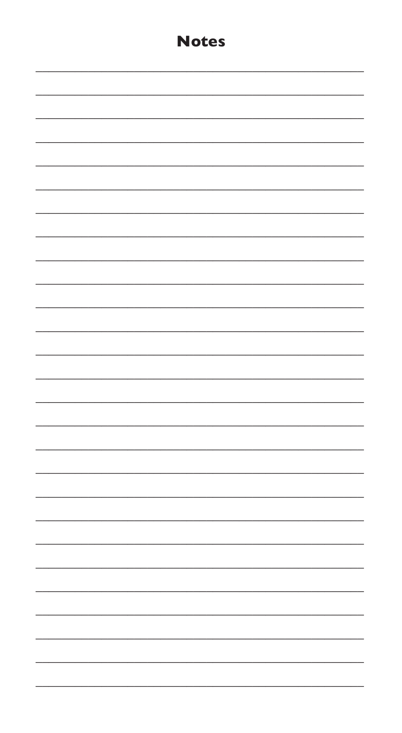# Notes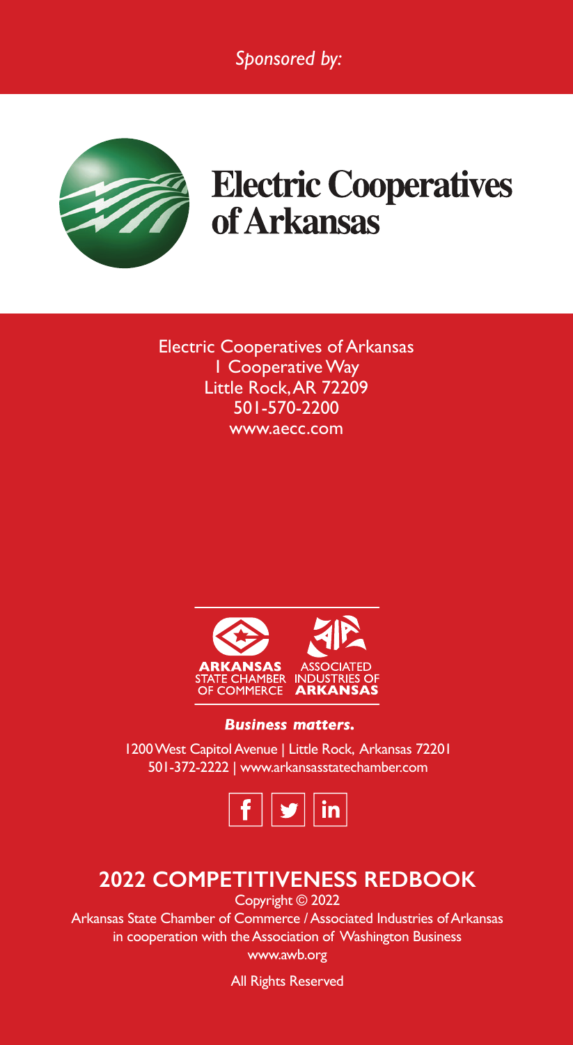*Sponsored by:*

**Electric Cooperatives of Arkansas**

Electric Cooperatives of Arkansas
1 Cooperative Way
Little Rock, AR 72209
501-570-2200
www.aecc.com

ARKANSAS STATE CHAMBER OF COMMERCE
ASSOCIATED INDUSTRIES OF ARKANSAS

***Business matters.***

1200 West Capitol Avenue | Little Rock, Arkansas 72201
501-372-2222 | www.arkansasstatechamber.com

## 2022 COMPETITIVENESS REDBOOK

Copyright © 2022
Arkansas State Chamber of Commerce / Associated Industries of Arkansas
in cooperation with the Association of Washington Business
www.awb.org

All Rights Reserved